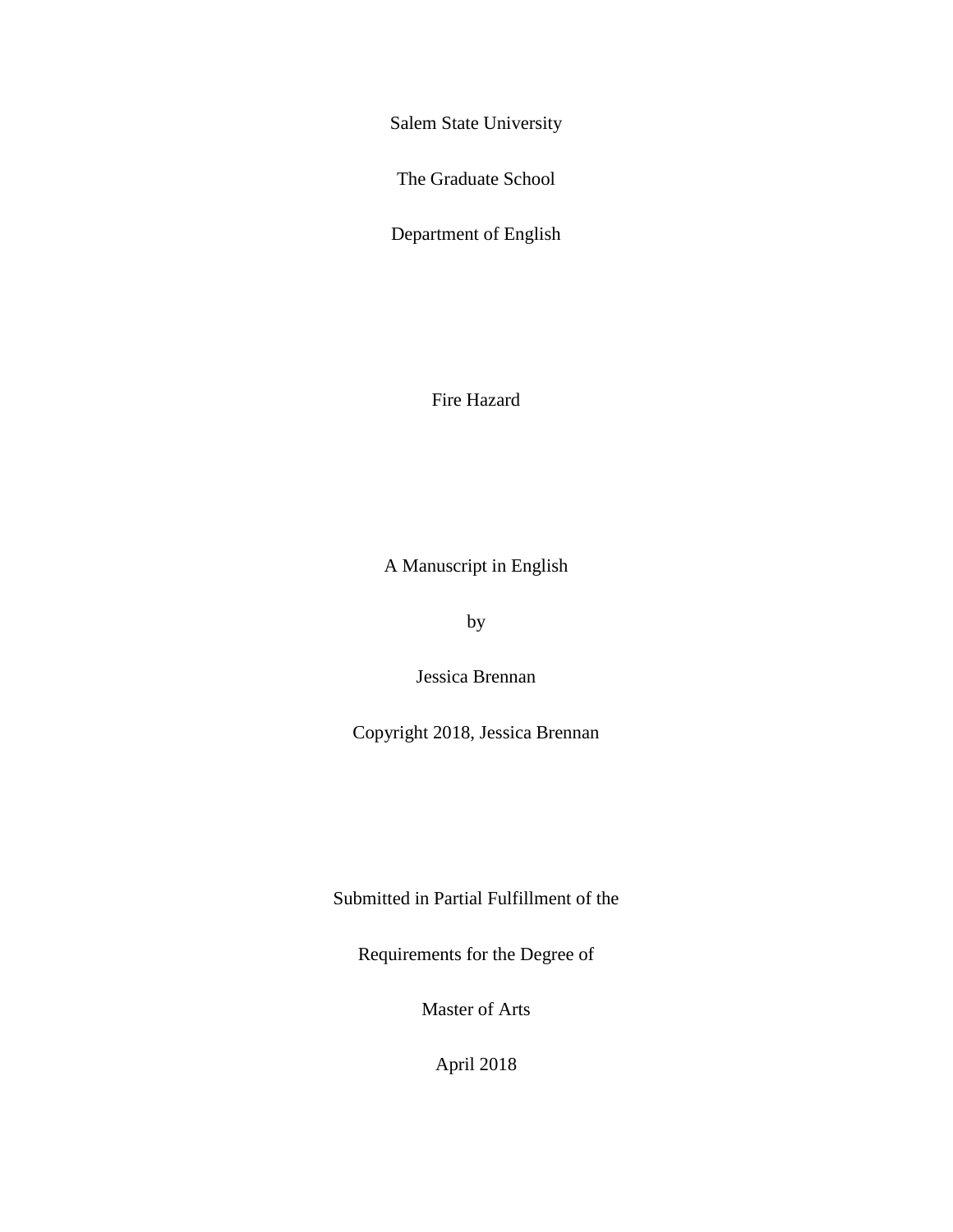Salem State University

The Graduate School

Department of English

# Fire Hazard

A Manuscript in English

by

Jessica Brennan

Copyright 2018, Jessica Brennan

Submitted in Partial Fulfillment of the

Requirements for the Degree of

Master of Arts

April 2018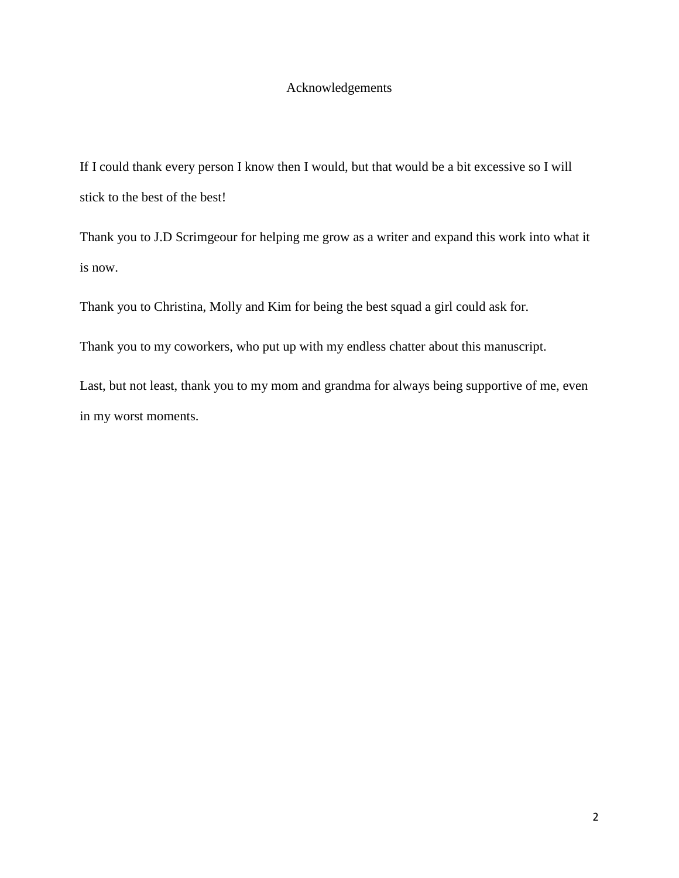# Acknowledgements

If I could thank every person I know then I would, but that would be a bit excessive so I will stick to the best of the best!

Thank you to J.D Scrimgeour for helping me grow as a writer and expand this work into what it is now.

Thank you to Christina, Molly and Kim for being the best squad a girl could ask for.

Thank you to my coworkers, who put up with my endless chatter about this manuscript.

Last, but not least, thank you to my mom and grandma for always being supportive of me, even in my worst moments.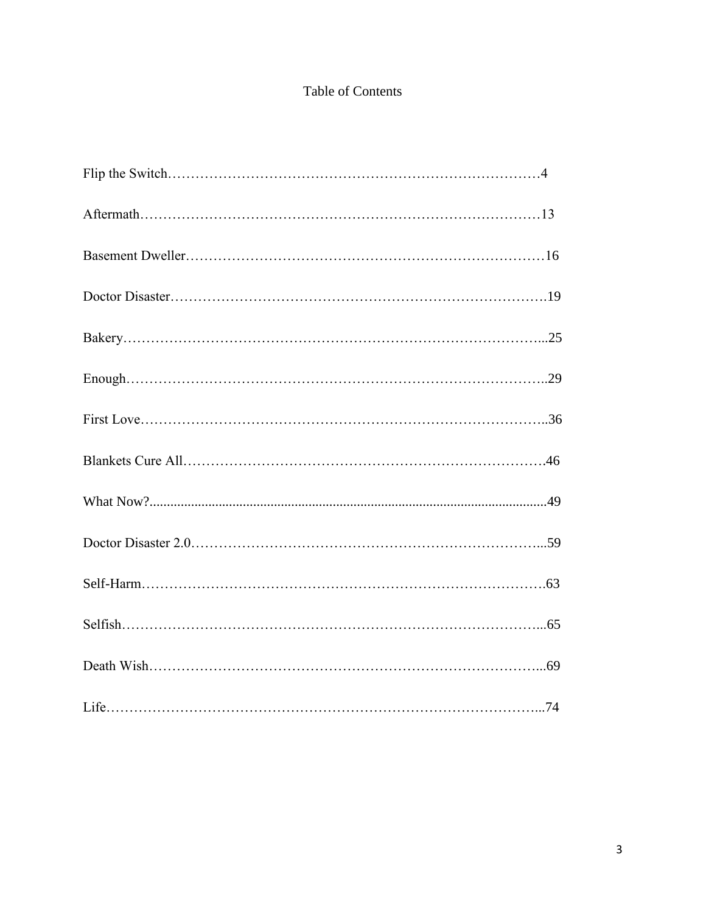# Table of Contents

| | |
|---|---|
| Flip the Switch | 4 |
| Aftermath | 13 |
| Basement Dweller | 16 |
| Doctor Disaster | 19 |
| Bakery | 25 |
| Enough | 29 |
| First Love | 36 |
| Blankets Cure All | 46 |
| What Now? | 49 |
| Doctor Disaster 2.0 | 59 |
| Self-Harm | 63 |
| Selfish | 65 |
| Death Wish | 69 |
| Life | 74 |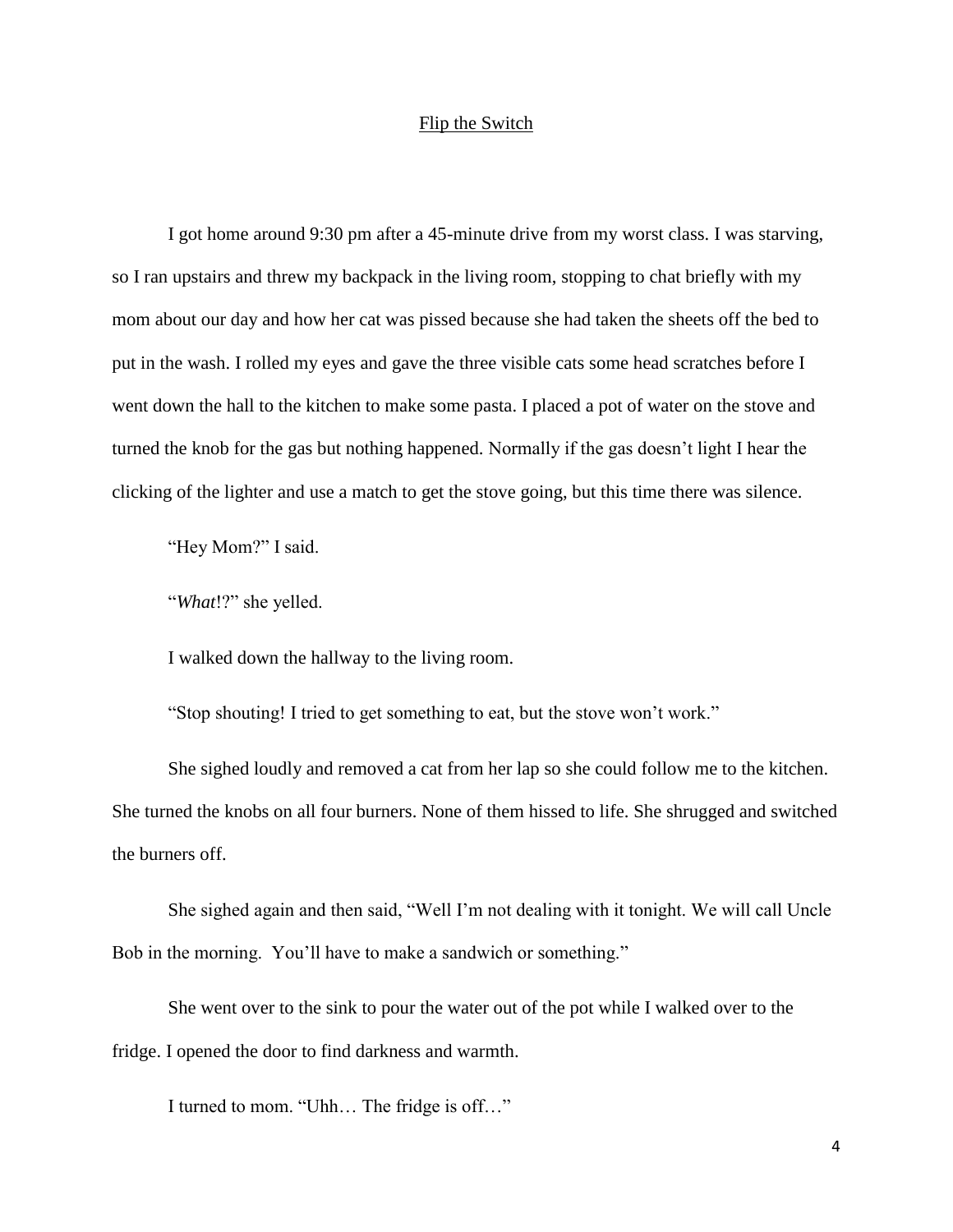## Flip the Switch

I got home around 9:30 pm after a 45-minute drive from my worst class. I was starving, so I ran upstairs and threw my backpack in the living room, stopping to chat briefly with my mom about our day and how her cat was pissed because she had taken the sheets off the bed to put in the wash. I rolled my eyes and gave the three visible cats some head scratches before I went down the hall to the kitchen to make some pasta. I placed a pot of water on the stove and turned the knob for the gas but nothing happened. Normally if the gas doesn't light I hear the clicking of the lighter and use a match to get the stove going, but this time there was silence.

"Hey Mom?" I said.

"*What*!?" she yelled.

I walked down the hallway to the living room.

"Stop shouting! I tried to get something to eat, but the stove won't work."

She sighed loudly and removed a cat from her lap so she could follow me to the kitchen. She turned the knobs on all four burners. None of them hissed to life. She shrugged and switched the burners off.

She sighed again and then said, "Well I'm not dealing with it tonight. We will call Uncle Bob in the morning. You'll have to make a sandwich or something."

She went over to the sink to pour the water out of the pot while I walked over to the fridge. I opened the door to find darkness and warmth.

I turned to mom. "Uhh… The fridge is off…"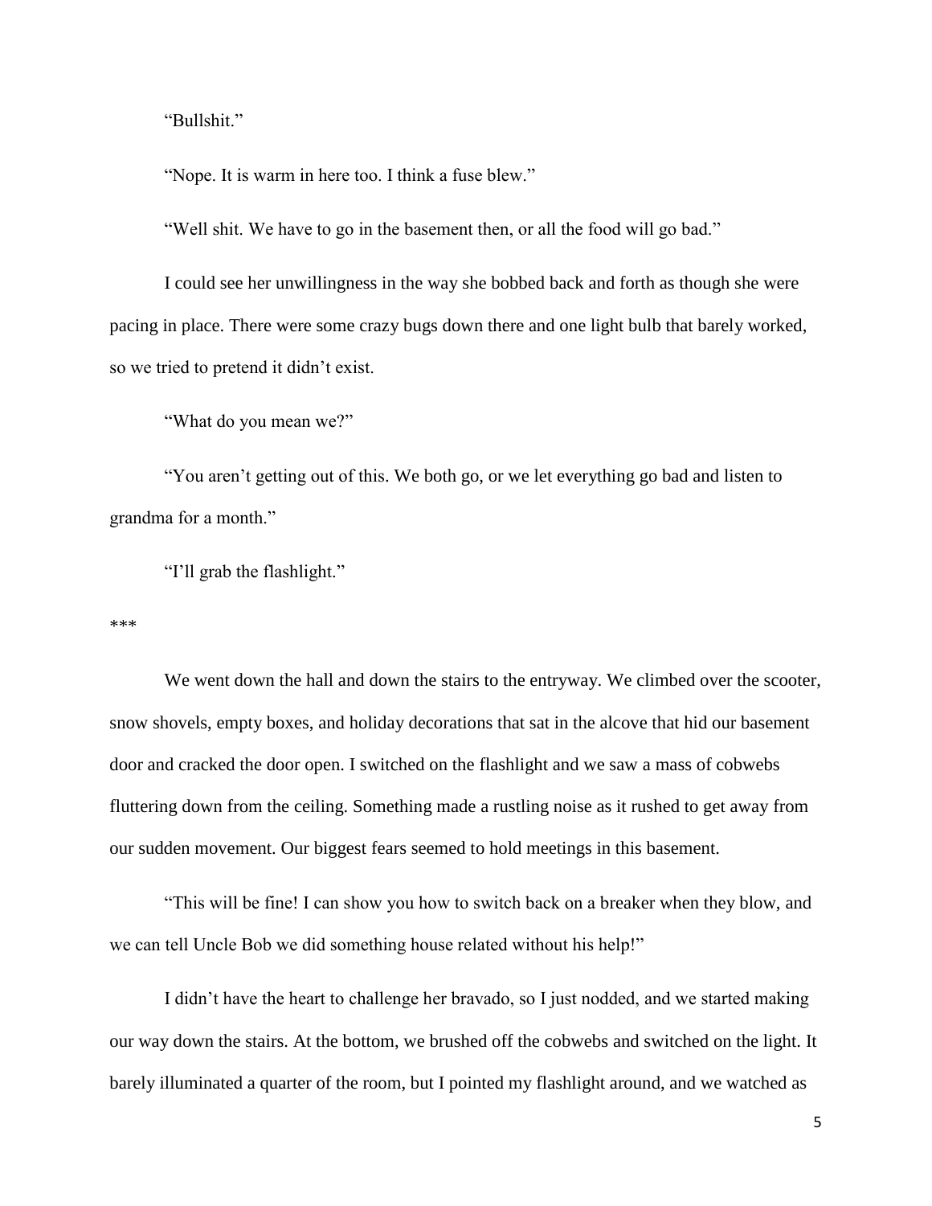"Bullshit."

"Nope. It is warm in here too. I think a fuse blew."

"Well shit. We have to go in the basement then, or all the food will go bad."

I could see her unwillingness in the way she bobbed back and forth as though she were pacing in place. There were some crazy bugs down there and one light bulb that barely worked, so we tried to pretend it didn't exist.

"What do you mean we?"

"You aren't getting out of this. We both go, or we let everything go bad and listen to grandma for a month."

"I'll grab the flashlight."

***

We went down the hall and down the stairs to the entryway. We climbed over the scooter, snow shovels, empty boxes, and holiday decorations that sat in the alcove that hid our basement door and cracked the door open. I switched on the flashlight and we saw a mass of cobwebs fluttering down from the ceiling. Something made a rustling noise as it rushed to get away from our sudden movement. Our biggest fears seemed to hold meetings in this basement.

"This will be fine! I can show you how to switch back on a breaker when they blow, and we can tell Uncle Bob we did something house related without his help!"

I didn't have the heart to challenge her bravado, so I just nodded, and we started making our way down the stairs. At the bottom, we brushed off the cobwebs and switched on the light. It barely illuminated a quarter of the room, but I pointed my flashlight around, and we watched as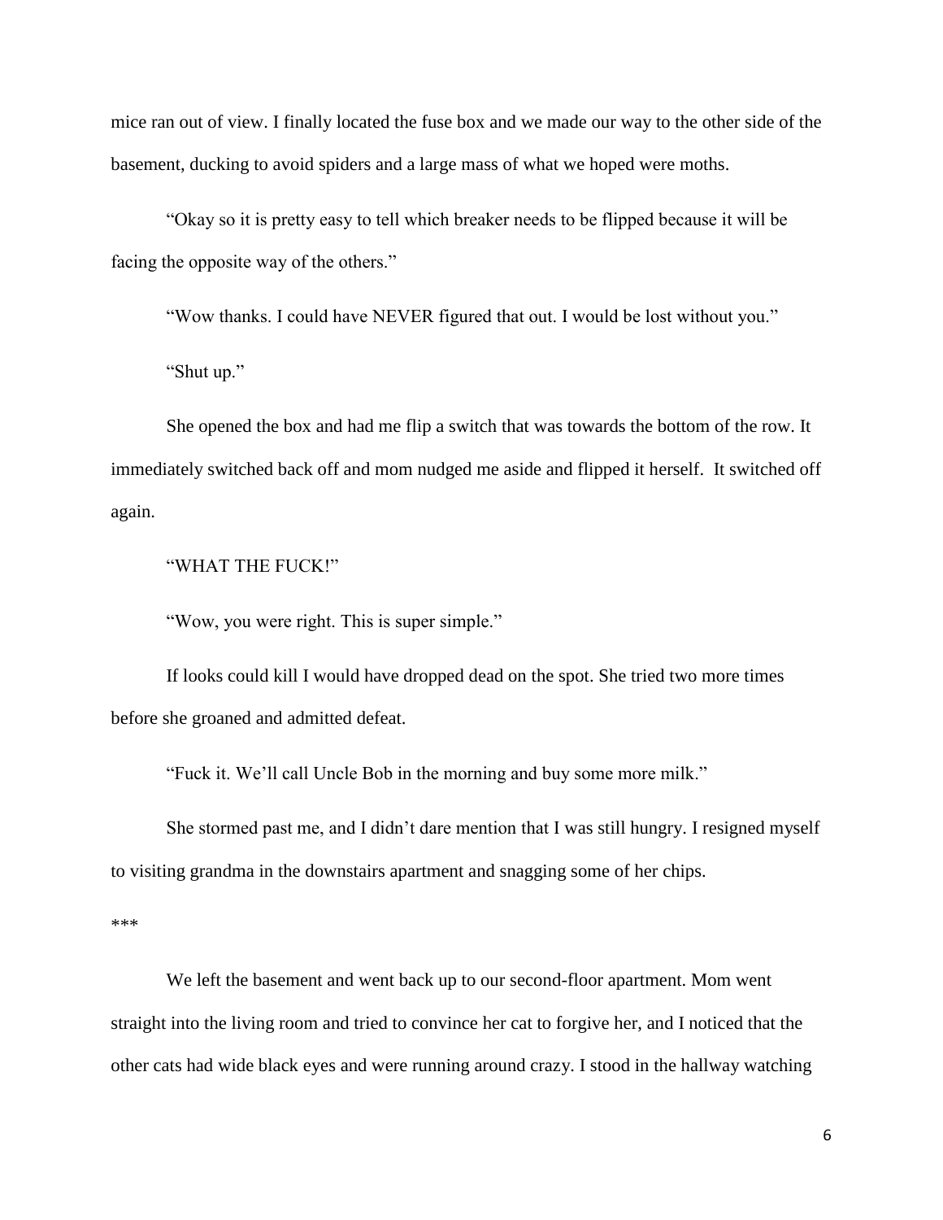mice ran out of view. I finally located the fuse box and we made our way to the other side of the basement, ducking to avoid spiders and a large mass of what we hoped were moths.

"Okay so it is pretty easy to tell which breaker needs to be flipped because it will be facing the opposite way of the others."

"Wow thanks. I could have NEVER figured that out. I would be lost without you."

"Shut up."

She opened the box and had me flip a switch that was towards the bottom of the row. It immediately switched back off and mom nudged me aside and flipped it herself. It switched off again.

"WHAT THE FUCK!"

"Wow, you were right. This is super simple."

If looks could kill I would have dropped dead on the spot. She tried two more times before she groaned and admitted defeat.

"Fuck it. We'll call Uncle Bob in the morning and buy some more milk."

She stormed past me, and I didn't dare mention that I was still hungry. I resigned myself to visiting grandma in the downstairs apartment and snagging some of her chips.

***

We left the basement and went back up to our second-floor apartment. Mom went straight into the living room and tried to convince her cat to forgive her, and I noticed that the other cats had wide black eyes and were running around crazy. I stood in the hallway watching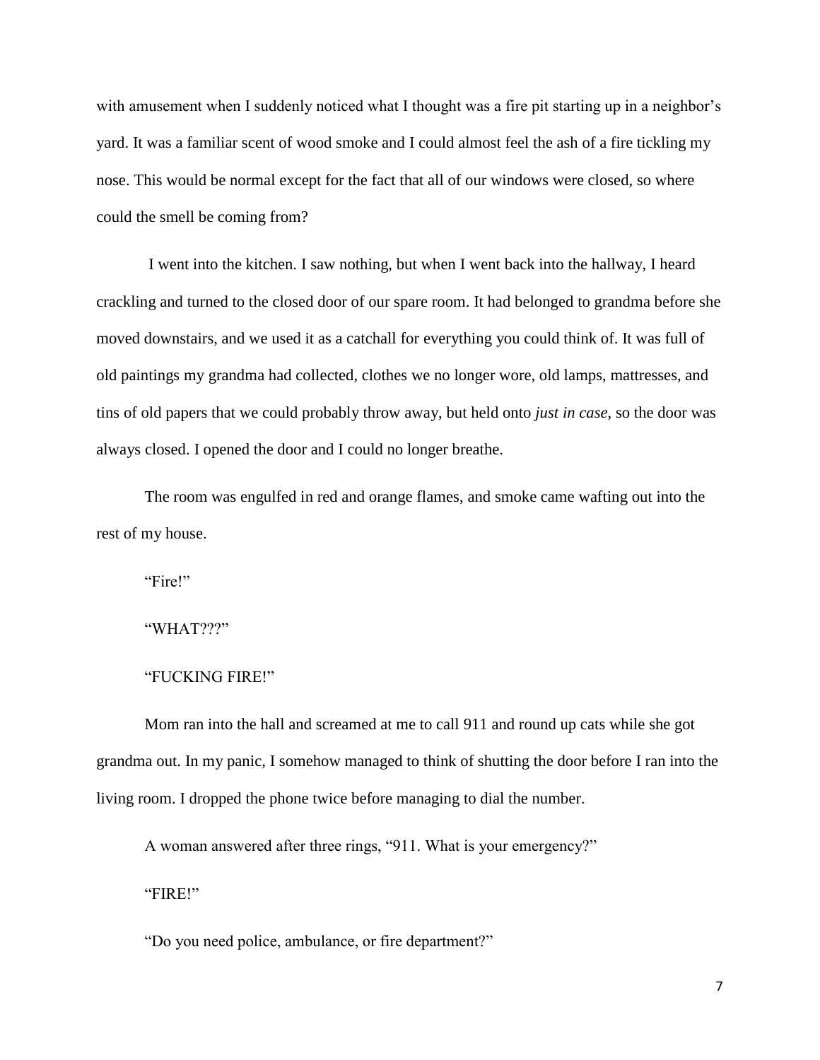with amusement when I suddenly noticed what I thought was a fire pit starting up in a neighbor's yard. It was a familiar scent of wood smoke and I could almost feel the ash of a fire tickling my nose. This would be normal except for the fact that all of our windows were closed, so where could the smell be coming from?

I went into the kitchen. I saw nothing, but when I went back into the hallway, I heard crackling and turned to the closed door of our spare room. It had belonged to grandma before she moved downstairs, and we used it as a catchall for everything you could think of. It was full of old paintings my grandma had collected, clothes we no longer wore, old lamps, mattresses, and tins of old papers that we could probably throw away, but held onto *just in case*, so the door was always closed. I opened the door and I could no longer breathe.

The room was engulfed in red and orange flames, and smoke came wafting out into the rest of my house.

"Fire!"

"WHAT???"

"FUCKING FIRE!"

Mom ran into the hall and screamed at me to call 911 and round up cats while she got grandma out. In my panic, I somehow managed to think of shutting the door before I ran into the living room. I dropped the phone twice before managing to dial the number.

A woman answered after three rings, "911. What is your emergency?"

"FIRE!"

"Do you need police, ambulance, or fire department?"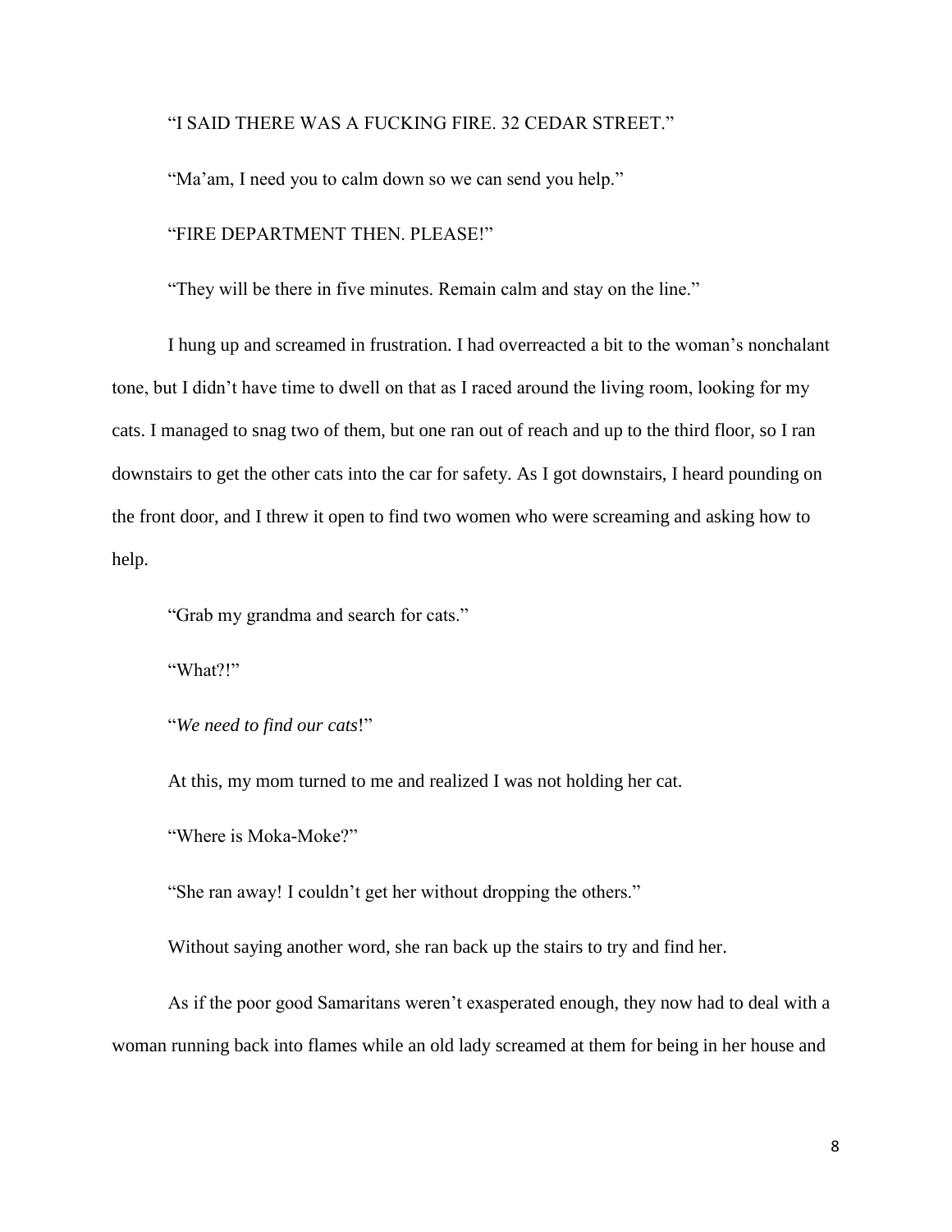“I SAID THERE WAS A FUCKING FIRE. 32 CEDAR STREET.”

“Ma’am, I need you to calm down so we can send you help.”

“FIRE DEPARTMENT THEN. PLEASE!”

“They will be there in five minutes. Remain calm and stay on the line.”

I hung up and screamed in frustration. I had overreacted a bit to the woman’s nonchalant tone, but I didn’t have time to dwell on that as I raced around the living room, looking for my cats. I managed to snag two of them, but one ran out of reach and up to the third floor, so I ran downstairs to get the other cats into the car for safety. As I got downstairs, I heard pounding on the front door, and I threw it open to find two women who were screaming and asking how to help.

“Grab my grandma and search for cats.”

“What?!”

“*We need to find our cats*!”

At this, my mom turned to me and realized I was not holding her cat.

“Where is Moka-Moke?”

“She ran away! I couldn’t get her without dropping the others.”

Without saying another word, she ran back up the stairs to try and find her.

As if the poor good Samaritans weren’t exasperated enough, they now had to deal with a woman running back into flames while an old lady screamed at them for being in her house and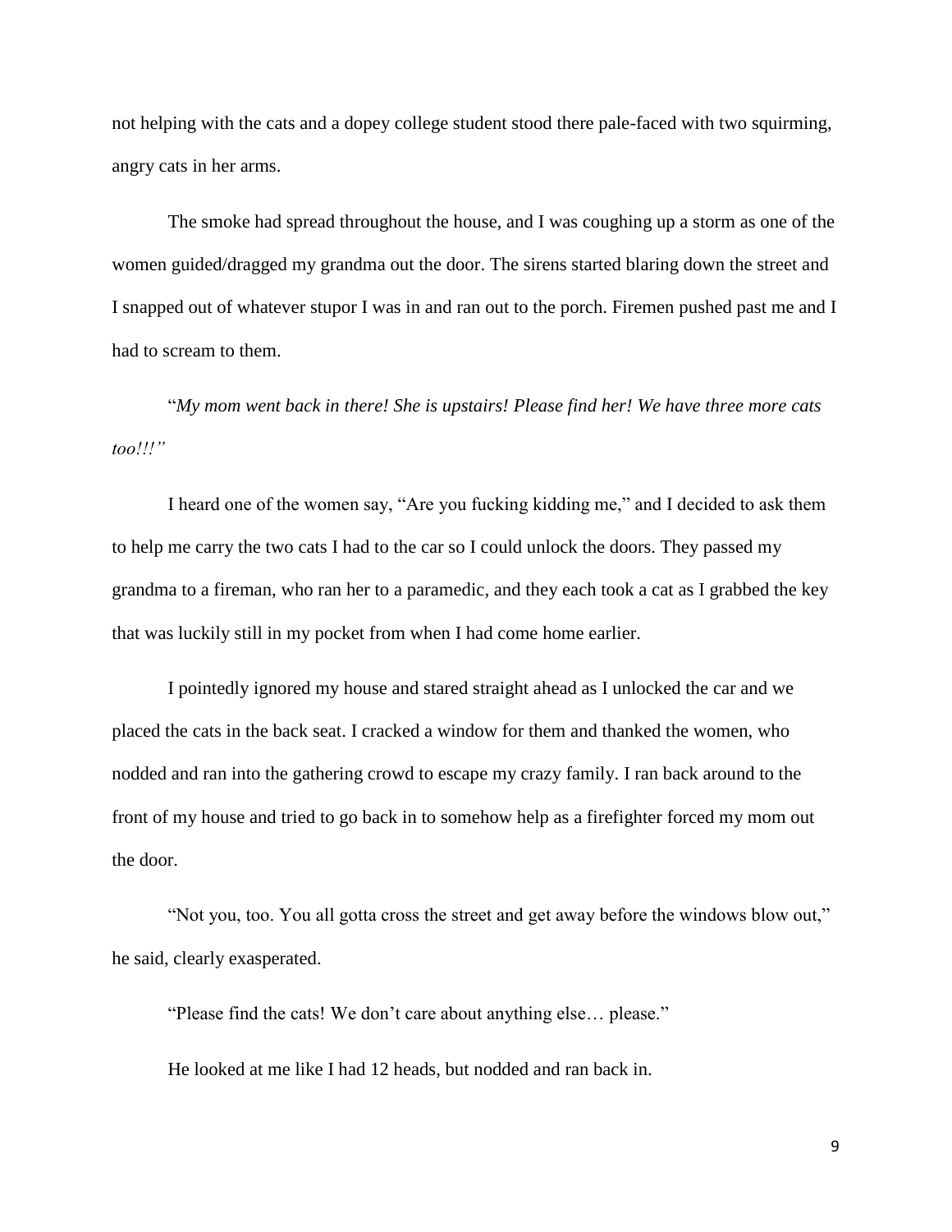not helping with the cats and a dopey college student stood there pale-faced with two squirming, angry cats in her arms.

The smoke had spread throughout the house, and I was coughing up a storm as one of the women guided/dragged my grandma out the door. The sirens started blaring down the street and I snapped out of whatever stupor I was in and ran out to the porch. Firemen pushed past me and I had to scream to them.

"*My mom went back in there! She is upstairs! Please find her! We have three more cats too!!!"*

I heard one of the women say, "Are you fucking kidding me," and I decided to ask them to help me carry the two cats I had to the car so I could unlock the doors. They passed my grandma to a fireman, who ran her to a paramedic, and they each took a cat as I grabbed the key that was luckily still in my pocket from when I had come home earlier.

I pointedly ignored my house and stared straight ahead as I unlocked the car and we placed the cats in the back seat. I cracked a window for them and thanked the women, who nodded and ran into the gathering crowd to escape my crazy family. I ran back around to the front of my house and tried to go back in to somehow help as a firefighter forced my mom out the door.

"Not you, too. You all gotta cross the street and get away before the windows blow out," he said, clearly exasperated.

"Please find the cats! We don't care about anything else… please."

He looked at me like I had 12 heads, but nodded and ran back in.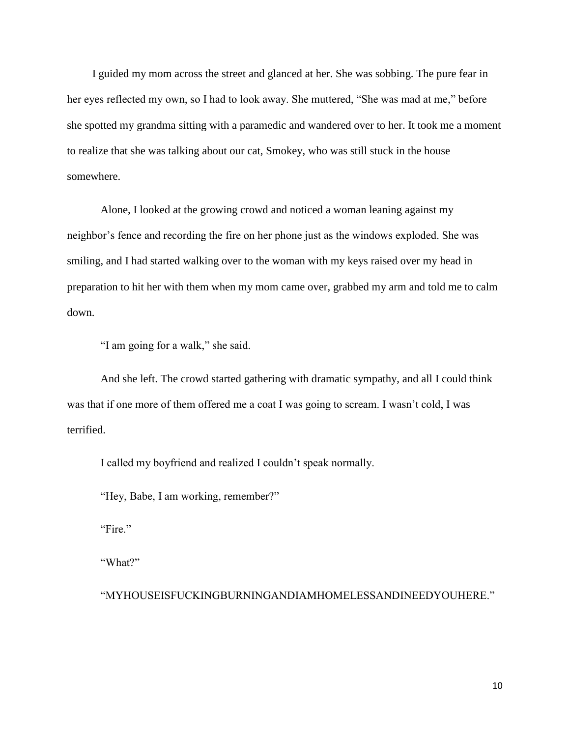I guided my mom across the street and glanced at her. She was sobbing. The pure fear in her eyes reflected my own, so I had to look away. She muttered, "She was mad at me," before she spotted my grandma sitting with a paramedic and wandered over to her. It took me a moment to realize that she was talking about our cat, Smokey, who was still stuck in the house somewhere.

Alone, I looked at the growing crowd and noticed a woman leaning against my neighbor's fence and recording the fire on her phone just as the windows exploded. She was smiling, and I had started walking over to the woman with my keys raised over my head in preparation to hit her with them when my mom came over, grabbed my arm and told me to calm down.

"I am going for a walk," she said.

And she left. The crowd started gathering with dramatic sympathy, and all I could think was that if one more of them offered me a coat I was going to scream. I wasn't cold, I was terrified.

I called my boyfriend and realized I couldn't speak normally.

"Hey, Babe, I am working, remember?"

"Fire."

"What?"

"MYHOUSEISFUCKINGBURNINGANDIAMHOMELESSANDINEEDYOUHERE."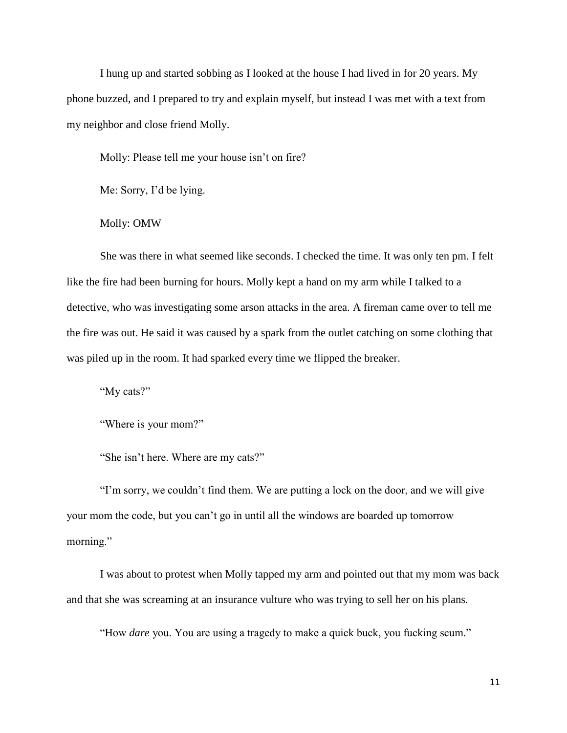I hung up and started sobbing as I looked at the house I had lived in for 20 years. My phone buzzed, and I prepared to try and explain myself, but instead I was met with a text from my neighbor and close friend Molly.

Molly: Please tell me your house isn't on fire?

Me: Sorry, I'd be lying.

Molly: OMW

She was there in what seemed like seconds. I checked the time. It was only ten pm. I felt like the fire had been burning for hours. Molly kept a hand on my arm while I talked to a detective, who was investigating some arson attacks in the area. A fireman came over to tell me the fire was out. He said it was caused by a spark from the outlet catching on some clothing that was piled up in the room. It had sparked every time we flipped the breaker.

"My cats?"

"Where is your mom?"

"She isn't here. Where are my cats?"

"I'm sorry, we couldn't find them. We are putting a lock on the door, and we will give your mom the code, but you can't go in until all the windows are boarded up tomorrow morning."

I was about to protest when Molly tapped my arm and pointed out that my mom was back and that she was screaming at an insurance vulture who was trying to sell her on his plans.

"How *dare* you. You are using a tragedy to make a quick buck, you fucking scum."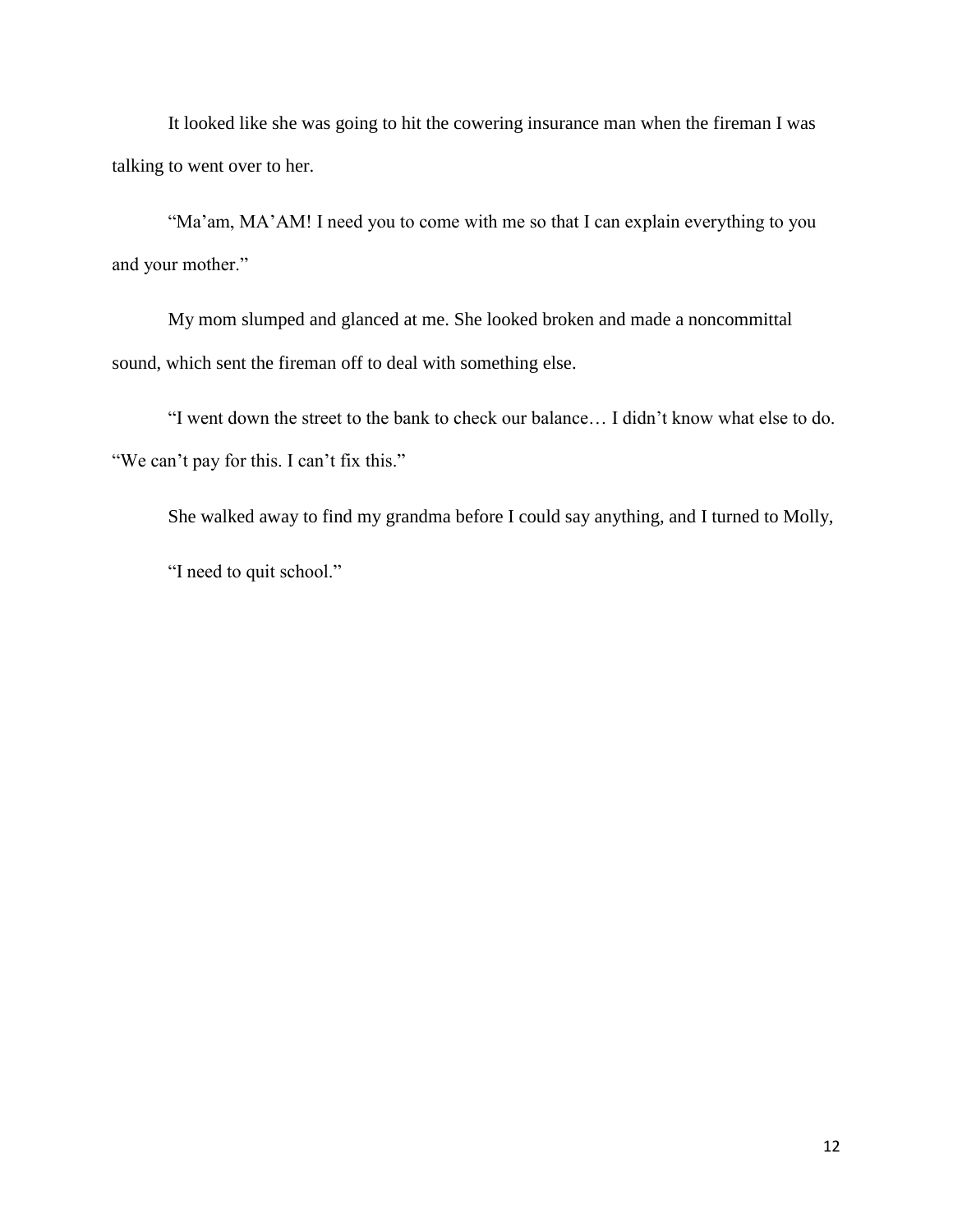It looked like she was going to hit the cowering insurance man when the fireman I was talking to went over to her.

"Ma'am, MA'AM! I need you to come with me so that I can explain everything to you and your mother."

My mom slumped and glanced at me. She looked broken and made a noncommittal sound, which sent the fireman off to deal with something else.

"I went down the street to the bank to check our balance… I didn't know what else to do. "We can't pay for this. I can't fix this."

She walked away to find my grandma before I could say anything, and I turned to Molly,

"I need to quit school."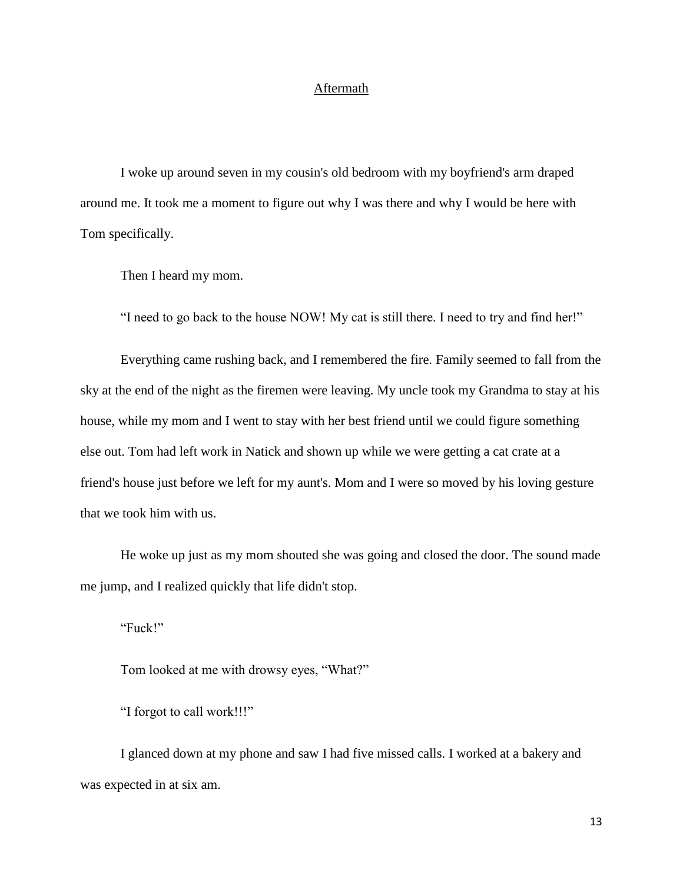## Aftermath

I woke up around seven in my cousin's old bedroom with my boyfriend's arm draped around me. It took me a moment to figure out why I was there and why I would be here with Tom specifically.

Then I heard my mom.

"I need to go back to the house NOW! My cat is still there. I need to try and find her!"

Everything came rushing back, and I remembered the fire. Family seemed to fall from the sky at the end of the night as the firemen were leaving. My uncle took my Grandma to stay at his house, while my mom and I went to stay with her best friend until we could figure something else out. Tom had left work in Natick and shown up while we were getting a cat crate at a friend's house just before we left for my aunt's. Mom and I were so moved by his loving gesture that we took him with us.

He woke up just as my mom shouted she was going and closed the door. The sound made me jump, and I realized quickly that life didn't stop.

"Fuck!"

Tom looked at me with drowsy eyes, "What?"

"I forgot to call work!!!"

I glanced down at my phone and saw I had five missed calls. I worked at a bakery and was expected in at six am.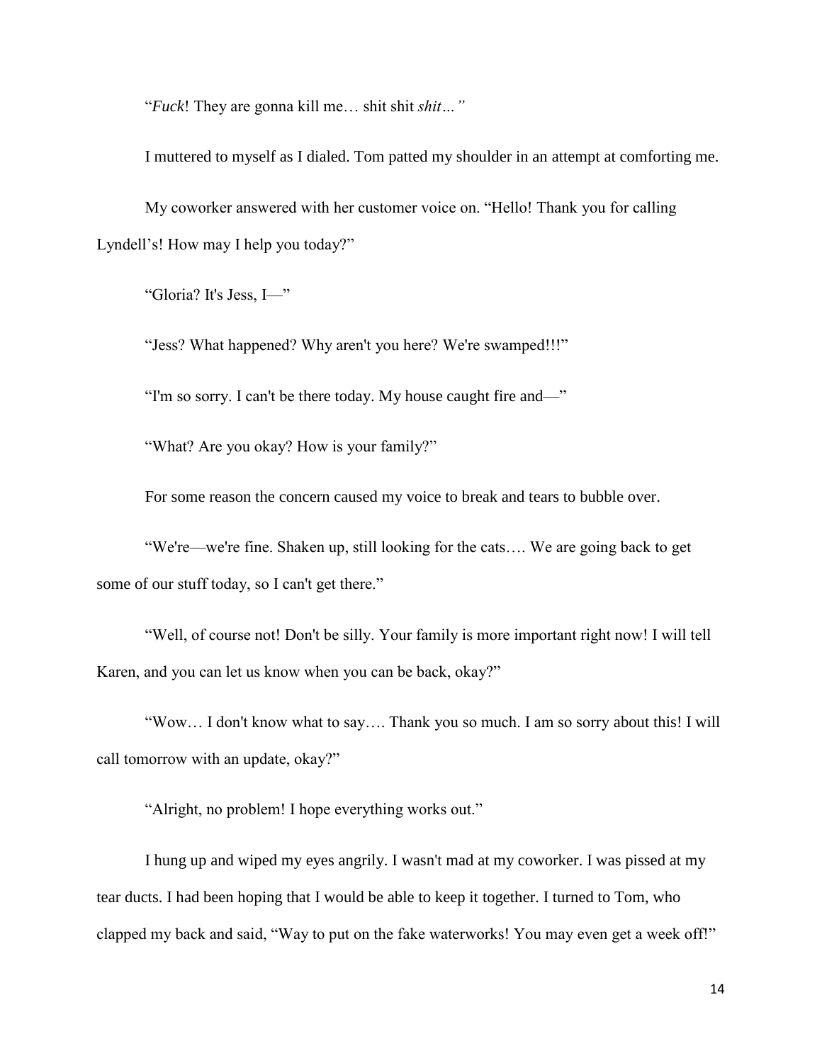"*Fuck*! They are gonna kill me… shit shit *shit…"*

I muttered to myself as I dialed. Tom patted my shoulder in an attempt at comforting me.

My coworker answered with her customer voice on. "Hello! Thank you for calling Lyndell's! How may I help you today?"

"Gloria? It's Jess, I—"

"Jess? What happened? Why aren't you here? We're swamped!!!"

"I'm so sorry. I can't be there today. My house caught fire and—"

"What? Are you okay? How is your family?"

For some reason the concern caused my voice to break and tears to bubble over.

"We're—we're fine. Shaken up, still looking for the cats…. We are going back to get some of our stuff today, so I can't get there."

"Well, of course not! Don't be silly. Your family is more important right now! I will tell Karen, and you can let us know when you can be back, okay?"

"Wow… I don't know what to say…. Thank you so much. I am so sorry about this! I will call tomorrow with an update, okay?"

"Alright, no problem! I hope everything works out."

I hung up and wiped my eyes angrily. I wasn't mad at my coworker. I was pissed at my tear ducts. I had been hoping that I would be able to keep it together. I turned to Tom, who clapped my back and said, "Way to put on the fake waterworks! You may even get a week off!"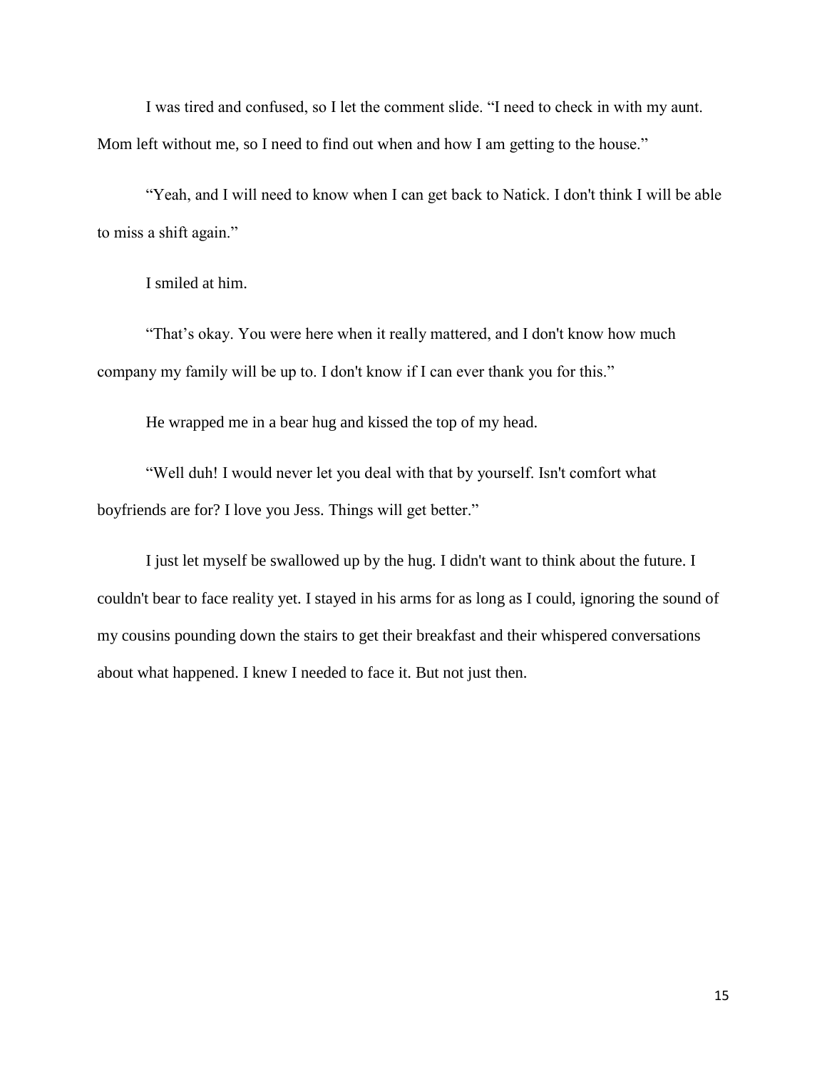I was tired and confused, so I let the comment slide. “I need to check in with my aunt. Mom left without me, so I need to find out when and how I am getting to the house.”

“Yeah, and I will need to know when I can get back to Natick. I don't think I will be able to miss a shift again.”

I smiled at him.

“That’s okay. You were here when it really mattered, and I don't know how much company my family will be up to. I don't know if I can ever thank you for this.”

He wrapped me in a bear hug and kissed the top of my head.

“Well duh! I would never let you deal with that by yourself. Isn't comfort what boyfriends are for? I love you Jess. Things will get better.”

I just let myself be swallowed up by the hug. I didn't want to think about the future. I couldn't bear to face reality yet. I stayed in his arms for as long as I could, ignoring the sound of my cousins pounding down the stairs to get their breakfast and their whispered conversations about what happened. I knew I needed to face it. But not just then.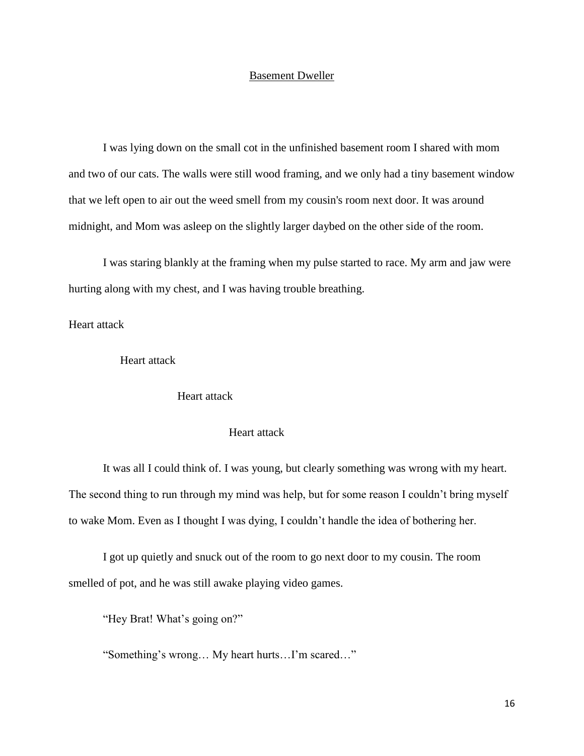## Basement Dweller

I was lying down on the small cot in the unfinished basement room I shared with mom and two of our cats. The walls were still wood framing, and we only had a tiny basement window that we left open to air out the weed smell from my cousin's room next door. It was around midnight, and Mom was asleep on the slightly larger daybed on the other side of the room.

I was staring blankly at the framing when my pulse started to race. My arm and jaw were hurting along with my chest, and I was having trouble breathing.

Heart attack

&nbsp;&nbsp;&nbsp;&nbsp;&nbsp;&nbsp;&nbsp;&nbsp;Heart attack

&nbsp;&nbsp;&nbsp;&nbsp;&nbsp;&nbsp;&nbsp;&nbsp;&nbsp;&nbsp;&nbsp;&nbsp;&nbsp;&nbsp;&nbsp;&nbsp;&nbsp;&nbsp;&nbsp;&nbsp;&nbsp;&nbsp;&nbsp;&nbsp;Heart attack

&nbsp;&nbsp;&nbsp;&nbsp;&nbsp;&nbsp;&nbsp;&nbsp;&nbsp;&nbsp;&nbsp;&nbsp;&nbsp;&nbsp;&nbsp;&nbsp;&nbsp;&nbsp;&nbsp;&nbsp;&nbsp;&nbsp;&nbsp;&nbsp;&nbsp;&nbsp;&nbsp;&nbsp;&nbsp;&nbsp;&nbsp;&nbsp;&nbsp;&nbsp;&nbsp;&nbsp;&nbsp;&nbsp;&nbsp;&nbsp;Heart attack

It was all I could think of. I was young, but clearly something was wrong with my heart. The second thing to run through my mind was help, but for some reason I couldn't bring myself to wake Mom. Even as I thought I was dying, I couldn't handle the idea of bothering her.

I got up quietly and snuck out of the room to go next door to my cousin. The room smelled of pot, and he was still awake playing video games.

"Hey Brat! What's going on?"

"Something's wrong… My heart hurts…I'm scared…"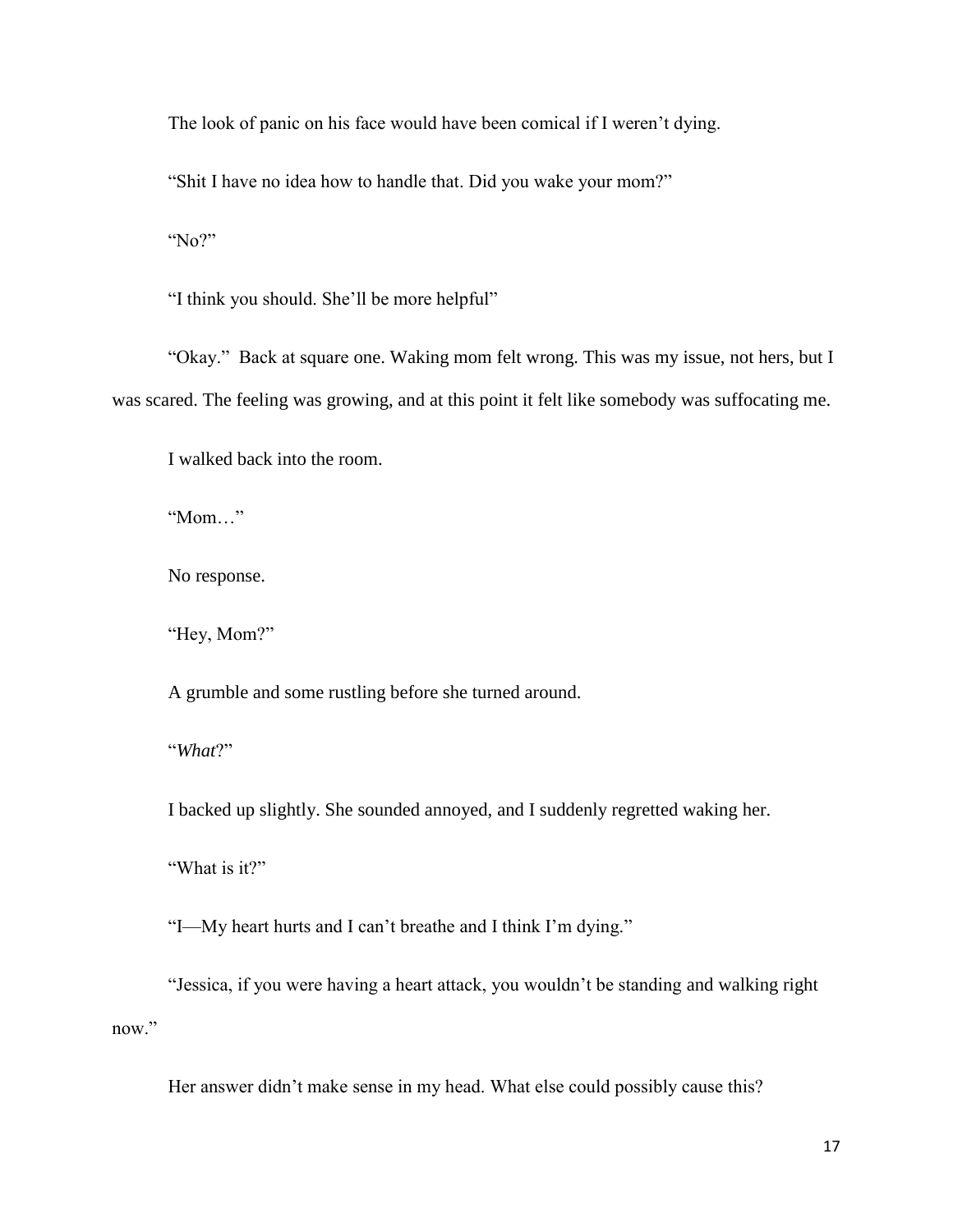The look of panic on his face would have been comical if I weren't dying.

"Shit I have no idea how to handle that. Did you wake your mom?"

"No?"

"I think you should. She'll be more helpful"

"Okay." Back at square one. Waking mom felt wrong. This was my issue, not hers, but I was scared. The feeling was growing, and at this point it felt like somebody was suffocating me.

I walked back into the room.

"Mom…"

No response.

"Hey, Mom?"

A grumble and some rustling before she turned around.

"*What*?"

I backed up slightly. She sounded annoyed, and I suddenly regretted waking her.

"What is it?"

"I—My heart hurts and I can't breathe and I think I'm dying."

"Jessica, if you were having a heart attack, you wouldn't be standing and walking right now."

Her answer didn't make sense in my head. What else could possibly cause this?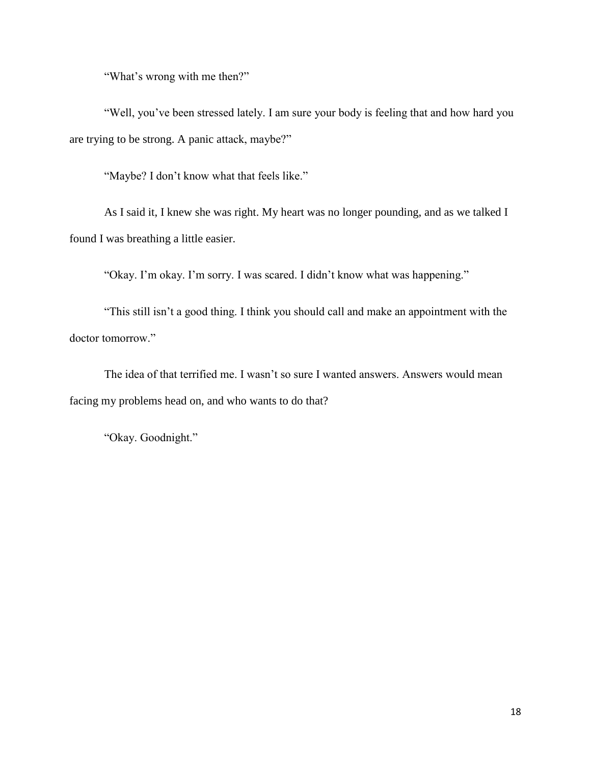"What's wrong with me then?"

"Well, you've been stressed lately. I am sure your body is feeling that and how hard you are trying to be strong. A panic attack, maybe?"

"Maybe? I don't know what that feels like."

As I said it, I knew she was right. My heart was no longer pounding, and as we talked I found I was breathing a little easier.

"Okay. I'm okay. I'm sorry. I was scared. I didn't know what was happening."

"This still isn't a good thing. I think you should call and make an appointment with the doctor tomorrow."

The idea of that terrified me. I wasn't so sure I wanted answers. Answers would mean facing my problems head on, and who wants to do that?

"Okay. Goodnight."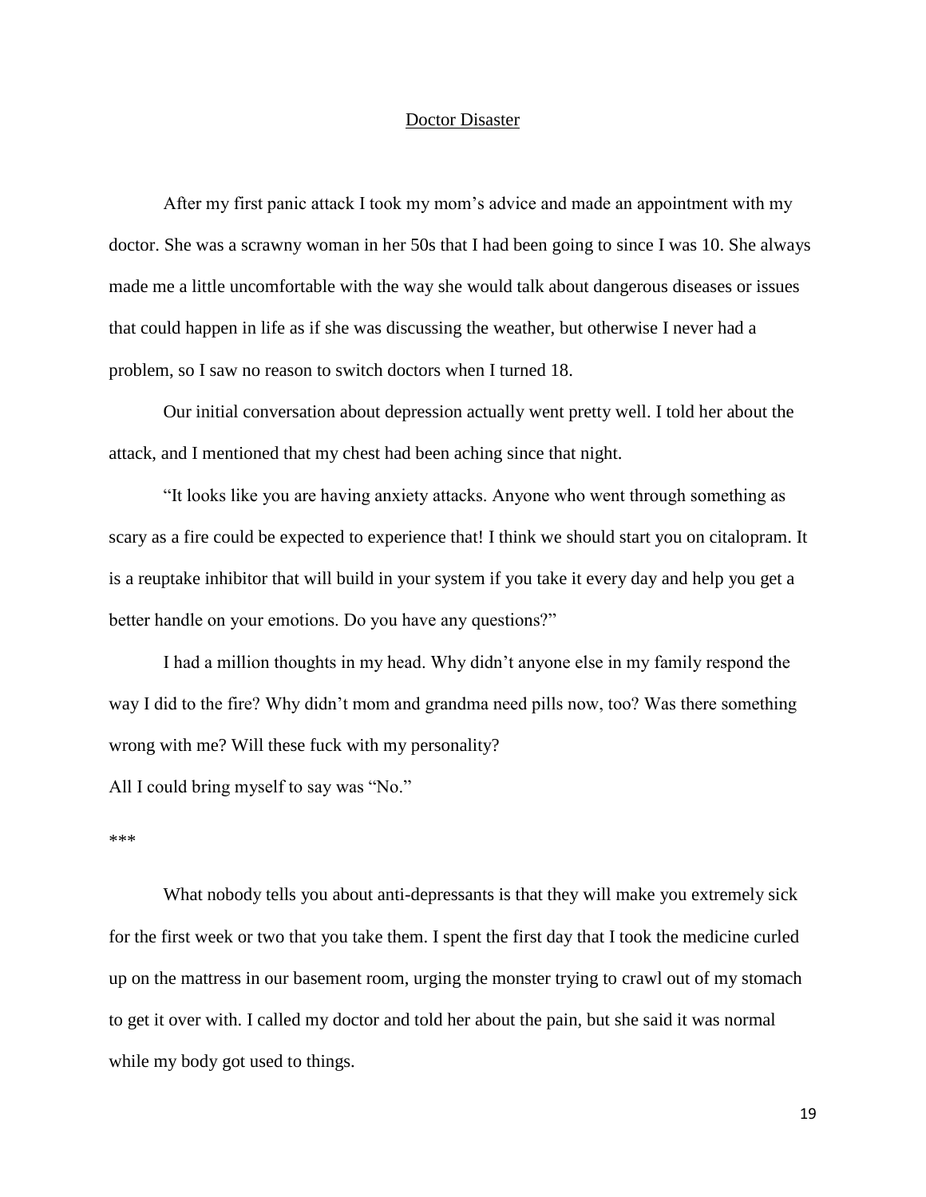# Doctor Disaster

After my first panic attack I took my mom's advice and made an appointment with my doctor. She was a scrawny woman in her 50s that I had been going to since I was 10. She always made me a little uncomfortable with the way she would talk about dangerous diseases or issues that could happen in life as if she was discussing the weather, but otherwise I never had a problem, so I saw no reason to switch doctors when I turned 18.

Our initial conversation about depression actually went pretty well. I told her about the attack, and I mentioned that my chest had been aching since that night.

"It looks like you are having anxiety attacks. Anyone who went through something as scary as a fire could be expected to experience that! I think we should start you on citalopram. It is a reuptake inhibitor that will build in your system if you take it every day and help you get a better handle on your emotions. Do you have any questions?"

I had a million thoughts in my head. Why didn't anyone else in my family respond the way I did to the fire? Why didn't mom and grandma need pills now, too? Was there something wrong with me? Will these fuck with my personality?

All I could bring myself to say was "No."

***

What nobody tells you about anti-depressants is that they will make you extremely sick for the first week or two that you take them. I spent the first day that I took the medicine curled up on the mattress in our basement room, urging the monster trying to crawl out of my stomach to get it over with. I called my doctor and told her about the pain, but she said it was normal while my body got used to things.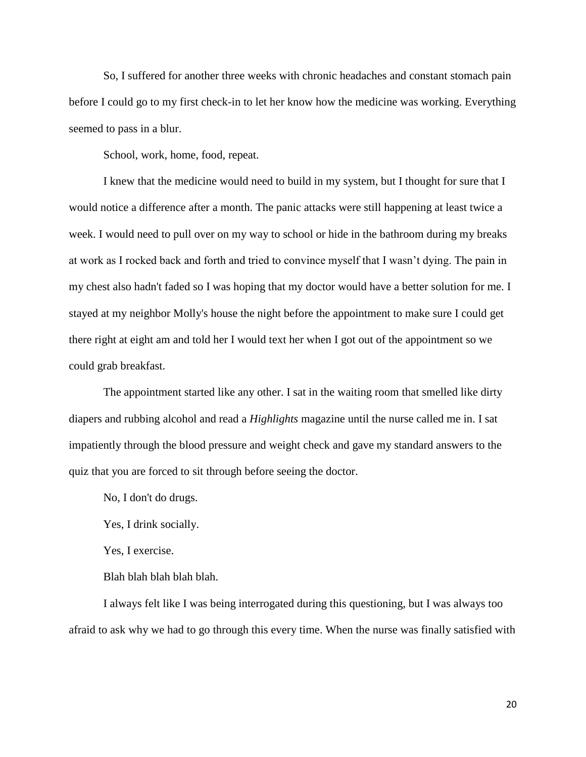So, I suffered for another three weeks with chronic headaches and constant stomach pain before I could go to my first check-in to let her know how the medicine was working. Everything seemed to pass in a blur.

School, work, home, food, repeat.

I knew that the medicine would need to build in my system, but I thought for sure that I would notice a difference after a month. The panic attacks were still happening at least twice a week. I would need to pull over on my way to school or hide in the bathroom during my breaks at work as I rocked back and forth and tried to convince myself that I wasn't dying. The pain in my chest also hadn't faded so I was hoping that my doctor would have a better solution for me. I stayed at my neighbor Molly's house the night before the appointment to make sure I could get there right at eight am and told her I would text her when I got out of the appointment so we could grab breakfast.

The appointment started like any other. I sat in the waiting room that smelled like dirty diapers and rubbing alcohol and read a *Highlights* magazine until the nurse called me in. I sat impatiently through the blood pressure and weight check and gave my standard answers to the quiz that you are forced to sit through before seeing the doctor.

No, I don't do drugs.

Yes, I drink socially.

Yes, I exercise.

Blah blah blah blah blah.

I always felt like I was being interrogated during this questioning, but I was always too afraid to ask why we had to go through this every time. When the nurse was finally satisfied with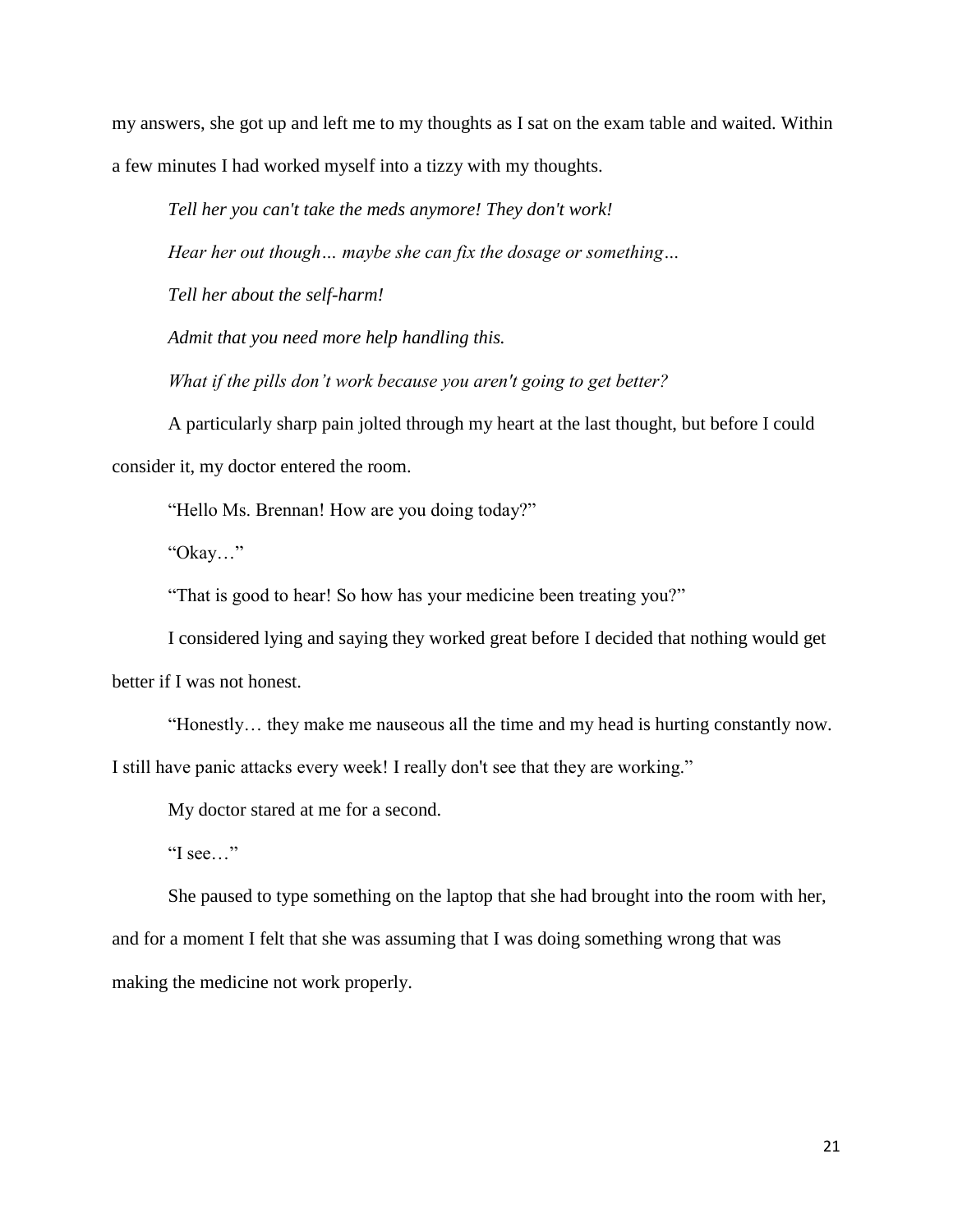my answers, she got up and left me to my thoughts as I sat on the exam table and waited. Within a few minutes I had worked myself into a tizzy with my thoughts.

*Tell her you can't take the meds anymore! They don't work!*

*Hear her out though… maybe she can fix the dosage or something…*

*Tell her about the self-harm!*

*Admit that you need more help handling this.*

*What if the pills don't work because you aren't going to get better?*

A particularly sharp pain jolted through my heart at the last thought, but before I could consider it, my doctor entered the room.

"Hello Ms. Brennan! How are you doing today?"

"Okay…"

"That is good to hear! So how has your medicine been treating you?"

I considered lying and saying they worked great before I decided that nothing would get better if I was not honest.

"Honestly… they make me nauseous all the time and my head is hurting constantly now. I still have panic attacks every week! I really don't see that they are working."

My doctor stared at me for a second.

"I see…"

She paused to type something on the laptop that she had brought into the room with her, and for a moment I felt that she was assuming that I was doing something wrong that was making the medicine not work properly.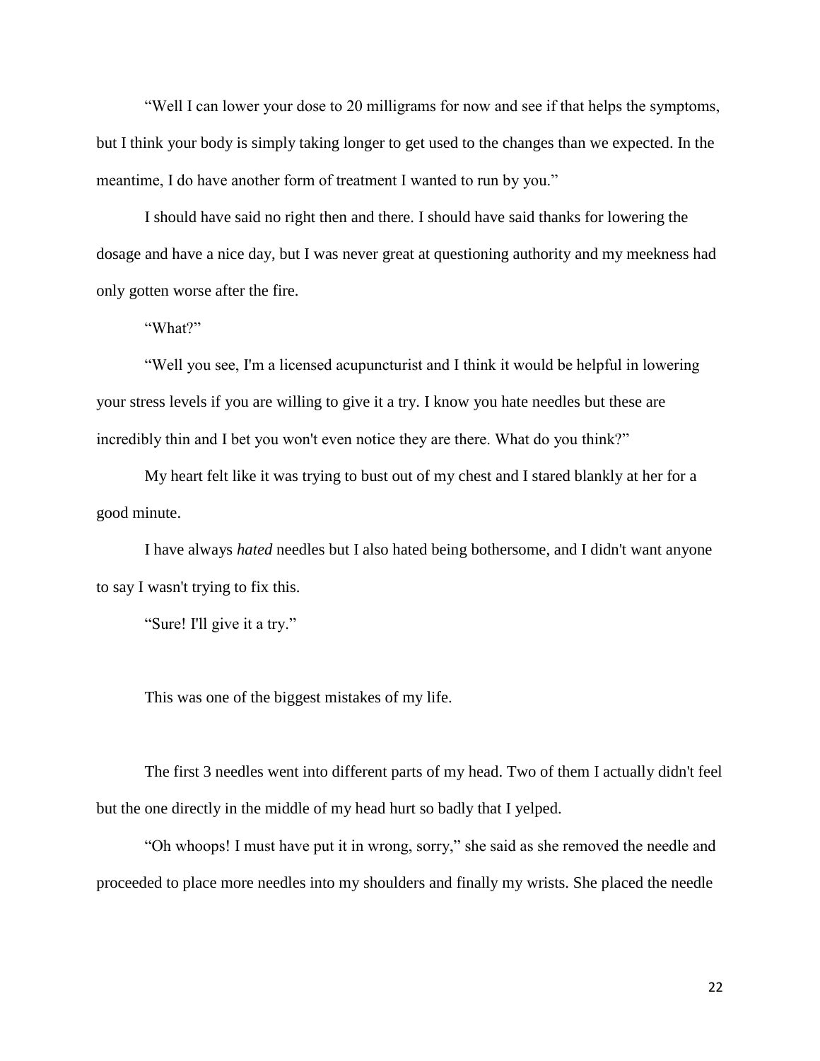"Well I can lower your dose to 20 milligrams for now and see if that helps the symptoms, but I think your body is simply taking longer to get used to the changes than we expected. In the meantime, I do have another form of treatment I wanted to run by you."

I should have said no right then and there. I should have said thanks for lowering the dosage and have a nice day, but I was never great at questioning authority and my meekness had only gotten worse after the fire.

"What?"

"Well you see, I'm a licensed acupuncturist and I think it would be helpful in lowering your stress levels if you are willing to give it a try. I know you hate needles but these are incredibly thin and I bet you won't even notice they are there. What do you think?"

My heart felt like it was trying to bust out of my chest and I stared blankly at her for a good minute.

I have always *hated* needles but I also hated being bothersome, and I didn't want anyone to say I wasn't trying to fix this.

"Sure! I'll give it a try."

This was one of the biggest mistakes of my life.

The first 3 needles went into different parts of my head. Two of them I actually didn't feel but the one directly in the middle of my head hurt so badly that I yelped.

"Oh whoops! I must have put it in wrong, sorry," she said as she removed the needle and proceeded to place more needles into my shoulders and finally my wrists. She placed the needle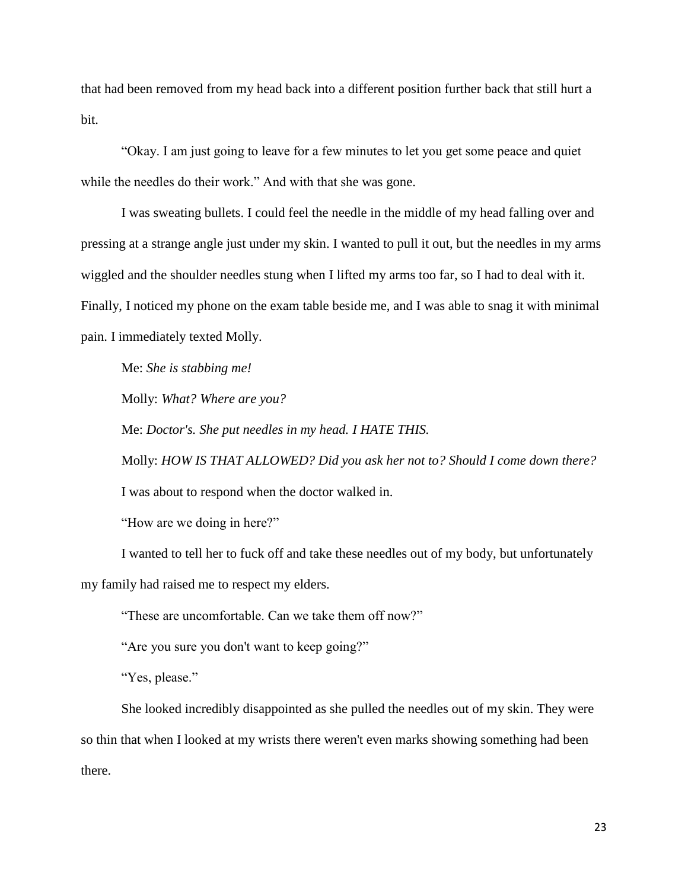that had been removed from my head back into a different position further back that still hurt a bit.

"Okay. I am just going to leave for a few minutes to let you get some peace and quiet while the needles do their work." And with that she was gone.

I was sweating bullets. I could feel the needle in the middle of my head falling over and pressing at a strange angle just under my skin. I wanted to pull it out, but the needles in my arms wiggled and the shoulder needles stung when I lifted my arms too far, so I had to deal with it. Finally, I noticed my phone on the exam table beside me, and I was able to snag it with minimal pain. I immediately texted Molly.

Me: *She is stabbing me!*

Molly: *What? Where are you?*

Me: *Doctor's. She put needles in my head. I HATE THIS.*

Molly: *HOW IS THAT ALLOWED? Did you ask her not to? Should I come down there?*

I was about to respond when the doctor walked in.

"How are we doing in here?"

I wanted to tell her to fuck off and take these needles out of my body, but unfortunately my family had raised me to respect my elders.

"These are uncomfortable. Can we take them off now?"

"Are you sure you don't want to keep going?"

"Yes, please."

She looked incredibly disappointed as she pulled the needles out of my skin. They were so thin that when I looked at my wrists there weren't even marks showing something had been there.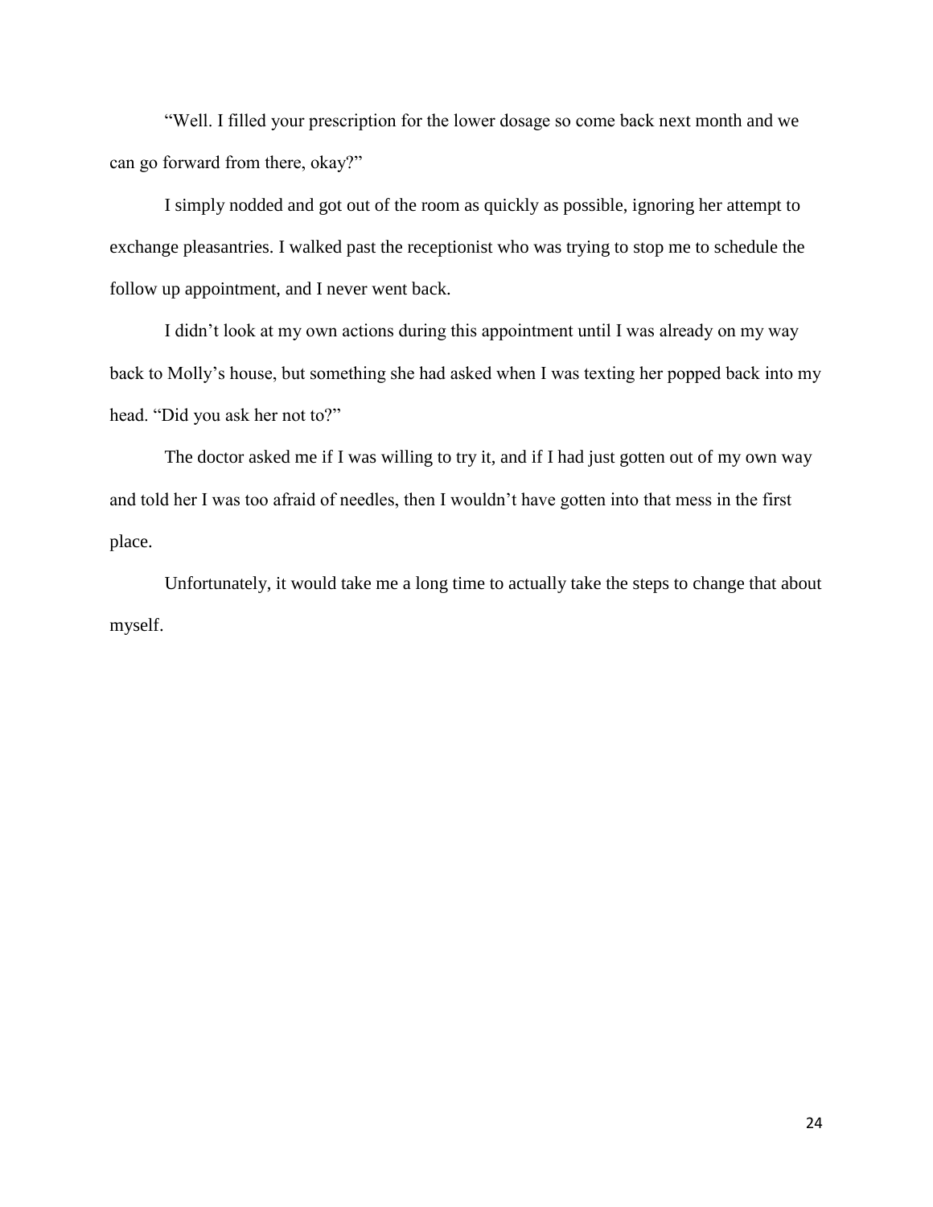"Well. I filled your prescription for the lower dosage so come back next month and we can go forward from there, okay?"

I simply nodded and got out of the room as quickly as possible, ignoring her attempt to exchange pleasantries. I walked past the receptionist who was trying to stop me to schedule the follow up appointment, and I never went back.

I didn't look at my own actions during this appointment until I was already on my way back to Molly's house, but something she had asked when I was texting her popped back into my head. "Did you ask her not to?"

The doctor asked me if I was willing to try it, and if I had just gotten out of my own way and told her I was too afraid of needles, then I wouldn't have gotten into that mess in the first place.

Unfortunately, it would take me a long time to actually take the steps to change that about myself.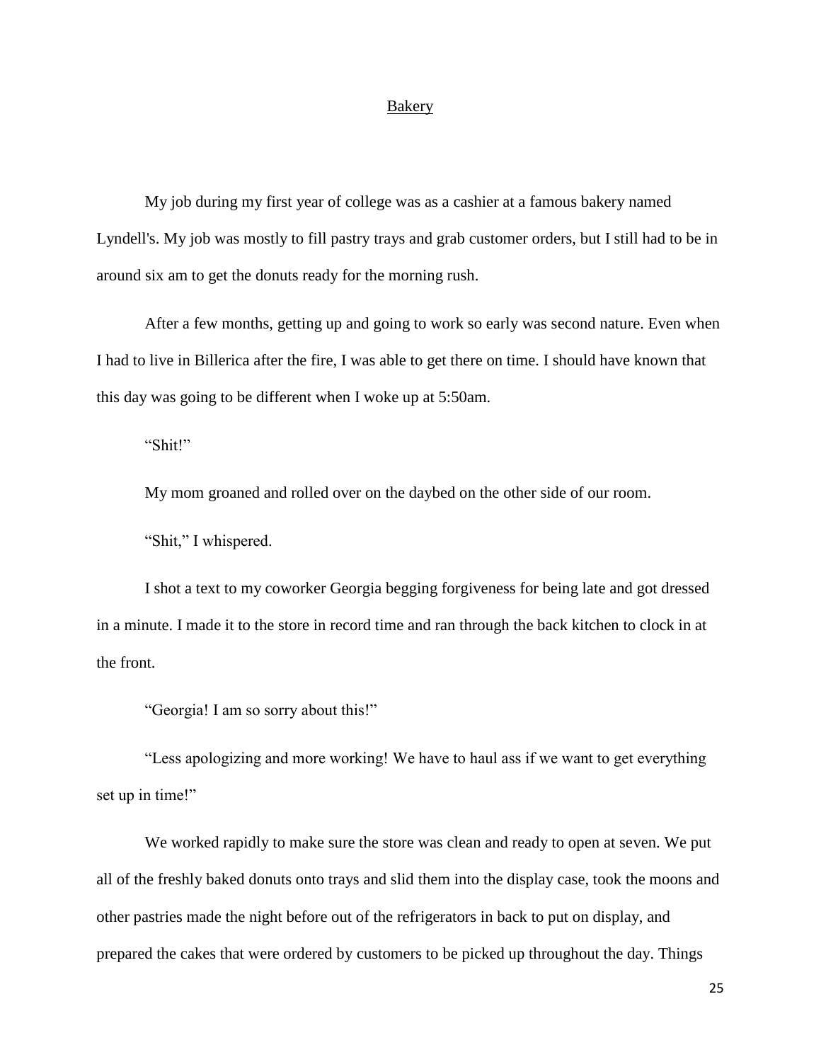## Bakery

My job during my first year of college was as a cashier at a famous bakery named Lyndell's. My job was mostly to fill pastry trays and grab customer orders, but I still had to be in around six am to get the donuts ready for the morning rush.

After a few months, getting up and going to work so early was second nature. Even when I had to live in Billerica after the fire, I was able to get there on time. I should have known that this day was going to be different when I woke up at 5:50am.

"Shit!"

My mom groaned and rolled over on the daybed on the other side of our room.

"Shit," I whispered.

I shot a text to my coworker Georgia begging forgiveness for being late and got dressed in a minute. I made it to the store in record time and ran through the back kitchen to clock in at the front.

"Georgia! I am so sorry about this!"

"Less apologizing and more working! We have to haul ass if we want to get everything set up in time!"

We worked rapidly to make sure the store was clean and ready to open at seven. We put all of the freshly baked donuts onto trays and slid them into the display case, took the moons and other pastries made the night before out of the refrigerators in back to put on display, and prepared the cakes that were ordered by customers to be picked up throughout the day. Things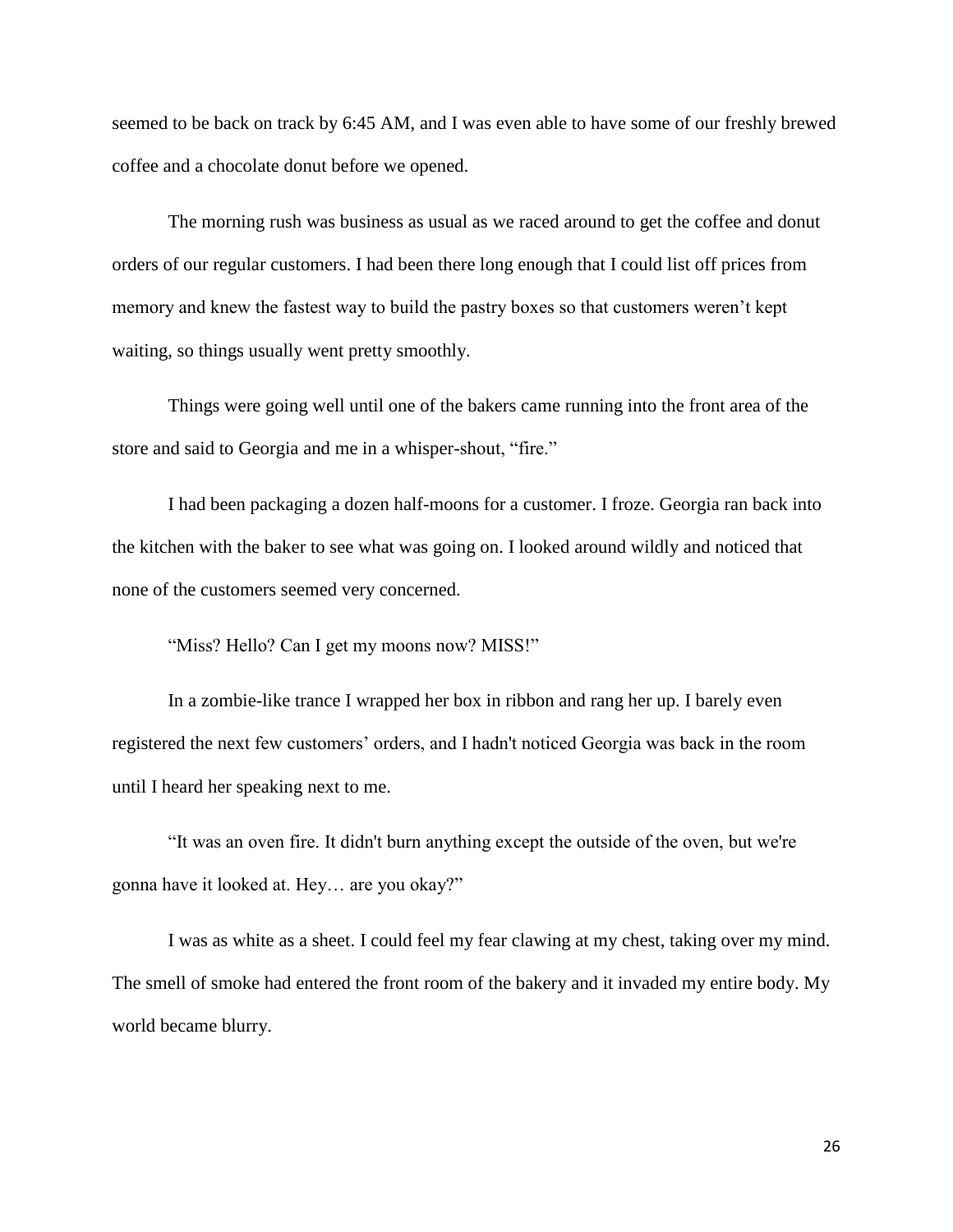seemed to be back on track by 6:45 AM, and I was even able to have some of our freshly brewed coffee and a chocolate donut before we opened.

The morning rush was business as usual as we raced around to get the coffee and donut orders of our regular customers. I had been there long enough that I could list off prices from memory and knew the fastest way to build the pastry boxes so that customers weren't kept waiting, so things usually went pretty smoothly.

Things were going well until one of the bakers came running into the front area of the store and said to Georgia and me in a whisper-shout, "fire."

I had been packaging a dozen half-moons for a customer. I froze. Georgia ran back into the kitchen with the baker to see what was going on. I looked around wildly and noticed that none of the customers seemed very concerned.

"Miss? Hello? Can I get my moons now? MISS!"

In a zombie-like trance I wrapped her box in ribbon and rang her up. I barely even registered the next few customers' orders, and I hadn't noticed Georgia was back in the room until I heard her speaking next to me.

"It was an oven fire. It didn't burn anything except the outside of the oven, but we're gonna have it looked at. Hey… are you okay?"

I was as white as a sheet. I could feel my fear clawing at my chest, taking over my mind. The smell of smoke had entered the front room of the bakery and it invaded my entire body. My world became blurry.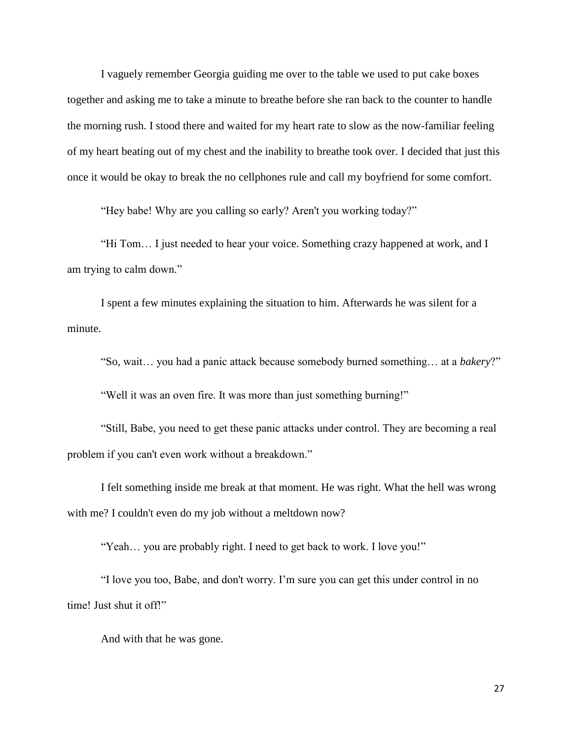I vaguely remember Georgia guiding me over to the table we used to put cake boxes together and asking me to take a minute to breathe before she ran back to the counter to handle the morning rush. I stood there and waited for my heart rate to slow as the now-familiar feeling of my heart beating out of my chest and the inability to breathe took over. I decided that just this once it would be okay to break the no cellphones rule and call my boyfriend for some comfort.

"Hey babe! Why are you calling so early? Aren't you working today?"

"Hi Tom… I just needed to hear your voice. Something crazy happened at work, and I am trying to calm down."

I spent a few minutes explaining the situation to him. Afterwards he was silent for a minute.

"So, wait… you had a panic attack because somebody burned something… at a *bakery*?"

"Well it was an oven fire. It was more than just something burning!"

"Still, Babe, you need to get these panic attacks under control. They are becoming a real problem if you can't even work without a breakdown."

I felt something inside me break at that moment. He was right. What the hell was wrong with me? I couldn't even do my job without a meltdown now?

"Yeah… you are probably right. I need to get back to work. I love you!"

"I love you too, Babe, and don't worry. I'm sure you can get this under control in no time! Just shut it off!"

And with that he was gone.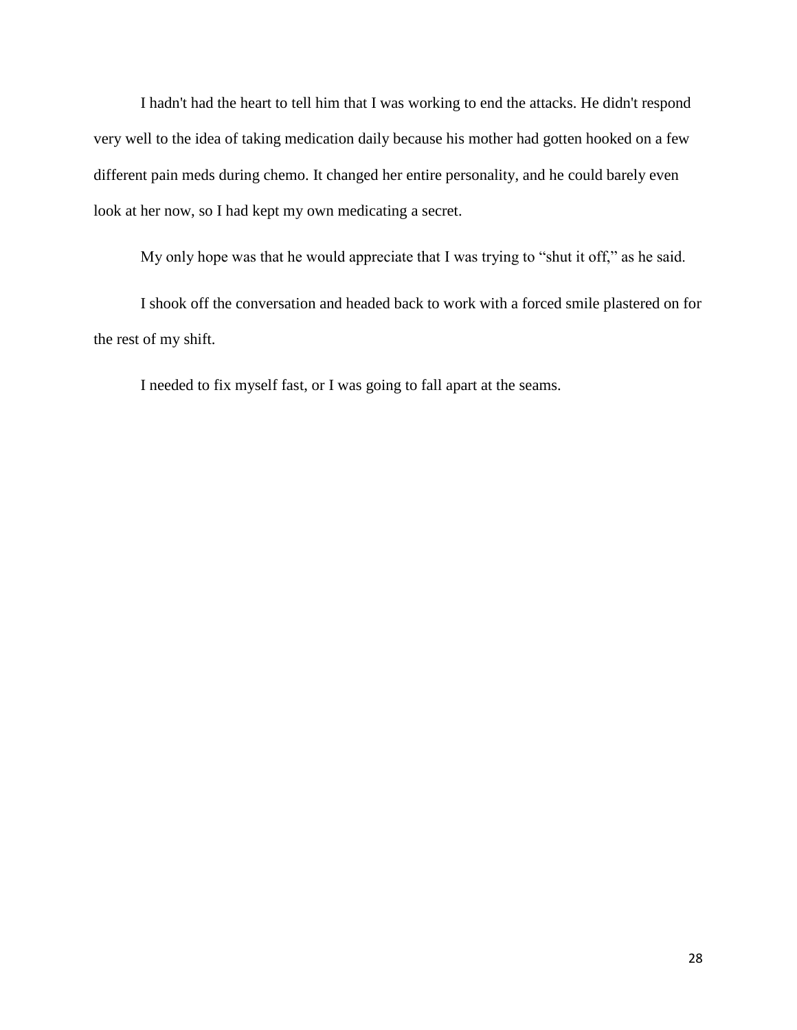I hadn't had the heart to tell him that I was working to end the attacks. He didn't respond very well to the idea of taking medication daily because his mother had gotten hooked on a few different pain meds during chemo. It changed her entire personality, and he could barely even look at her now, so I had kept my own medicating a secret.

My only hope was that he would appreciate that I was trying to “shut it off,” as he said.

I shook off the conversation and headed back to work with a forced smile plastered on for the rest of my shift.

I needed to fix myself fast, or I was going to fall apart at the seams.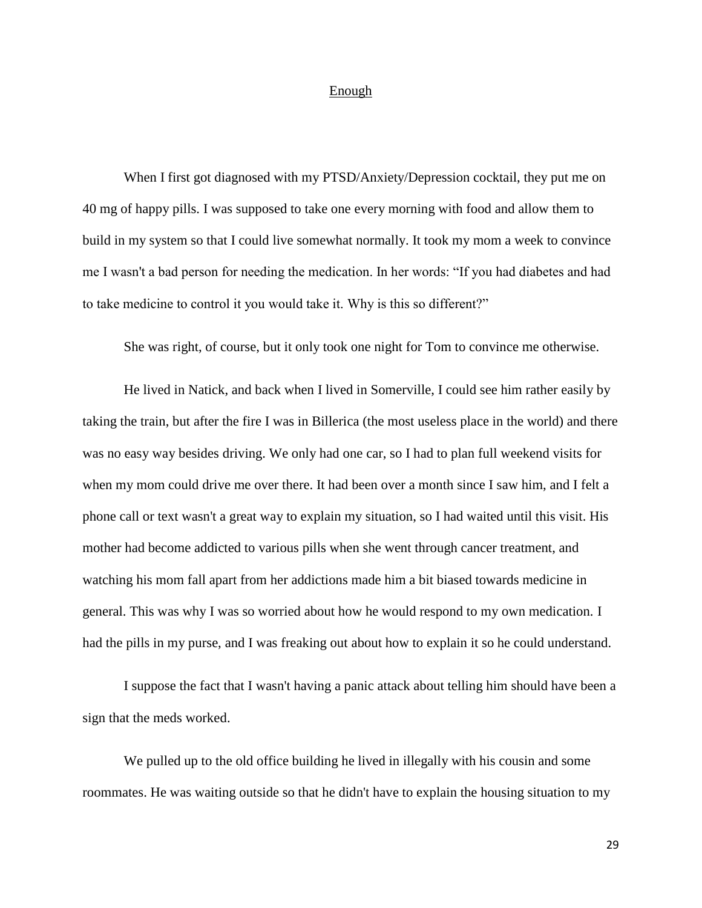## Enough

When I first got diagnosed with my PTSD/Anxiety/Depression cocktail, they put me on 40 mg of happy pills. I was supposed to take one every morning with food and allow them to build in my system so that I could live somewhat normally. It took my mom a week to convince me I wasn't a bad person for needing the medication. In her words: "If you had diabetes and had to take medicine to control it you would take it. Why is this so different?"

She was right, of course, but it only took one night for Tom to convince me otherwise.

He lived in Natick, and back when I lived in Somerville, I could see him rather easily by taking the train, but after the fire I was in Billerica (the most useless place in the world) and there was no easy way besides driving. We only had one car, so I had to plan full weekend visits for when my mom could drive me over there. It had been over a month since I saw him, and I felt a phone call or text wasn't a great way to explain my situation, so I had waited until this visit. His mother had become addicted to various pills when she went through cancer treatment, and watching his mom fall apart from her addictions made him a bit biased towards medicine in general. This was why I was so worried about how he would respond to my own medication. I had the pills in my purse, and I was freaking out about how to explain it so he could understand.

I suppose the fact that I wasn't having a panic attack about telling him should have been a sign that the meds worked.

We pulled up to the old office building he lived in illegally with his cousin and some roommates. He was waiting outside so that he didn't have to explain the housing situation to my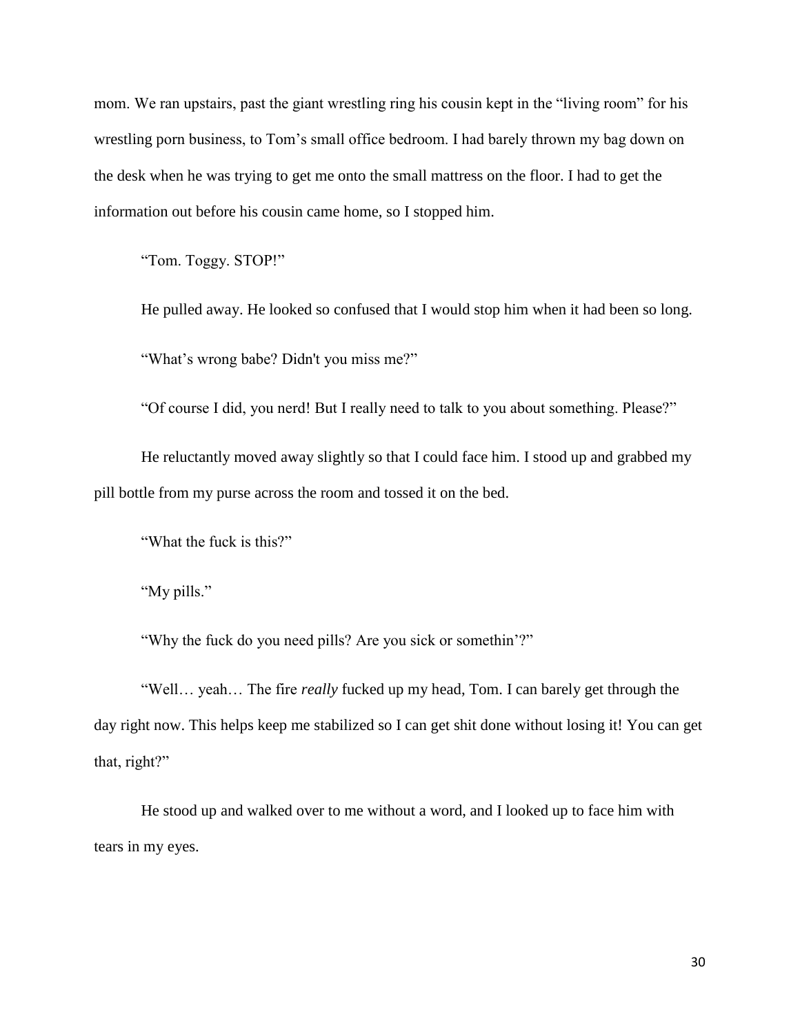mom. We ran upstairs, past the giant wrestling ring his cousin kept in the "living room" for his wrestling porn business, to Tom's small office bedroom. I had barely thrown my bag down on the desk when he was trying to get me onto the small mattress on the floor. I had to get the information out before his cousin came home, so I stopped him.

"Tom. Toggy. STOP!"

He pulled away. He looked so confused that I would stop him when it had been so long.

"What's wrong babe? Didn't you miss me?"

"Of course I did, you nerd! But I really need to talk to you about something. Please?"

He reluctantly moved away slightly so that I could face him. I stood up and grabbed my pill bottle from my purse across the room and tossed it on the bed.

"What the fuck is this?"

"My pills."

"Why the fuck do you need pills? Are you sick or somethin'?"

"Well… yeah… The fire *really* fucked up my head, Tom. I can barely get through the day right now. This helps keep me stabilized so I can get shit done without losing it! You can get that, right?"

He stood up and walked over to me without a word, and I looked up to face him with tears in my eyes.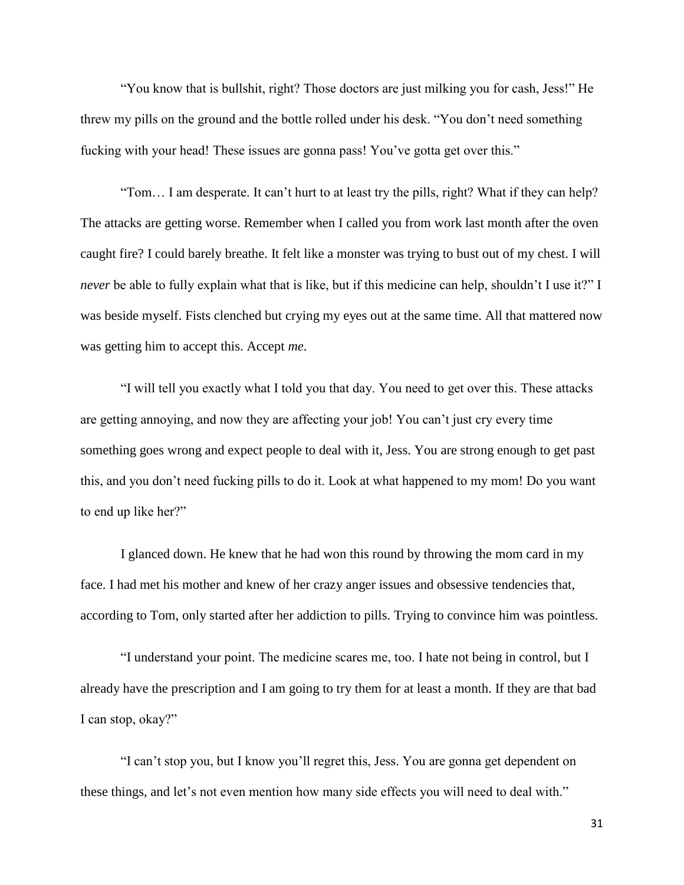"You know that is bullshit, right? Those doctors are just milking you for cash, Jess!" He threw my pills on the ground and the bottle rolled under his desk. "You don't need something fucking with your head! These issues are gonna pass! You've gotta get over this."

"Tom… I am desperate. It can't hurt to at least try the pills, right? What if they can help? The attacks are getting worse. Remember when I called you from work last month after the oven caught fire? I could barely breathe. It felt like a monster was trying to bust out of my chest. I will *never* be able to fully explain what that is like, but if this medicine can help, shouldn't I use it?" I was beside myself. Fists clenched but crying my eyes out at the same time. All that mattered now was getting him to accept this. Accept *me*.

"I will tell you exactly what I told you that day. You need to get over this. These attacks are getting annoying, and now they are affecting your job! You can't just cry every time something goes wrong and expect people to deal with it, Jess. You are strong enough to get past this, and you don't need fucking pills to do it. Look at what happened to my mom! Do you want to end up like her?"

I glanced down. He knew that he had won this round by throwing the mom card in my face. I had met his mother and knew of her crazy anger issues and obsessive tendencies that, according to Tom, only started after her addiction to pills. Trying to convince him was pointless.

"I understand your point. The medicine scares me, too. I hate not being in control, but I already have the prescription and I am going to try them for at least a month. If they are that bad I can stop, okay?"

"I can't stop you, but I know you'll regret this, Jess. You are gonna get dependent on these things, and let's not even mention how many side effects you will need to deal with."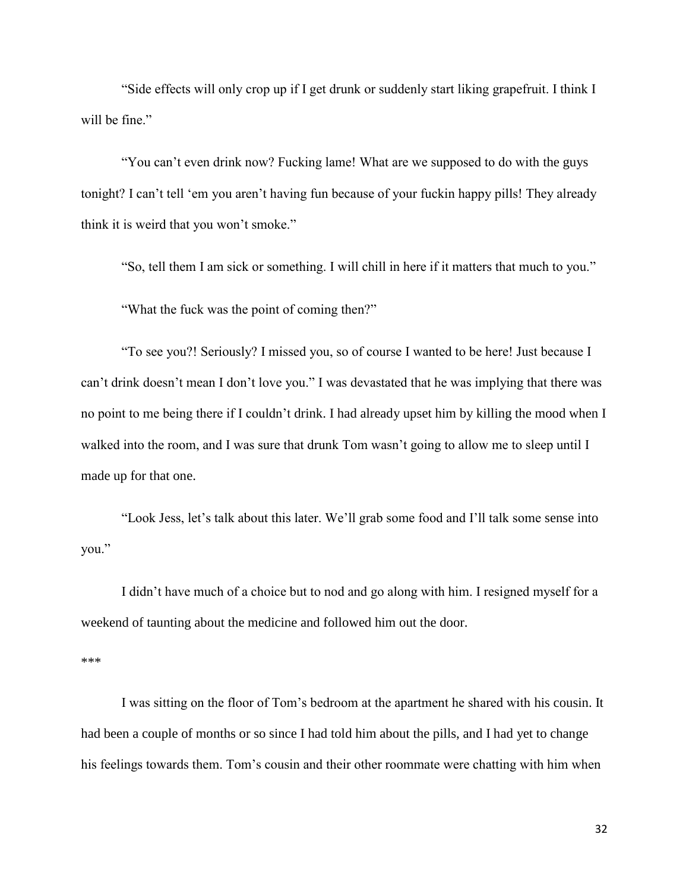"Side effects will only crop up if I get drunk or suddenly start liking grapefruit. I think I will be fine."

"You can't even drink now? Fucking lame! What are we supposed to do with the guys tonight? I can't tell 'em you aren't having fun because of your fuckin happy pills! They already think it is weird that you won't smoke."

"So, tell them I am sick or something. I will chill in here if it matters that much to you."

"What the fuck was the point of coming then?"

"To see you?! Seriously? I missed you, so of course I wanted to be here! Just because I can't drink doesn't mean I don't love you." I was devastated that he was implying that there was no point to me being there if I couldn't drink. I had already upset him by killing the mood when I walked into the room, and I was sure that drunk Tom wasn't going to allow me to sleep until I made up for that one.

"Look Jess, let's talk about this later. We'll grab some food and I'll talk some sense into you."

I didn't have much of a choice but to nod and go along with him. I resigned myself for a weekend of taunting about the medicine and followed him out the door.

***

I was sitting on the floor of Tom's bedroom at the apartment he shared with his cousin. It had been a couple of months or so since I had told him about the pills, and I had yet to change his feelings towards them. Tom's cousin and their other roommate were chatting with him when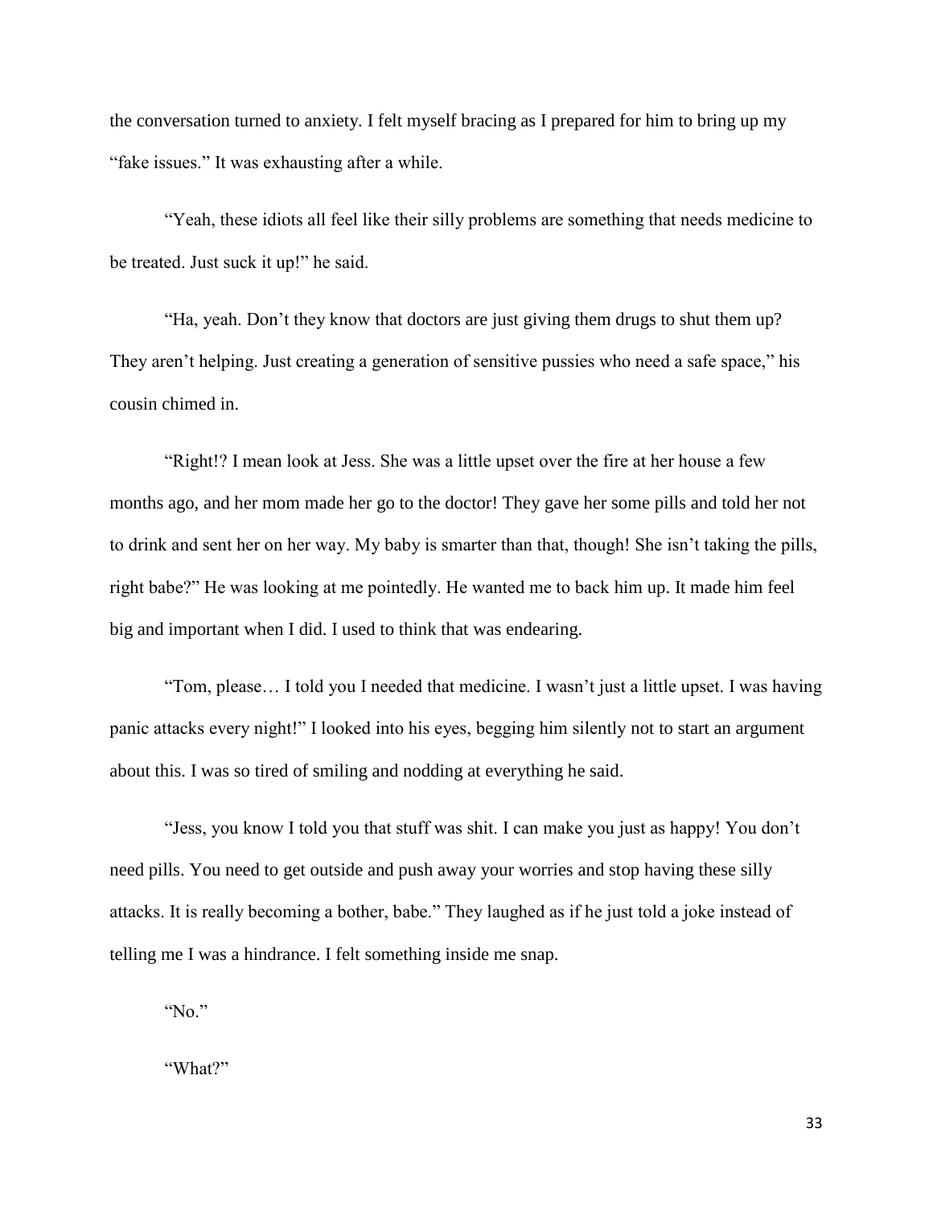the conversation turned to anxiety. I felt myself bracing as I prepared for him to bring up my "fake issues." It was exhausting after a while.

"Yeah, these idiots all feel like their silly problems are something that needs medicine to be treated. Just suck it up!" he said.

"Ha, yeah. Don't they know that doctors are just giving them drugs to shut them up? They aren't helping. Just creating a generation of sensitive pussies who need a safe space," his cousin chimed in.

"Right!? I mean look at Jess. She was a little upset over the fire at her house a few months ago, and her mom made her go to the doctor! They gave her some pills and told her not to drink and sent her on her way. My baby is smarter than that, though! She isn't taking the pills, right babe?" He was looking at me pointedly. He wanted me to back him up. It made him feel big and important when I did. I used to think that was endearing.

"Tom, please… I told you I needed that medicine. I wasn't just a little upset. I was having panic attacks every night!" I looked into his eyes, begging him silently not to start an argument about this. I was so tired of smiling and nodding at everything he said.

"Jess, you know I told you that stuff was shit. I can make you just as happy! You don't need pills. You need to get outside and push away your worries and stop having these silly attacks. It is really becoming a bother, babe." They laughed as if he just told a joke instead of telling me I was a hindrance. I felt something inside me snap.

"No."

"What?"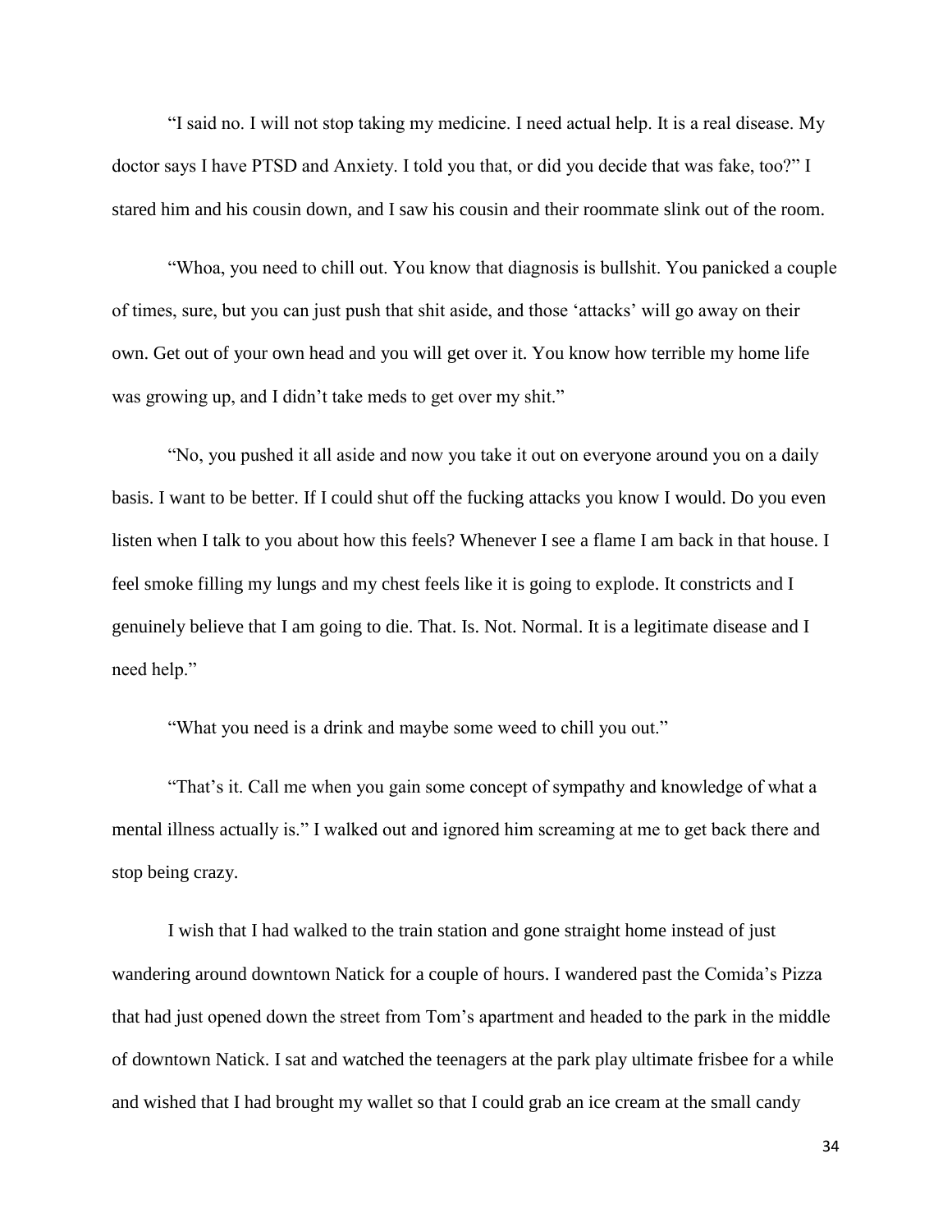"I said no. I will not stop taking my medicine. I need actual help. It is a real disease. My doctor says I have PTSD and Anxiety. I told you that, or did you decide that was fake, too?" I stared him and his cousin down, and I saw his cousin and their roommate slink out of the room.

"Whoa, you need to chill out. You know that diagnosis is bullshit. You panicked a couple of times, sure, but you can just push that shit aside, and those 'attacks' will go away on their own. Get out of your own head and you will get over it. You know how terrible my home life was growing up, and I didn't take meds to get over my shit."

"No, you pushed it all aside and now you take it out on everyone around you on a daily basis. I want to be better. If I could shut off the fucking attacks you know I would. Do you even listen when I talk to you about how this feels? Whenever I see a flame I am back in that house. I feel smoke filling my lungs and my chest feels like it is going to explode. It constricts and I genuinely believe that I am going to die. That. Is. Not. Normal. It is a legitimate disease and I need help."

"What you need is a drink and maybe some weed to chill you out."

"That's it. Call me when you gain some concept of sympathy and knowledge of what a mental illness actually is." I walked out and ignored him screaming at me to get back there and stop being crazy.

I wish that I had walked to the train station and gone straight home instead of just wandering around downtown Natick for a couple of hours. I wandered past the Comida's Pizza that had just opened down the street from Tom's apartment and headed to the park in the middle of downtown Natick. I sat and watched the teenagers at the park play ultimate frisbee for a while and wished that I had brought my wallet so that I could grab an ice cream at the small candy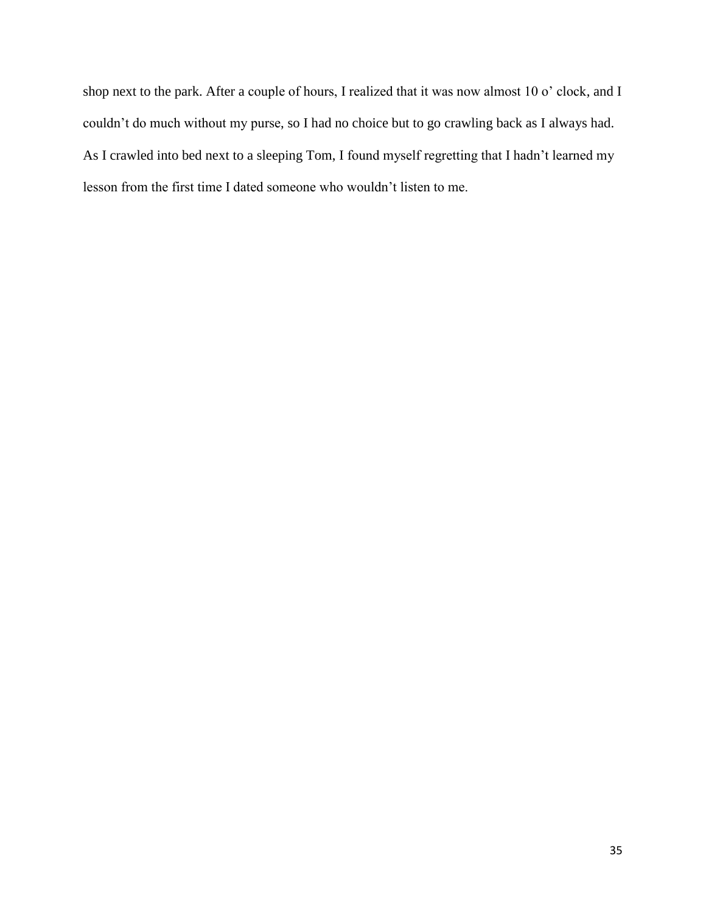shop next to the park. After a couple of hours, I realized that it was now almost 10 o' clock, and I couldn't do much without my purse, so I had no choice but to go crawling back as I always had. As I crawled into bed next to a sleeping Tom, I found myself regretting that I hadn't learned my lesson from the first time I dated someone who wouldn't listen to me.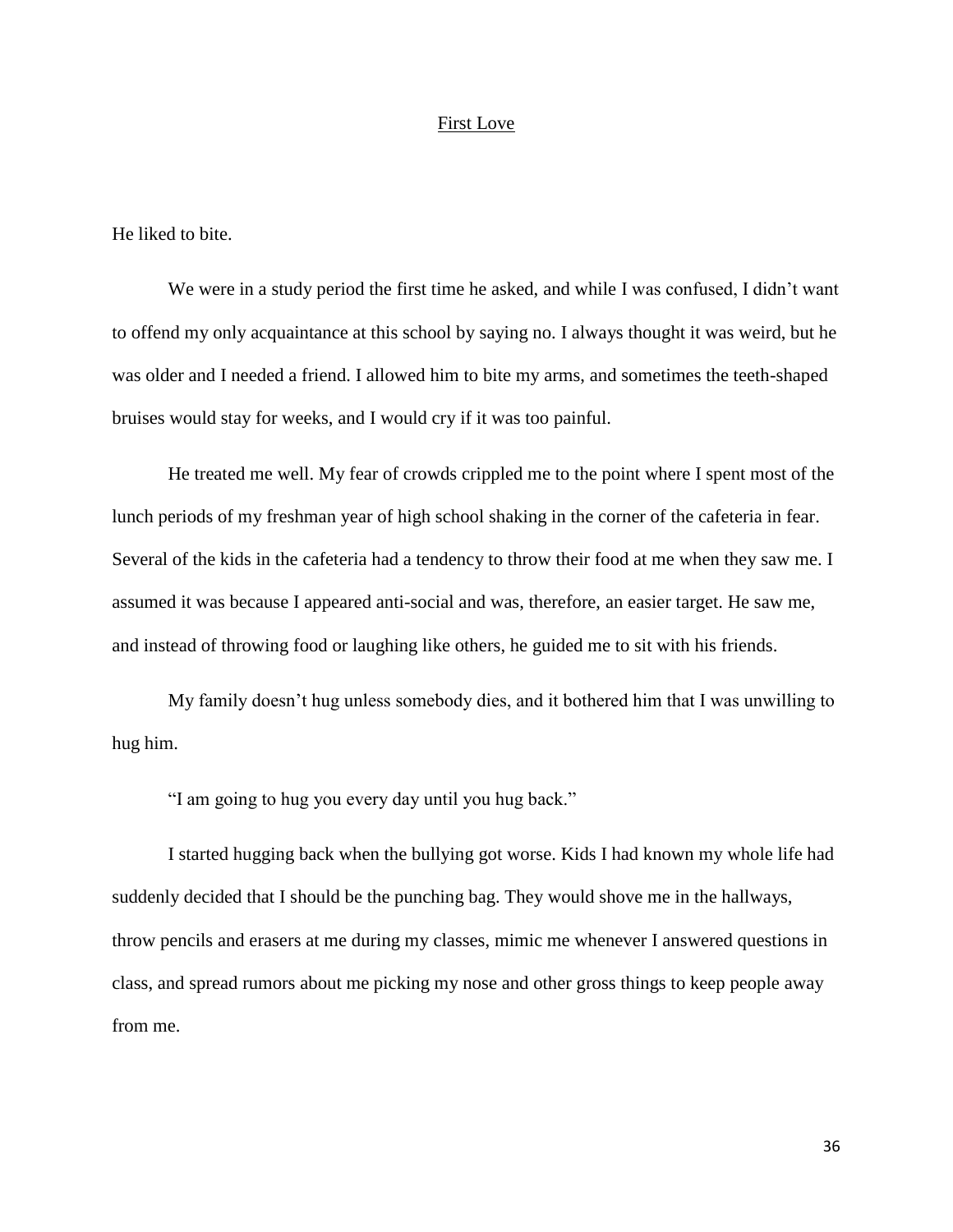## First Love

He liked to bite.

We were in a study period the first time he asked, and while I was confused, I didn't want to offend my only acquaintance at this school by saying no. I always thought it was weird, but he was older and I needed a friend. I allowed him to bite my arms, and sometimes the teeth-shaped bruises would stay for weeks, and I would cry if it was too painful.

He treated me well. My fear of crowds crippled me to the point where I spent most of the lunch periods of my freshman year of high school shaking in the corner of the cafeteria in fear. Several of the kids in the cafeteria had a tendency to throw their food at me when they saw me. I assumed it was because I appeared anti-social and was, therefore, an easier target. He saw me, and instead of throwing food or laughing like others, he guided me to sit with his friends.

My family doesn't hug unless somebody dies, and it bothered him that I was unwilling to hug him.

"I am going to hug you every day until you hug back."

I started hugging back when the bullying got worse. Kids I had known my whole life had suddenly decided that I should be the punching bag. They would shove me in the hallways, throw pencils and erasers at me during my classes, mimic me whenever I answered questions in class, and spread rumors about me picking my nose and other gross things to keep people away from me.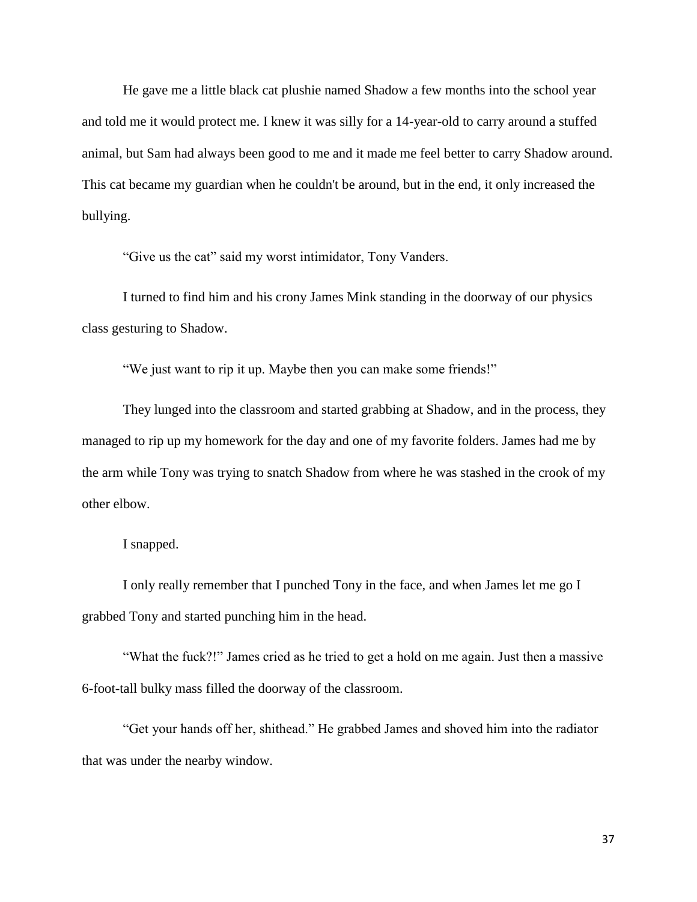He gave me a little black cat plushie named Shadow a few months into the school year and told me it would protect me. I knew it was silly for a 14-year-old to carry around a stuffed animal, but Sam had always been good to me and it made me feel better to carry Shadow around. This cat became my guardian when he couldn't be around, but in the end, it only increased the bullying.

"Give us the cat" said my worst intimidator, Tony Vanders.

I turned to find him and his crony James Mink standing in the doorway of our physics class gesturing to Shadow.

"We just want to rip it up. Maybe then you can make some friends!"

They lunged into the classroom and started grabbing at Shadow, and in the process, they managed to rip up my homework for the day and one of my favorite folders. James had me by the arm while Tony was trying to snatch Shadow from where he was stashed in the crook of my other elbow.

I snapped.

I only really remember that I punched Tony in the face, and when James let me go I grabbed Tony and started punching him in the head.

"What the fuck?!" James cried as he tried to get a hold on me again. Just then a massive 6-foot-tall bulky mass filled the doorway of the classroom.

"Get your hands off her, shithead." He grabbed James and shoved him into the radiator that was under the nearby window.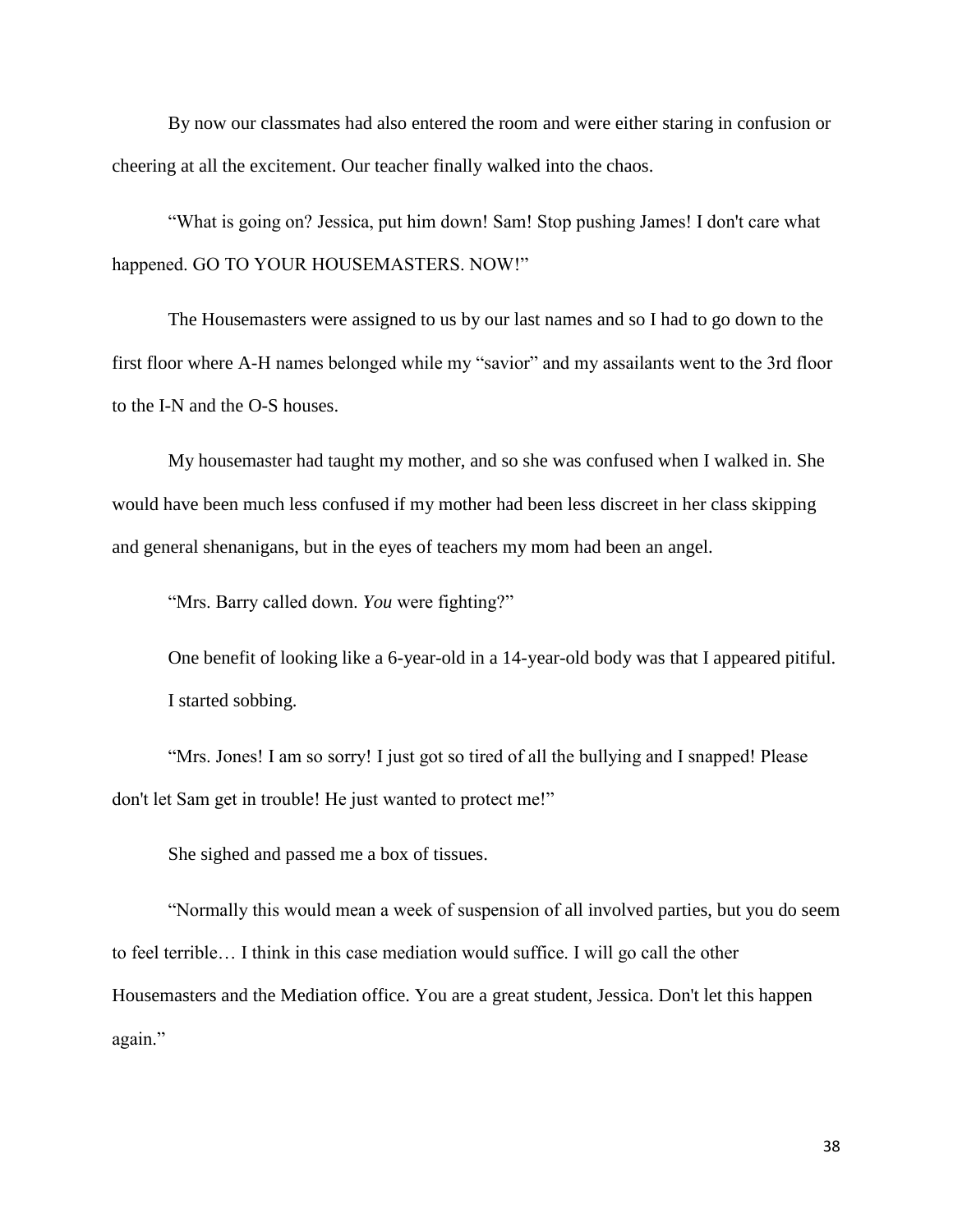By now our classmates had also entered the room and were either staring in confusion or cheering at all the excitement. Our teacher finally walked into the chaos.

“What is going on? Jessica, put him down! Sam! Stop pushing James! I don't care what happened. GO TO YOUR HOUSEMASTERS. NOW!”

The Housemasters were assigned to us by our last names and so I had to go down to the first floor where A-H names belonged while my “savior” and my assailants went to the 3rd floor to the I-N and the O-S houses.

My housemaster had taught my mother, and so she was confused when I walked in. She would have been much less confused if my mother had been less discreet in her class skipping and general shenanigans, but in the eyes of teachers my mom had been an angel.

“Mrs. Barry called down. *You* were fighting?”

One benefit of looking like a 6-year-old in a 14-year-old body was that I appeared pitiful. I started sobbing.

“Mrs. Jones! I am so sorry! I just got so tired of all the bullying and I snapped! Please don't let Sam get in trouble! He just wanted to protect me!”

She sighed and passed me a box of tissues.

“Normally this would mean a week of suspension of all involved parties, but you do seem to feel terrible… I think in this case mediation would suffice. I will go call the other Housemasters and the Mediation office. You are a great student, Jessica. Don't let this happen again.”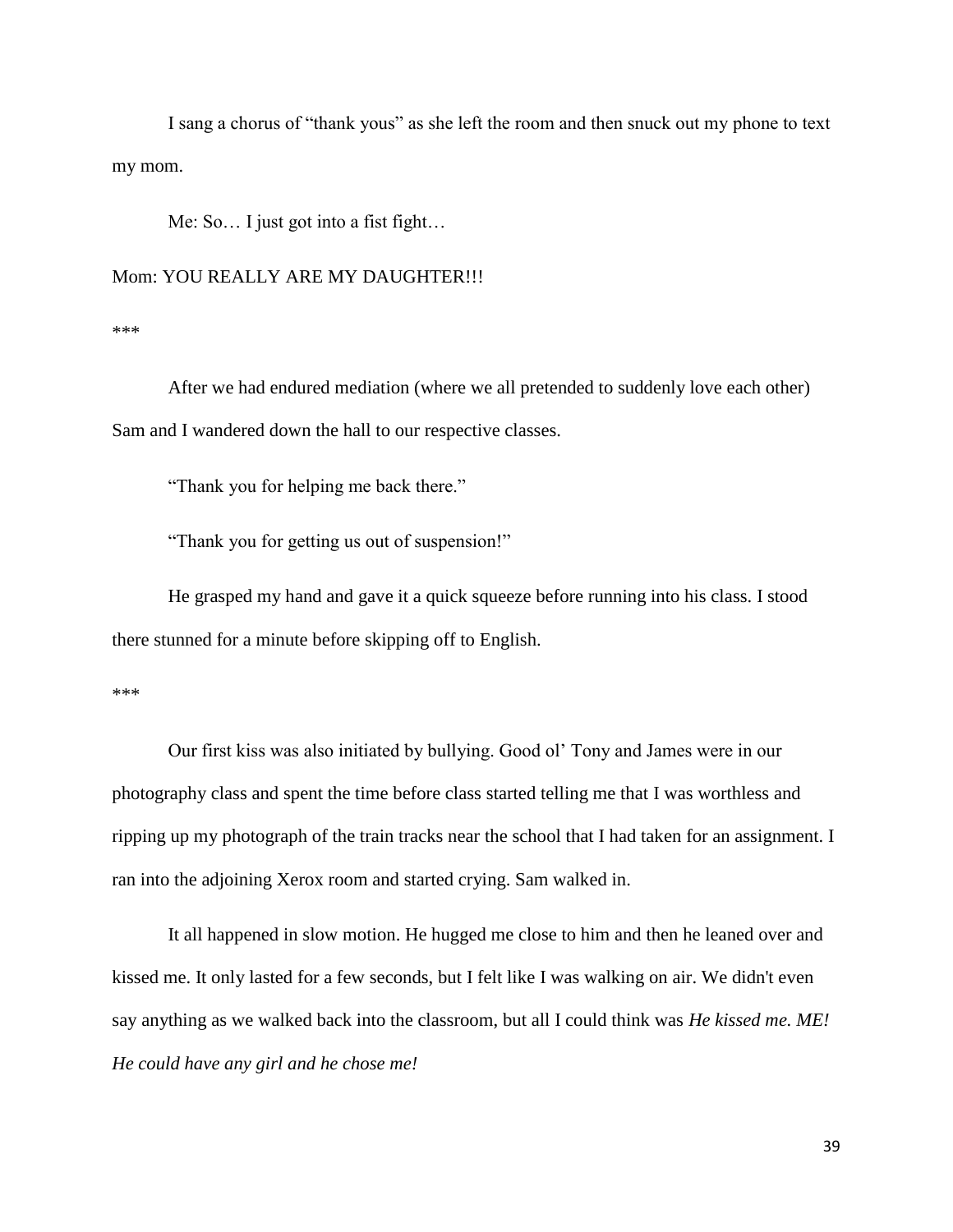I sang a chorus of "thank yous" as she left the room and then snuck out my phone to text my mom.

Me: So… I just got into a fist fight…

Mom: YOU REALLY ARE MY DAUGHTER!!!

***

After we had endured mediation (where we all pretended to suddenly love each other) Sam and I wandered down the hall to our respective classes.

"Thank you for helping me back there."

"Thank you for getting us out of suspension!"

He grasped my hand and gave it a quick squeeze before running into his class. I stood there stunned for a minute before skipping off to English.

***

Our first kiss was also initiated by bullying. Good ol' Tony and James were in our photography class and spent the time before class started telling me that I was worthless and ripping up my photograph of the train tracks near the school that I had taken for an assignment. I ran into the adjoining Xerox room and started crying. Sam walked in.

It all happened in slow motion. He hugged me close to him and then he leaned over and kissed me. It only lasted for a few seconds, but I felt like I was walking on air. We didn't even say anything as we walked back into the classroom, but all I could think was *He kissed me. ME! He could have any girl and he chose me!*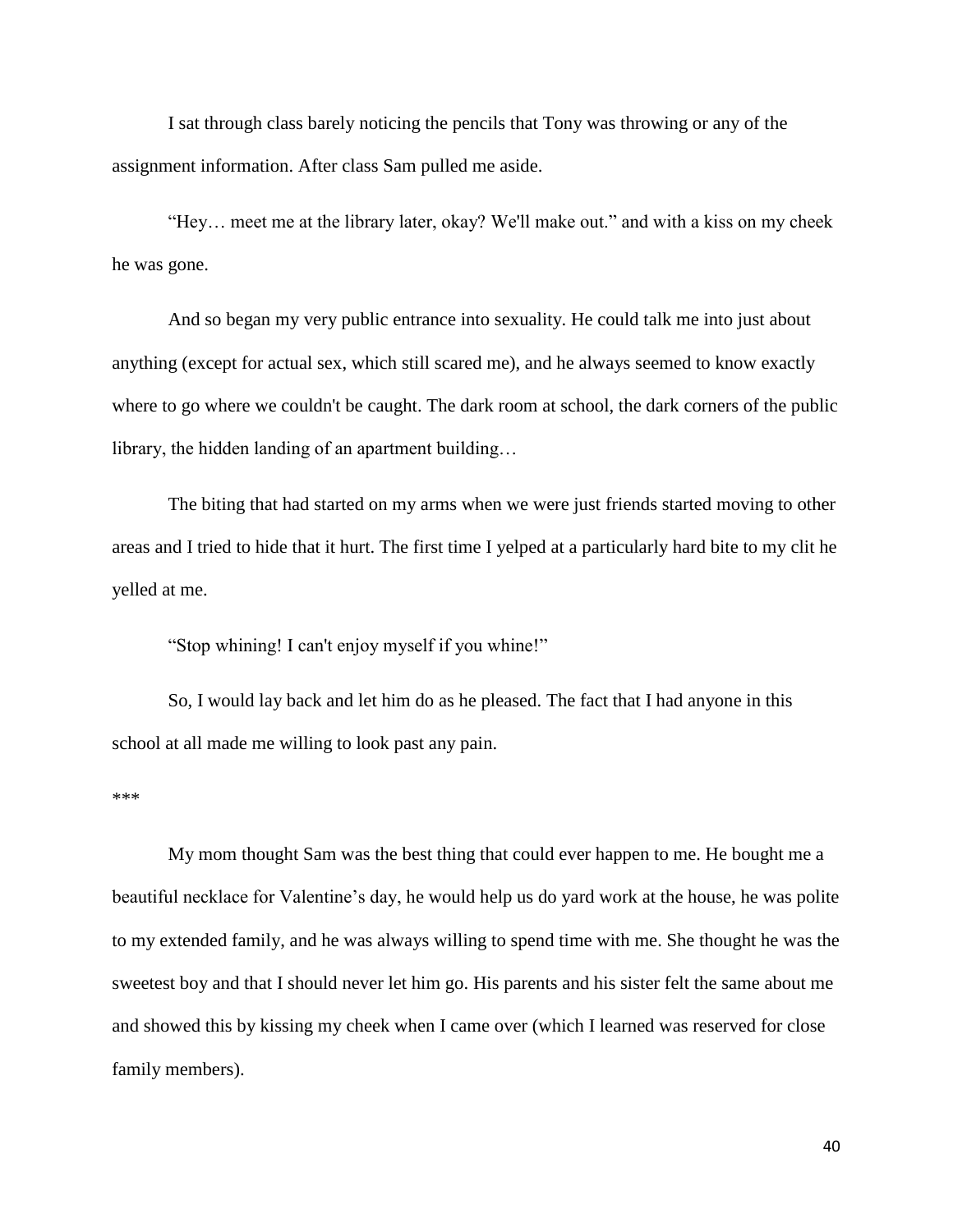I sat through class barely noticing the pencils that Tony was throwing or any of the assignment information. After class Sam pulled me aside.

"Hey… meet me at the library later, okay? We'll make out." and with a kiss on my cheek he was gone.

And so began my very public entrance into sexuality. He could talk me into just about anything (except for actual sex, which still scared me), and he always seemed to know exactly where to go where we couldn't be caught. The dark room at school, the dark corners of the public library, the hidden landing of an apartment building…

The biting that had started on my arms when we were just friends started moving to other areas and I tried to hide that it hurt. The first time I yelped at a particularly hard bite to my clit he yelled at me.

"Stop whining! I can't enjoy myself if you whine!"

So, I would lay back and let him do as he pleased. The fact that I had anyone in this school at all made me willing to look past any pain.

***

My mom thought Sam was the best thing that could ever happen to me. He bought me a beautiful necklace for Valentine's day, he would help us do yard work at the house, he was polite to my extended family, and he was always willing to spend time with me. She thought he was the sweetest boy and that I should never let him go. His parents and his sister felt the same about me and showed this by kissing my cheek when I came over (which I learned was reserved for close family members).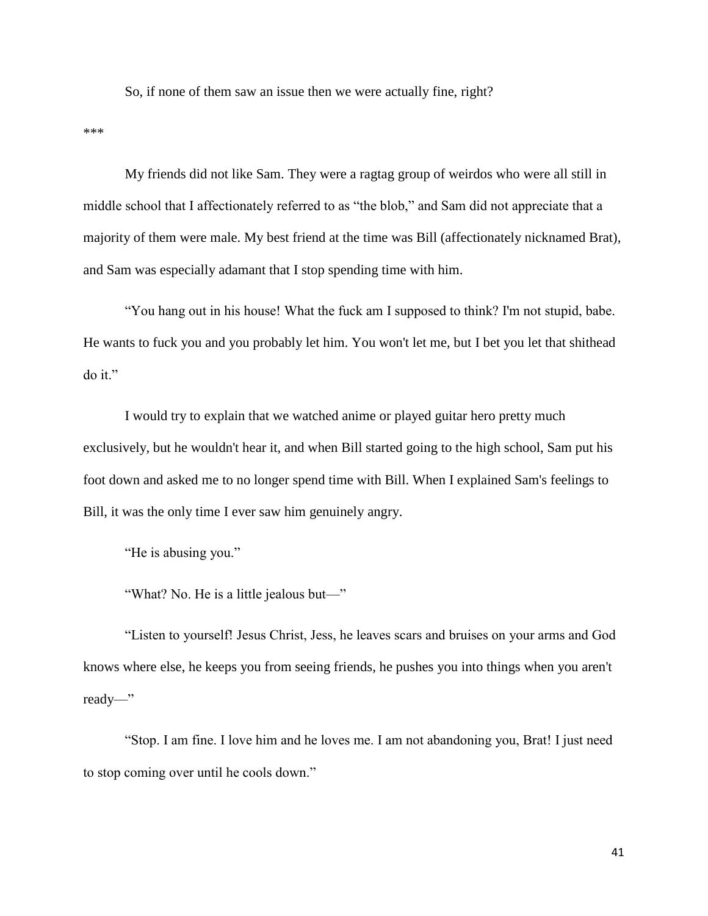So, if none of them saw an issue then we were actually fine, right?

***

My friends did not like Sam. They were a ragtag group of weirdos who were all still in middle school that I affectionately referred to as "the blob," and Sam did not appreciate that a majority of them were male. My best friend at the time was Bill (affectionately nicknamed Brat), and Sam was especially adamant that I stop spending time with him.

"You hang out in his house! What the fuck am I supposed to think? I'm not stupid, babe. He wants to fuck you and you probably let him. You won't let me, but I bet you let that shithead do it."

I would try to explain that we watched anime or played guitar hero pretty much exclusively, but he wouldn't hear it, and when Bill started going to the high school, Sam put his foot down and asked me to no longer spend time with Bill. When I explained Sam's feelings to Bill, it was the only time I ever saw him genuinely angry.

"He is abusing you."

"What? No. He is a little jealous but—"

"Listen to yourself! Jesus Christ, Jess, he leaves scars and bruises on your arms and God knows where else, he keeps you from seeing friends, he pushes you into things when you aren't ready—"

"Stop. I am fine. I love him and he loves me. I am not abandoning you, Brat! I just need to stop coming over until he cools down."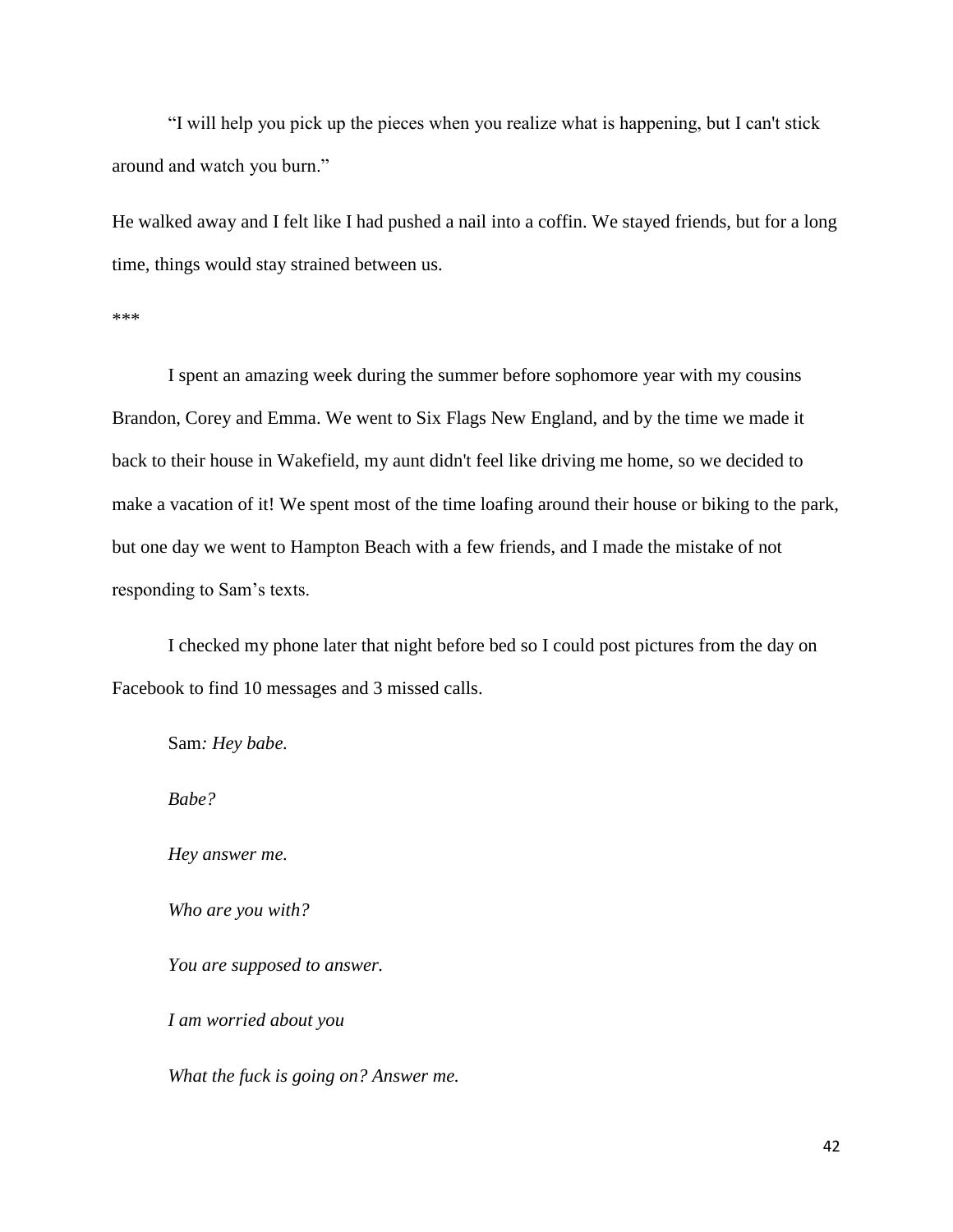"I will help you pick up the pieces when you realize what is happening, but I can't stick around and watch you burn."

He walked away and I felt like I had pushed a nail into a coffin. We stayed friends, but for a long time, things would stay strained between us.

***

I spent an amazing week during the summer before sophomore year with my cousins Brandon, Corey and Emma. We went to Six Flags New England, and by the time we made it back to their house in Wakefield, my aunt didn't feel like driving me home, so we decided to make a vacation of it! We spent most of the time loafing around their house or biking to the park, but one day we went to Hampton Beach with a few friends, and I made the mistake of not responding to Sam's texts.

I checked my phone later that night before bed so I could post pictures from the day on Facebook to find 10 messages and 3 missed calls.

Sam*: Hey babe.*

*Babe?*

*Hey answer me.*

*Who are you with?*

*You are supposed to answer.*

*I am worried about you*

*What the fuck is going on? Answer me.*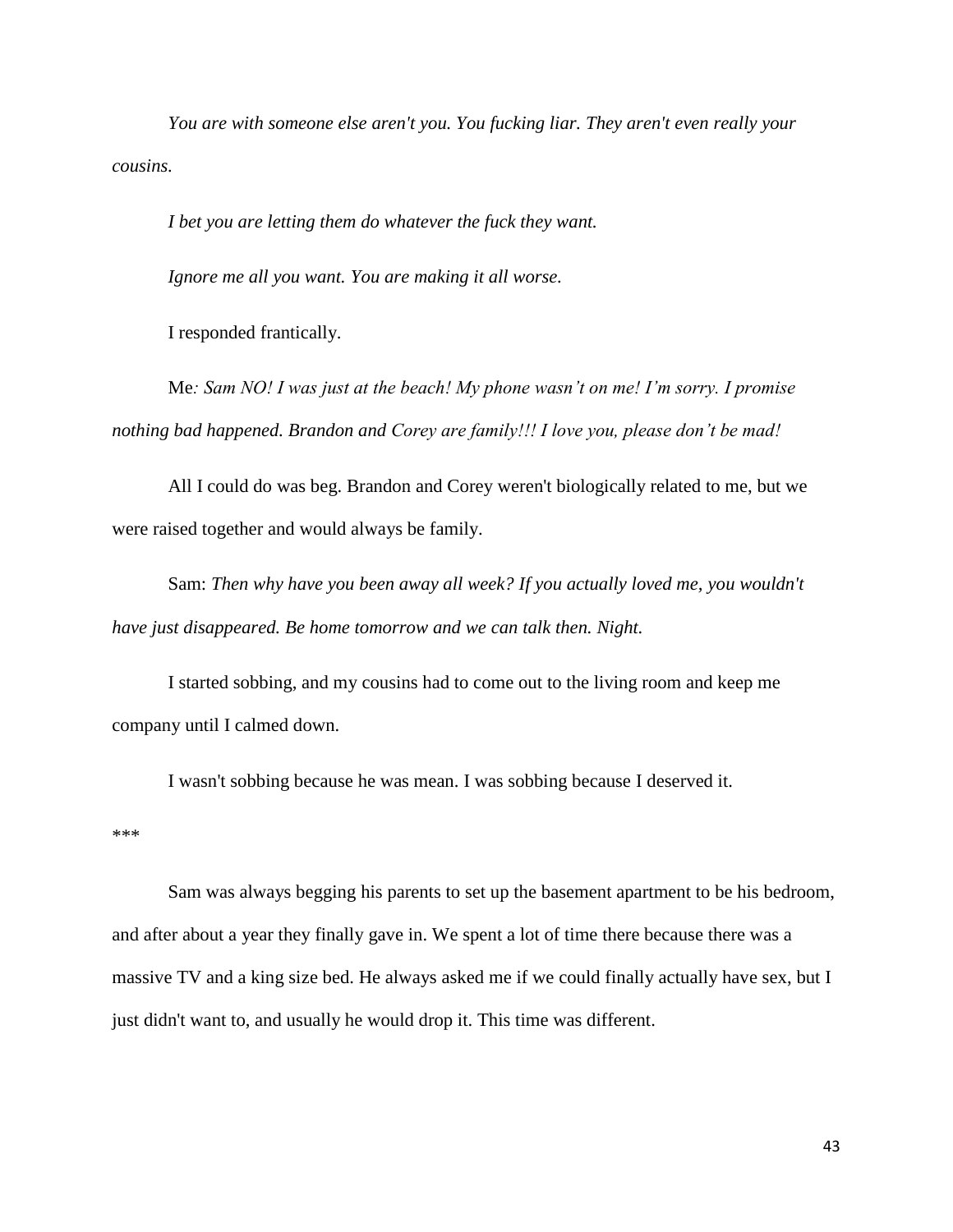*You are with someone else aren't you. You fucking liar. They aren't even really your cousins.*

*I bet you are letting them do whatever the fuck they want.*

*Ignore me all you want. You are making it all worse.*

I responded frantically.

Me*: Sam NO! I was just at the beach! My phone wasn't on me! I'm sorry. I promise nothing bad happened. Brandon and Corey are family!!! I love you, please don't be mad!*

All I could do was beg. Brandon and Corey weren't biologically related to me, but we were raised together and would always be family.

Sam: *Then why have you been away all week? If you actually loved me, you wouldn't have just disappeared. Be home tomorrow and we can talk then. Night.*

I started sobbing, and my cousins had to come out to the living room and keep me company until I calmed down.

I wasn't sobbing because he was mean. I was sobbing because I deserved it.

***

Sam was always begging his parents to set up the basement apartment to be his bedroom, and after about a year they finally gave in. We spent a lot of time there because there was a massive TV and a king size bed. He always asked me if we could finally actually have sex, but I just didn't want to, and usually he would drop it. This time was different.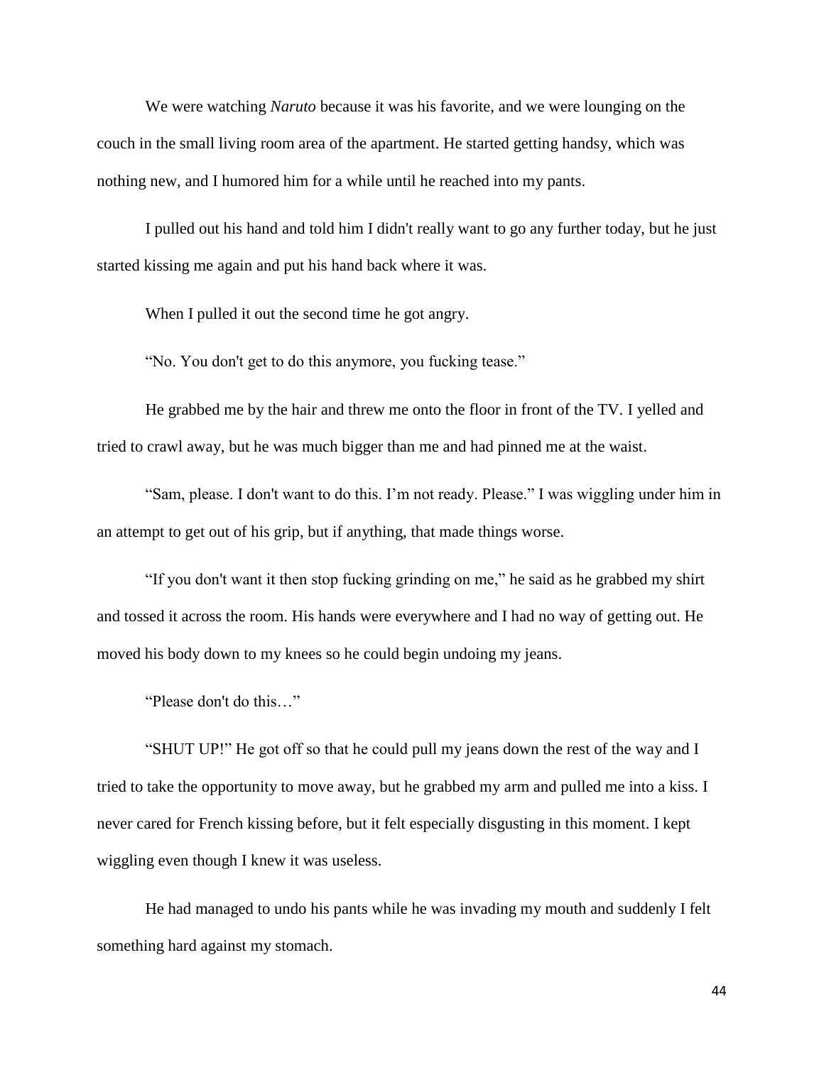We were watching *Naruto* because it was his favorite, and we were lounging on the couch in the small living room area of the apartment. He started getting handsy, which was nothing new, and I humored him for a while until he reached into my pants.

I pulled out his hand and told him I didn't really want to go any further today, but he just started kissing me again and put his hand back where it was.

When I pulled it out the second time he got angry.

"No. You don't get to do this anymore, you fucking tease."

He grabbed me by the hair and threw me onto the floor in front of the TV. I yelled and tried to crawl away, but he was much bigger than me and had pinned me at the waist.

"Sam, please. I don't want to do this. I'm not ready. Please." I was wiggling under him in an attempt to get out of his grip, but if anything, that made things worse.

"If you don't want it then stop fucking grinding on me," he said as he grabbed my shirt and tossed it across the room. His hands were everywhere and I had no way of getting out. He moved his body down to my knees so he could begin undoing my jeans.

"Please don't do this…"

"SHUT UP!" He got off so that he could pull my jeans down the rest of the way and I tried to take the opportunity to move away, but he grabbed my arm and pulled me into a kiss. I never cared for French kissing before, but it felt especially disgusting in this moment. I kept wiggling even though I knew it was useless.

He had managed to undo his pants while he was invading my mouth and suddenly I felt something hard against my stomach.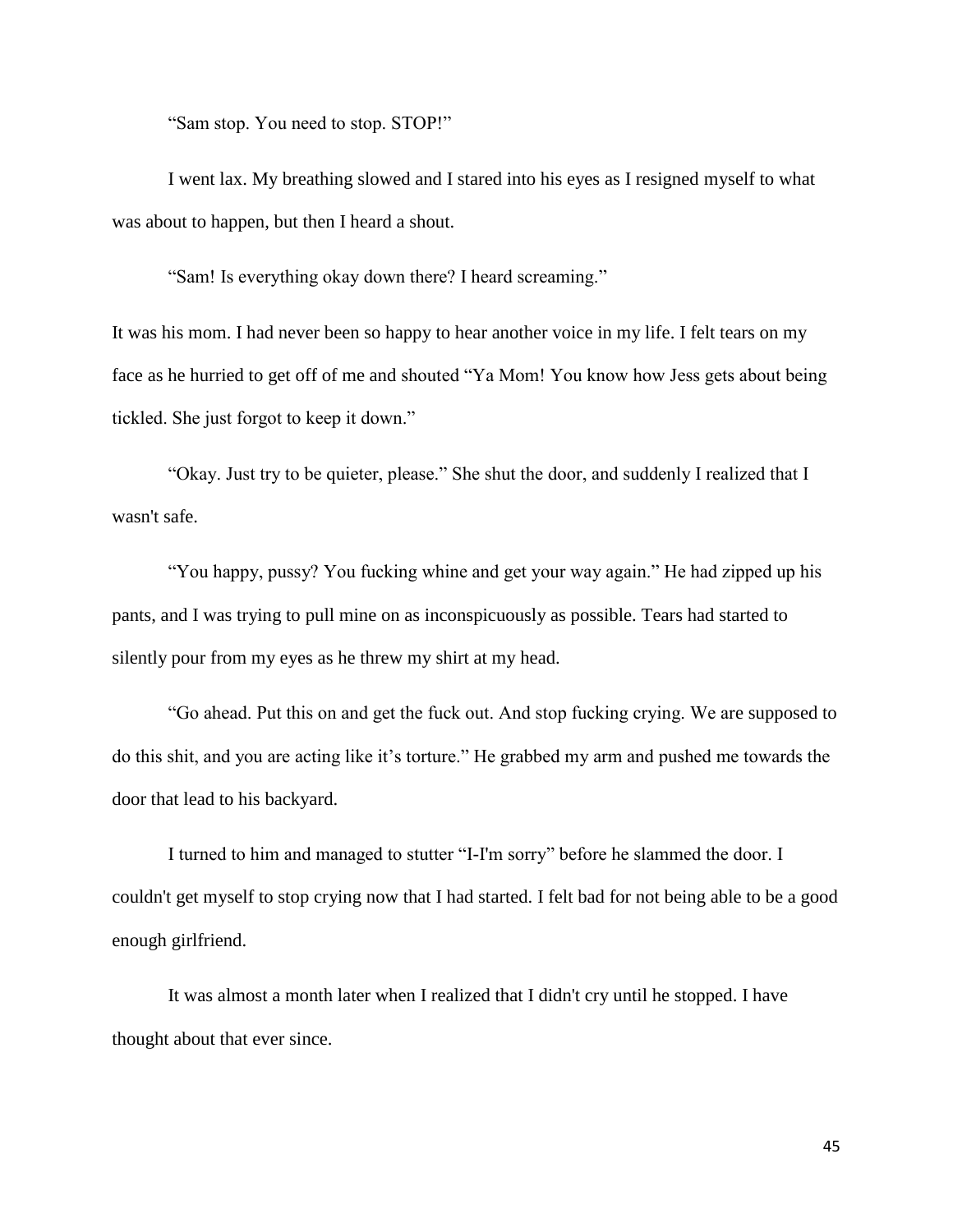"Sam stop. You need to stop. STOP!"

I went lax. My breathing slowed and I stared into his eyes as I resigned myself to what was about to happen, but then I heard a shout.

"Sam! Is everything okay down there? I heard screaming."

It was his mom. I had never been so happy to hear another voice in my life. I felt tears on my face as he hurried to get off of me and shouted "Ya Mom! You know how Jess gets about being tickled. She just forgot to keep it down."

"Okay. Just try to be quieter, please." She shut the door, and suddenly I realized that I wasn't safe.

"You happy, pussy? You fucking whine and get your way again." He had zipped up his pants, and I was trying to pull mine on as inconspicuously as possible. Tears had started to silently pour from my eyes as he threw my shirt at my head.

"Go ahead. Put this on and get the fuck out. And stop fucking crying. We are supposed to do this shit, and you are acting like it's torture." He grabbed my arm and pushed me towards the door that lead to his backyard.

I turned to him and managed to stutter "I-I'm sorry" before he slammed the door. I couldn't get myself to stop crying now that I had started. I felt bad for not being able to be a good enough girlfriend.

It was almost a month later when I realized that I didn't cry until he stopped. I have thought about that ever since.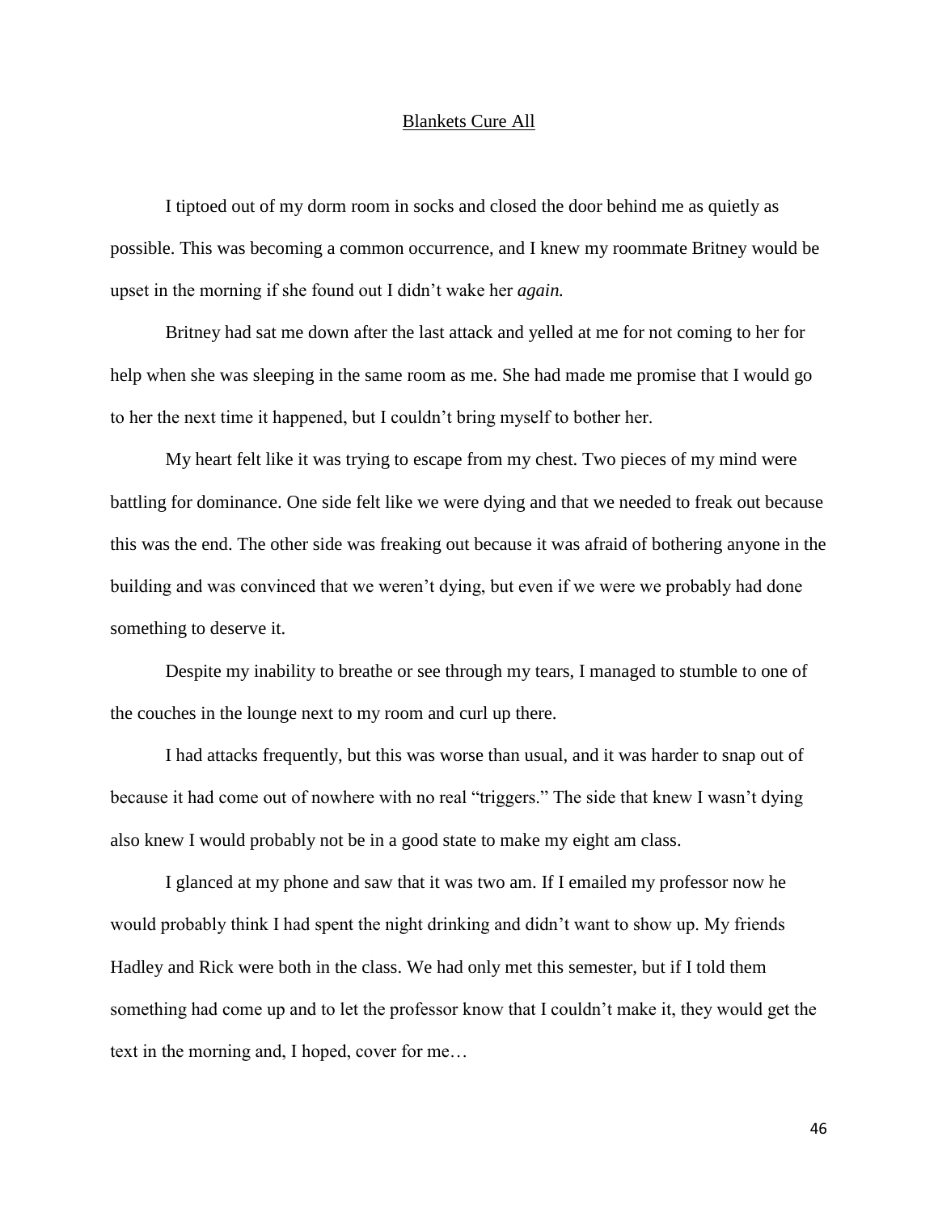<u>Blankets Cure All</u>

I tiptoed out of my dorm room in socks and closed the door behind me as quietly as possible. This was becoming a common occurrence, and I knew my roommate Britney would be upset in the morning if she found out I didn't wake her *again.*

Britney had sat me down after the last attack and yelled at me for not coming to her for help when she was sleeping in the same room as me. She had made me promise that I would go to her the next time it happened, but I couldn't bring myself to bother her.

My heart felt like it was trying to escape from my chest. Two pieces of my mind were battling for dominance. One side felt like we were dying and that we needed to freak out because this was the end. The other side was freaking out because it was afraid of bothering anyone in the building and was convinced that we weren't dying, but even if we were we probably had done something to deserve it.

Despite my inability to breathe or see through my tears, I managed to stumble to one of the couches in the lounge next to my room and curl up there.

I had attacks frequently, but this was worse than usual, and it was harder to snap out of because it had come out of nowhere with no real "triggers." The side that knew I wasn't dying also knew I would probably not be in a good state to make my eight am class.

I glanced at my phone and saw that it was two am. If I emailed my professor now he would probably think I had spent the night drinking and didn't want to show up. My friends Hadley and Rick were both in the class. We had only met this semester, but if I told them something had come up and to let the professor know that I couldn't make it, they would get the text in the morning and, I hoped, cover for me…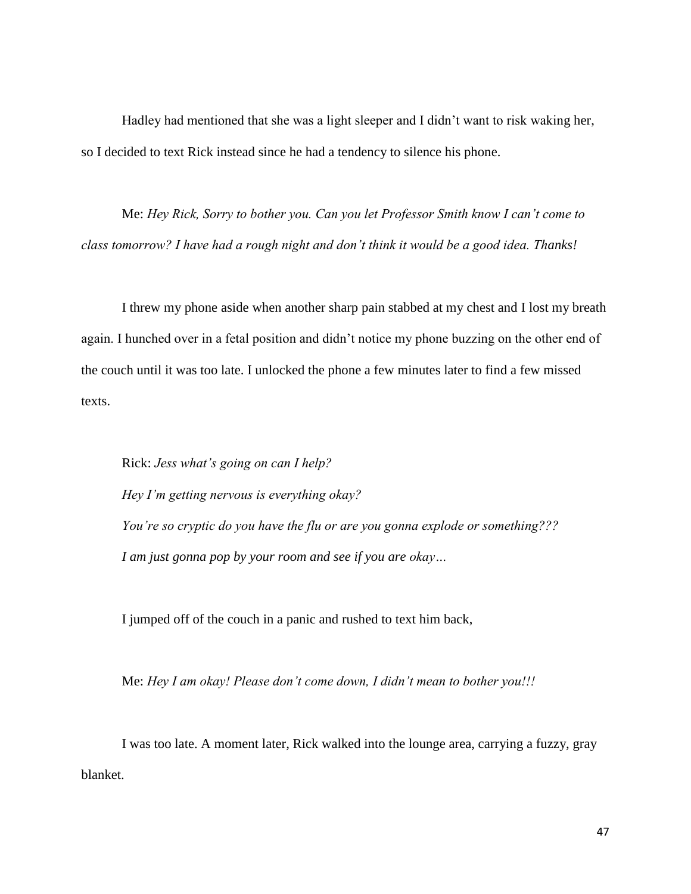Hadley had mentioned that she was a light sleeper and I didn't want to risk waking her, so I decided to text Rick instead since he had a tendency to silence his phone.

Me: *Hey Rick, Sorry to bother you. Can you let Professor Smith know I can't come to class tomorrow? I have had a rough night and don't think it would be a good idea. Thanks!*

I threw my phone aside when another sharp pain stabbed at my chest and I lost my breath again. I hunched over in a fetal position and didn't notice my phone buzzing on the other end of the couch until it was too late. I unlocked the phone a few minutes later to find a few missed texts.

Rick: *Jess what's going on can I help?*
*Hey I'm getting nervous is everything okay?*
*You're so cryptic do you have the flu or are you gonna explode or something???*
*I am just gonna pop by your room and see if you are okay…*

I jumped off of the couch in a panic and rushed to text him back,

Me: *Hey I am okay! Please don't come down, I didn't mean to bother you!!!*

I was too late. A moment later, Rick walked into the lounge area, carrying a fuzzy, gray blanket.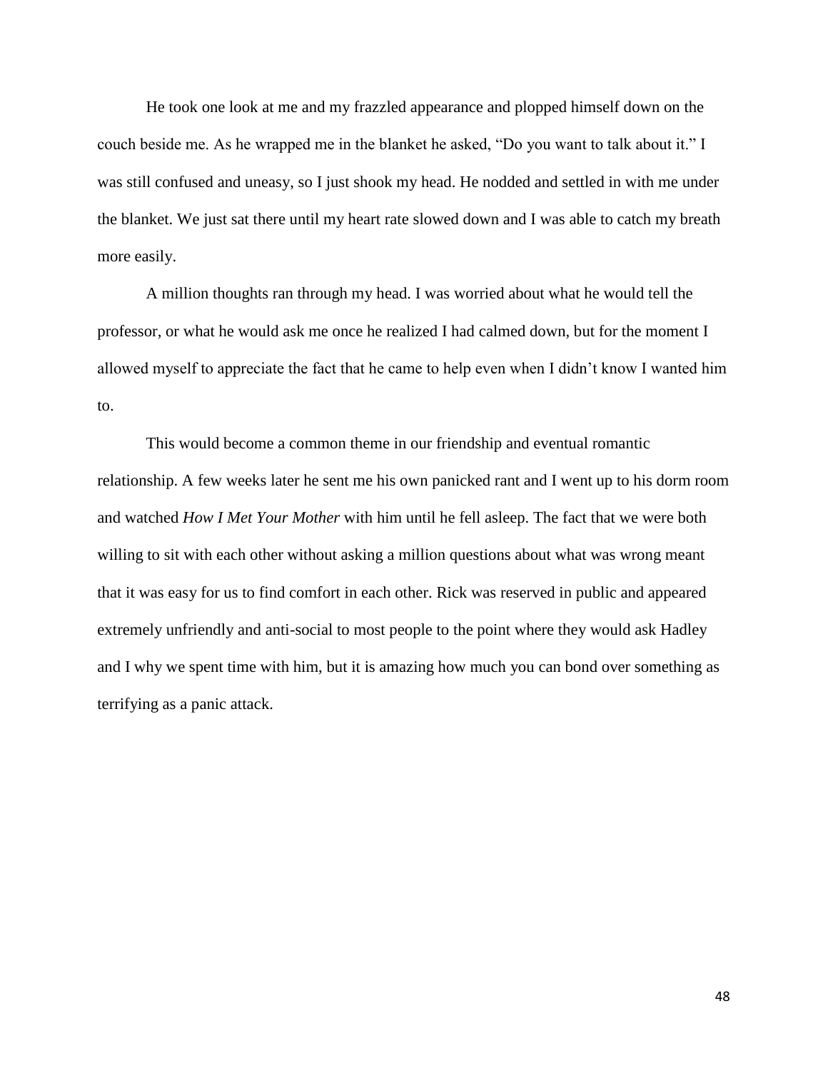He took one look at me and my frazzled appearance and plopped himself down on the couch beside me. As he wrapped me in the blanket he asked, "Do you want to talk about it." I was still confused and uneasy, so I just shook my head. He nodded and settled in with me under the blanket. We just sat there until my heart rate slowed down and I was able to catch my breath more easily.

A million thoughts ran through my head. I was worried about what he would tell the professor, or what he would ask me once he realized I had calmed down, but for the moment I allowed myself to appreciate the fact that he came to help even when I didn't know I wanted him to.

This would become a common theme in our friendship and eventual romantic relationship. A few weeks later he sent me his own panicked rant and I went up to his dorm room and watched *How I Met Your Mother* with him until he fell asleep. The fact that we were both willing to sit with each other without asking a million questions about what was wrong meant that it was easy for us to find comfort in each other. Rick was reserved in public and appeared extremely unfriendly and anti-social to most people to the point where they would ask Hadley and I why we spent time with him, but it is amazing how much you can bond over something as terrifying as a panic attack.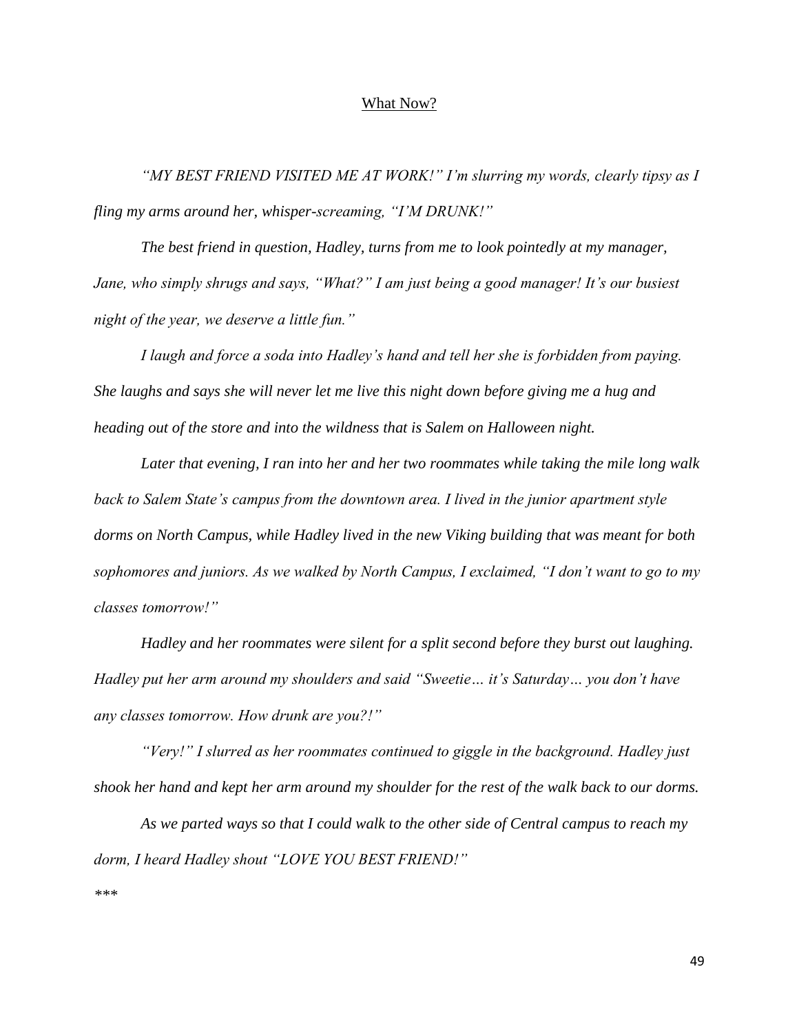<u>What Now?</u>

*"MY BEST FRIEND VISITED ME AT WORK!" I'm slurring my words, clearly tipsy as I fling my arms around her, whisper-screaming, "I'M DRUNK!"*

*The best friend in question, Hadley, turns from me to look pointedly at my manager, Jane, who simply shrugs and says, "What?" I am just being a good manager! It's our busiest night of the year, we deserve a little fun."*

*I laugh and force a soda into Hadley's hand and tell her she is forbidden from paying. She laughs and says she will never let me live this night down before giving me a hug and heading out of the store and into the wildness that is Salem on Halloween night.*

*Later that evening, I ran into her and her two roommates while taking the mile long walk back to Salem State's campus from the downtown area. I lived in the junior apartment style dorms on North Campus, while Hadley lived in the new Viking building that was meant for both sophomores and juniors. As we walked by North Campus, I exclaimed, "I don't want to go to my classes tomorrow!"*

*Hadley and her roommates were silent for a split second before they burst out laughing. Hadley put her arm around my shoulders and said "Sweetie… it's Saturday… you don't have any classes tomorrow. How drunk are you?!"*

*"Very!" I slurred as her roommates continued to giggle in the background. Hadley just shook her hand and kept her arm around my shoulder for the rest of the walk back to our dorms.*

*As we parted ways so that I could walk to the other side of Central campus to reach my dorm, I heard Hadley shout "LOVE YOU BEST FRIEND!"*

*\*\*\**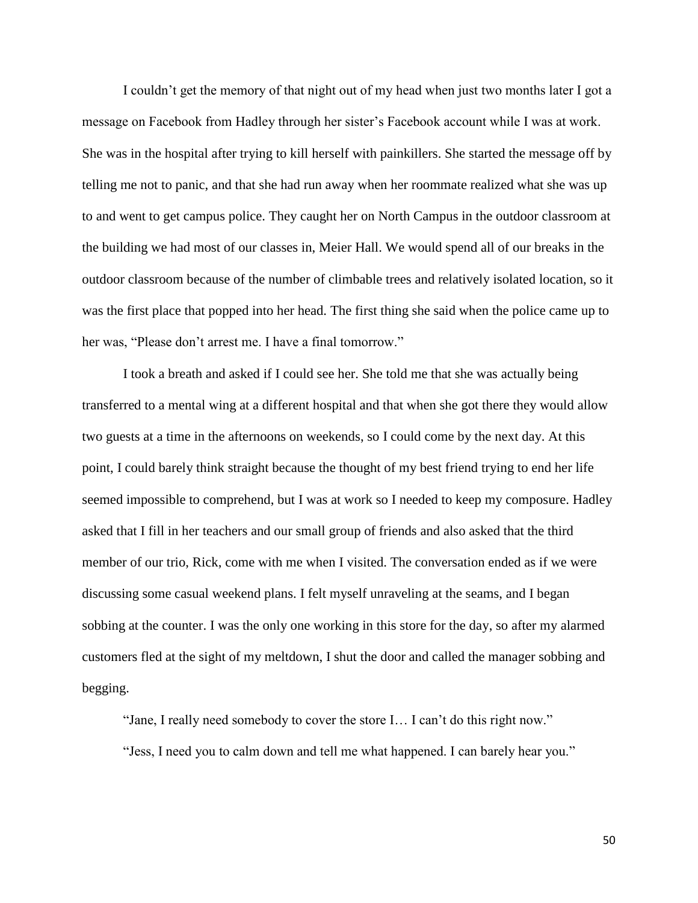I couldn't get the memory of that night out of my head when just two months later I got a message on Facebook from Hadley through her sister's Facebook account while I was at work. She was in the hospital after trying to kill herself with painkillers. She started the message off by telling me not to panic, and that she had run away when her roommate realized what she was up to and went to get campus police. They caught her on North Campus in the outdoor classroom at the building we had most of our classes in, Meier Hall. We would spend all of our breaks in the outdoor classroom because of the number of climbable trees and relatively isolated location, so it was the first place that popped into her head. The first thing she said when the police came up to her was, "Please don't arrest me. I have a final tomorrow."

I took a breath and asked if I could see her. She told me that she was actually being transferred to a mental wing at a different hospital and that when she got there they would allow two guests at a time in the afternoons on weekends, so I could come by the next day. At this point, I could barely think straight because the thought of my best friend trying to end her life seemed impossible to comprehend, but I was at work so I needed to keep my composure. Hadley asked that I fill in her teachers and our small group of friends and also asked that the third member of our trio, Rick, come with me when I visited. The conversation ended as if we were discussing some casual weekend plans. I felt myself unraveling at the seams, and I began sobbing at the counter. I was the only one working in this store for the day, so after my alarmed customers fled at the sight of my meltdown, I shut the door and called the manager sobbing and begging.

"Jane, I really need somebody to cover the store I… I can't do this right now."

"Jess, I need you to calm down and tell me what happened. I can barely hear you."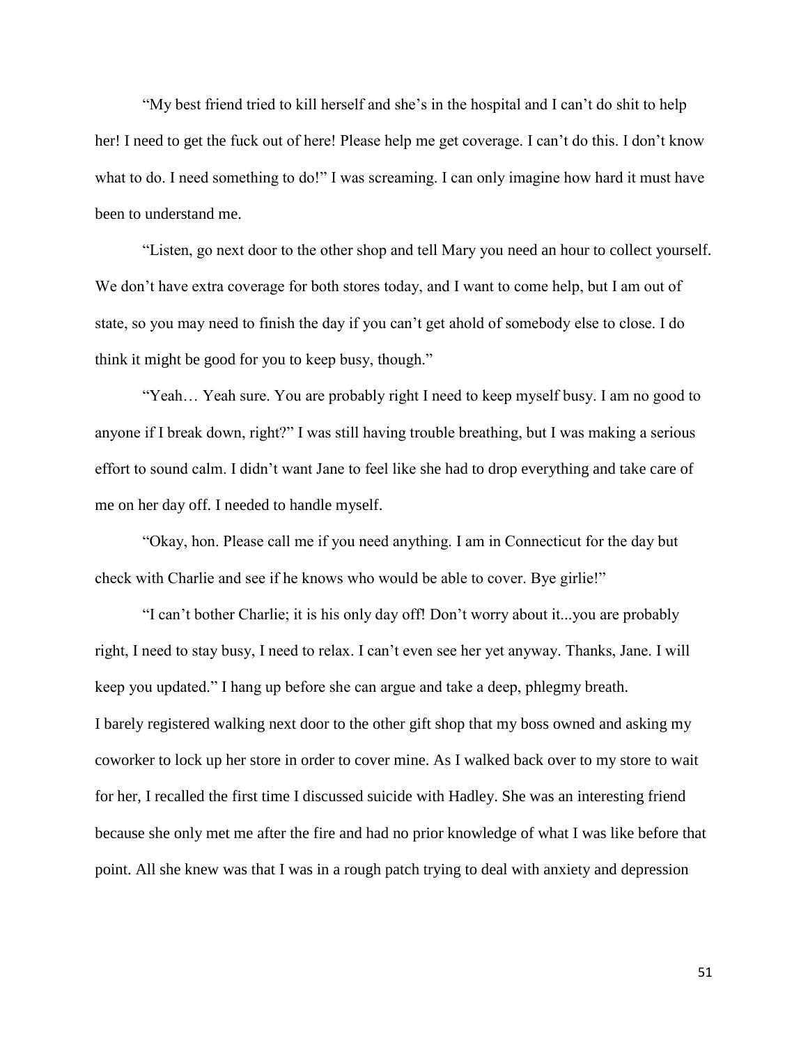"My best friend tried to kill herself and she's in the hospital and I can't do shit to help her! I need to get the fuck out of here! Please help me get coverage. I can't do this. I don't know what to do. I need something to do!" I was screaming. I can only imagine how hard it must have been to understand me.

"Listen, go next door to the other shop and tell Mary you need an hour to collect yourself. We don't have extra coverage for both stores today, and I want to come help, but I am out of state, so you may need to finish the day if you can't get ahold of somebody else to close. I do think it might be good for you to keep busy, though."

"Yeah… Yeah sure. You are probably right I need to keep myself busy. I am no good to anyone if I break down, right?" I was still having trouble breathing, but I was making a serious effort to sound calm. I didn't want Jane to feel like she had to drop everything and take care of me on her day off. I needed to handle myself.

"Okay, hon. Please call me if you need anything. I am in Connecticut for the day but check with Charlie and see if he knows who would be able to cover. Bye girlie!"

"I can't bother Charlie; it is his only day off! Don't worry about it...you are probably right, I need to stay busy, I need to relax. I can't even see her yet anyway. Thanks, Jane. I will keep you updated." I hang up before she can argue and take a deep, phlegmy breath.

I barely registered walking next door to the other gift shop that my boss owned and asking my coworker to lock up her store in order to cover mine. As I walked back over to my store to wait for her, I recalled the first time I discussed suicide with Hadley. She was an interesting friend because she only met me after the fire and had no prior knowledge of what I was like before that point. All she knew was that I was in a rough patch trying to deal with anxiety and depression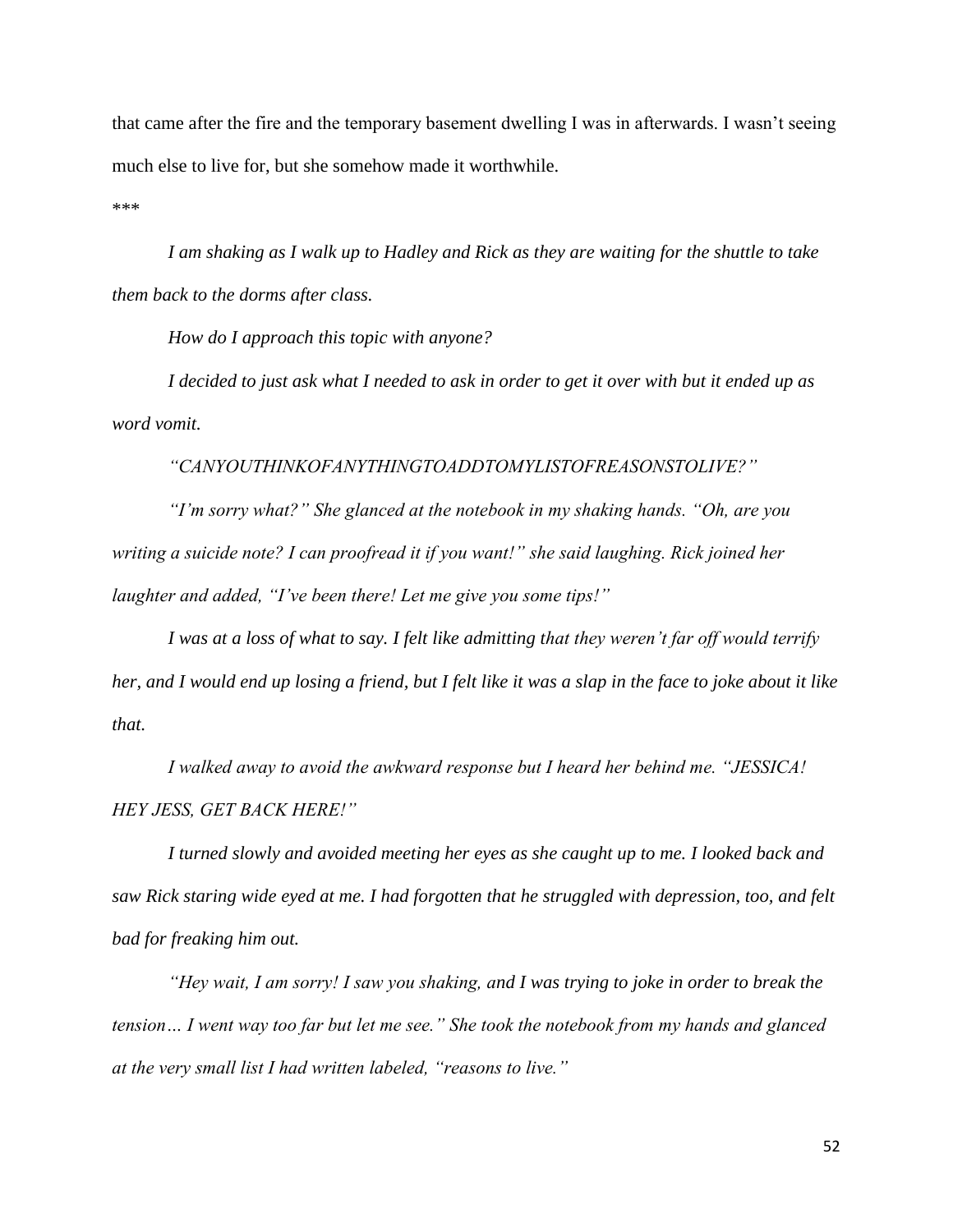that came after the fire and the temporary basement dwelling I was in afterwards. I wasn't seeing much else to live for, but she somehow made it worthwhile.

***

*I am shaking as I walk up to Hadley and Rick as they are waiting for the shuttle to take them back to the dorms after class.*

*How do I approach this topic with anyone?*

*I decided to just ask what I needed to ask in order to get it over with but it ended up as word vomit.*

*"CANYOUTHINKOFANYTHINGTOADDTOMYLISTOFREASONSTOLIVE?"*

*"I'm sorry what?" She glanced at the notebook in my shaking hands. "Oh, are you writing a suicide note? I can proofread it if you want!" she said laughing. Rick joined her laughter and added, "I've been there! Let me give you some tips!"*

*I was at a loss of what to say. I felt like admitting that they weren't far off would terrify her, and I would end up losing a friend, but I felt like it was a slap in the face to joke about it like that.*

*I walked away to avoid the awkward response but I heard her behind me. "JESSICA! HEY JESS, GET BACK HERE!"*

*I turned slowly and avoided meeting her eyes as she caught up to me. I looked back and saw Rick staring wide eyed at me. I had forgotten that he struggled with depression, too, and felt bad for freaking him out.*

*"Hey wait, I am sorry! I saw you shaking, and I was trying to joke in order to break the tension… I went way too far but let me see." She took the notebook from my hands and glanced at the very small list I had written labeled, "reasons to live."*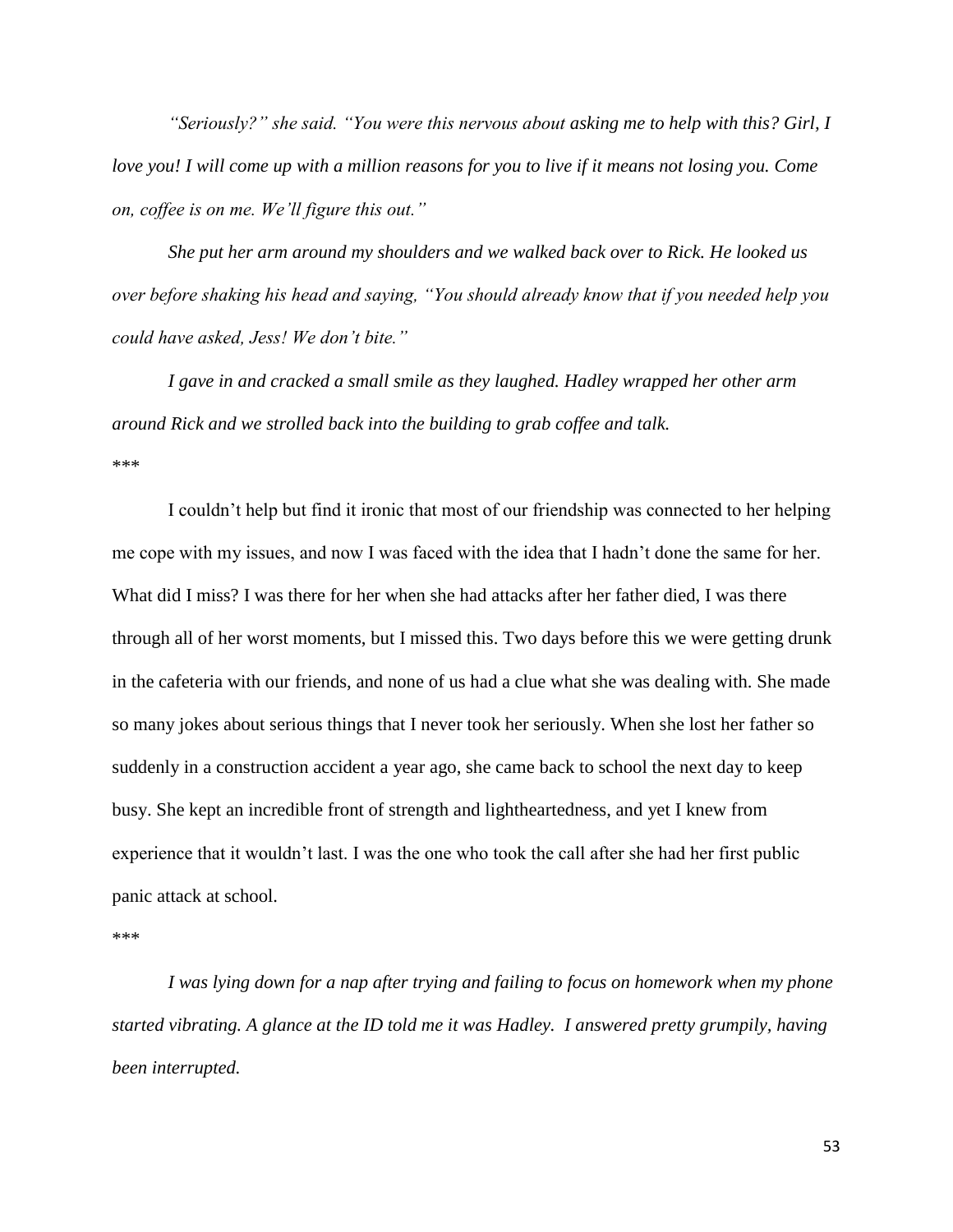*"Seriously?" she said. "You were this nervous about asking me to help with this? Girl, I love you! I will come up with a million reasons for you to live if it means not losing you. Come on, coffee is on me. We'll figure this out."*

*She put her arm around my shoulders and we walked back over to Rick. He looked us over before shaking his head and saying, "You should already know that if you needed help you could have asked, Jess! We don't bite."*

*I gave in and cracked a small smile as they laughed. Hadley wrapped her other arm around Rick and we strolled back into the building to grab coffee and talk.*

***

I couldn't help but find it ironic that most of our friendship was connected to her helping me cope with my issues, and now I was faced with the idea that I hadn't done the same for her. What did I miss? I was there for her when she had attacks after her father died, I was there through all of her worst moments, but I missed this. Two days before this we were getting drunk in the cafeteria with our friends, and none of us had a clue what she was dealing with. She made so many jokes about serious things that I never took her seriously. When she lost her father so suddenly in a construction accident a year ago, she came back to school the next day to keep busy. She kept an incredible front of strength and lightheartedness, and yet I knew from experience that it wouldn't last. I was the one who took the call after she had her first public panic attack at school.

***

*I was lying down for a nap after trying and failing to focus on homework when my phone started vibrating. A glance at the ID told me it was Hadley. I answered pretty grumpily, having been interrupted.*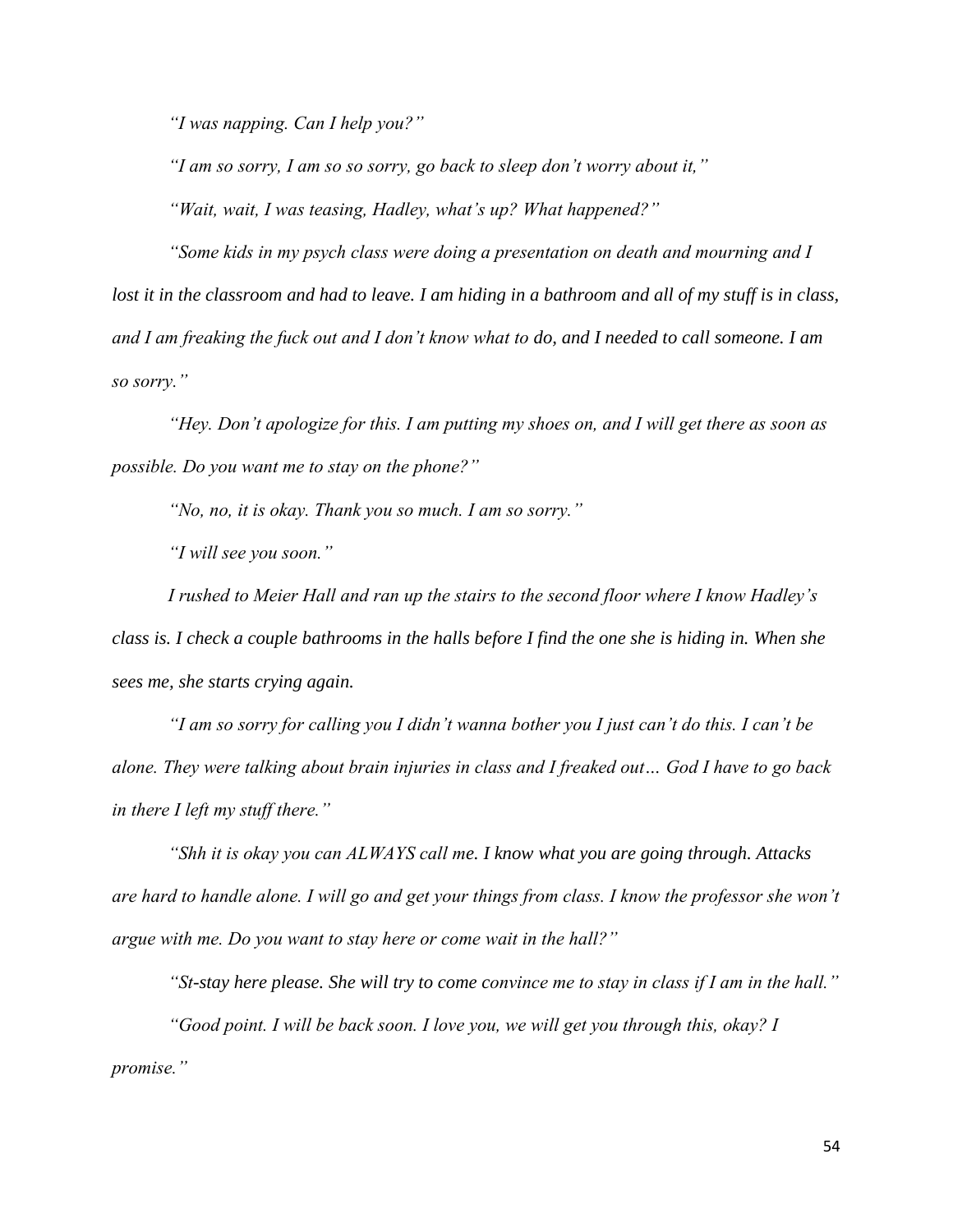*"I was napping. Can I help you?"*

*"I am so sorry, I am so so sorry, go back to sleep don't worry about it,"*

*"Wait, wait, I was teasing, Hadley, what's up? What happened?"*

*"Some kids in my psych class were doing a presentation on death and mourning and I lost it in the classroom and had to leave. I am hiding in a bathroom and all of my stuff is in class, and I am freaking the fuck out and I don't know what to do, and I needed to call someone. I am so sorry."*

*"Hey. Don't apologize for this. I am putting my shoes on, and I will get there as soon as possible. Do you want me to stay on the phone?"*

*"No, no, it is okay. Thank you so much. I am so sorry."*

*"I will see you soon."*

*I rushed to Meier Hall and ran up the stairs to the second floor where I know Hadley's class is. I check a couple bathrooms in the halls before I find the one she is hiding in. When she sees me, she starts crying again.*

*"I am so sorry for calling you I didn't wanna bother you I just can't do this. I can't be alone. They were talking about brain injuries in class and I freaked out… God I have to go back in there I left my stuff there."*

*"Shh it is okay you can ALWAYS call me. I know what you are going through. Attacks are hard to handle alone. I will go and get your things from class. I know the professor she won't argue with me. Do you want to stay here or come wait in the hall?"*

*"St-stay here please. She will try to come convince me to stay in class if I am in the hall."*

*"Good point. I will be back soon. I love you, we will get you through this, okay? I promise."*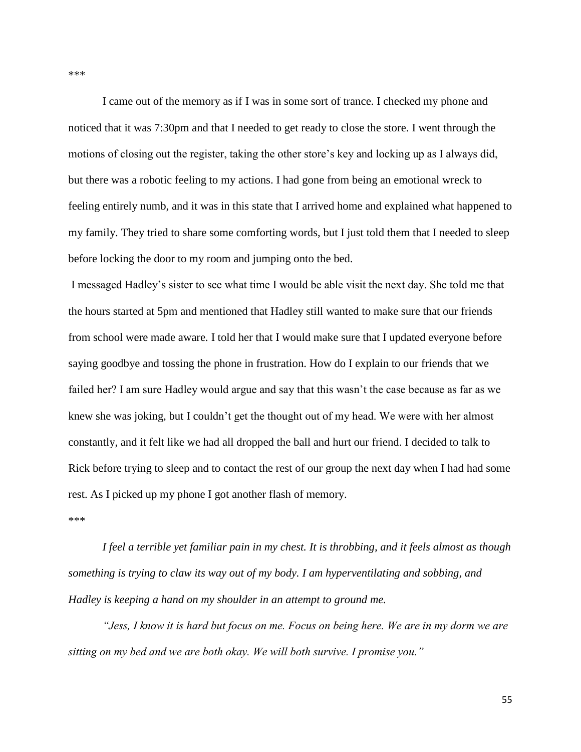***

I came out of the memory as if I was in some sort of trance. I checked my phone and noticed that it was 7:30pm and that I needed to get ready to close the store. I went through the motions of closing out the register, taking the other store's key and locking up as I always did, but there was a robotic feeling to my actions. I had gone from being an emotional wreck to feeling entirely numb, and it was in this state that I arrived home and explained what happened to my family. They tried to share some comforting words, but I just told them that I needed to sleep before locking the door to my room and jumping onto the bed.

I messaged Hadley's sister to see what time I would be able visit the next day. She told me that the hours started at 5pm and mentioned that Hadley still wanted to make sure that our friends from school were made aware. I told her that I would make sure that I updated everyone before saying goodbye and tossing the phone in frustration. How do I explain to our friends that we failed her? I am sure Hadley would argue and say that this wasn't the case because as far as we knew she was joking, but I couldn't get the thought out of my head. We were with her almost constantly, and it felt like we had all dropped the ball and hurt our friend. I decided to talk to Rick before trying to sleep and to contact the rest of our group the next day when I had had some rest. As I picked up my phone I got another flash of memory.

***

*I feel a terrible yet familiar pain in my chest. It is throbbing, and it feels almost as though something is trying to claw its way out of my body. I am hyperventilating and sobbing, and Hadley is keeping a hand on my shoulder in an attempt to ground me.*

*"Jess, I know it is hard but focus on me. Focus on being here. We are in my dorm we are sitting on my bed and we are both okay. We will both survive. I promise you."*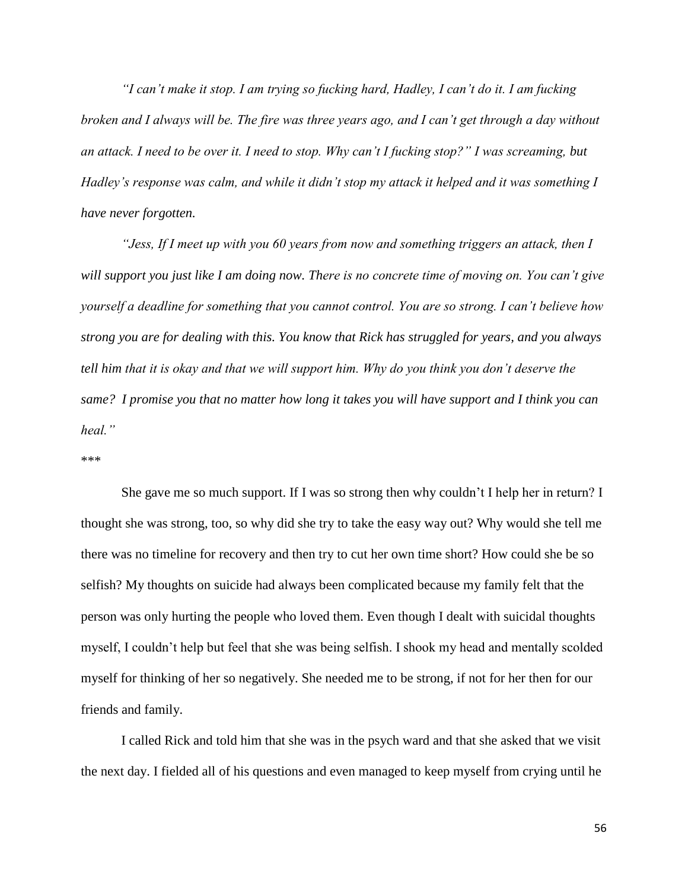*"I can't make it stop. I am trying so fucking hard, Hadley, I can't do it. I am fucking broken and I always will be. The fire was three years ago, and I can't get through a day without an attack. I need to be over it. I need to stop. Why can't I fucking stop?" I was screaming, but Hadley's response was calm, and while it didn't stop my attack it helped and it was something I have never forgotten.*

*"Jess, If I meet up with you 60 years from now and something triggers an attack, then I will support you just like I am doing now. There is no concrete time of moving on. You can't give yourself a deadline for something that you cannot control. You are so strong. I can't believe how strong you are for dealing with this. You know that Rick has struggled for years, and you always tell him that it is okay and that we will support him. Why do you think you don't deserve the same? I promise you that no matter how long it takes you will have support and I think you can heal."*

***

She gave me so much support. If I was so strong then why couldn't I help her in return? I thought she was strong, too, so why did she try to take the easy way out? Why would she tell me there was no timeline for recovery and then try to cut her own time short? How could she be so selfish? My thoughts on suicide had always been complicated because my family felt that the person was only hurting the people who loved them. Even though I dealt with suicidal thoughts myself, I couldn't help but feel that she was being selfish. I shook my head and mentally scolded myself for thinking of her so negatively. She needed me to be strong, if not for her then for our friends and family.

I called Rick and told him that she was in the psych ward and that she asked that we visit the next day. I fielded all of his questions and even managed to keep myself from crying until he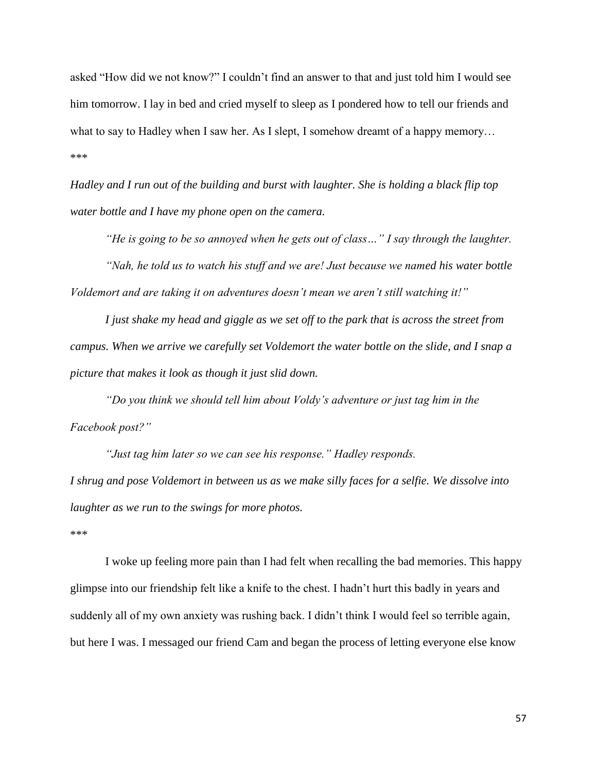asked "How did we not know?" I couldn't find an answer to that and just told him I would see him tomorrow. I lay in bed and cried myself to sleep as I pondered how to tell our friends and what to say to Hadley when I saw her. As I slept, I somehow dreamt of a happy memory…

***

*Hadley and I run out of the building and burst with laughter. She is holding a black flip top water bottle and I have my phone open on the camera.*

*"He is going to be so annoyed when he gets out of class…" I say through the laughter.*

*"Nah, he told us to watch his stuff and we are! Just because we named his water bottle Voldemort and are taking it on adventures doesn't mean we aren't still watching it!"*

*I just shake my head and giggle as we set off to the park that is across the street from campus. When we arrive we carefully set Voldemort the water bottle on the slide, and I snap a picture that makes it look as though it just slid down.*

*"Do you think we should tell him about Voldy's adventure or just tag him in the Facebook post?"*

*"Just tag him later so we can see his response." Hadley responds.*

*I shrug and pose Voldemort in between us as we make silly faces for a selfie. We dissolve into laughter as we run to the swings for more photos.*

***

I woke up feeling more pain than I had felt when recalling the bad memories. This happy glimpse into our friendship felt like a knife to the chest. I hadn't hurt this badly in years and suddenly all of my own anxiety was rushing back. I didn't think I would feel so terrible again, but here I was. I messaged our friend Cam and began the process of letting everyone else know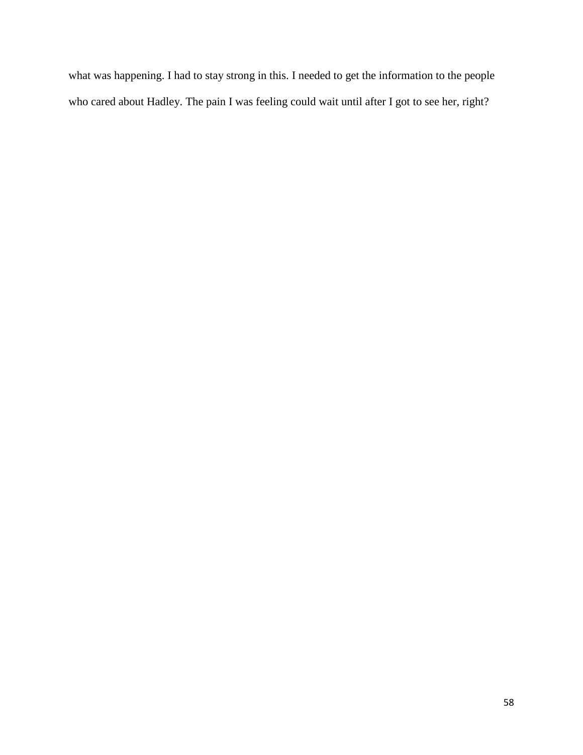what was happening. I had to stay strong in this. I needed to get the information to the people who cared about Hadley. The pain I was feeling could wait until after I got to see her, right?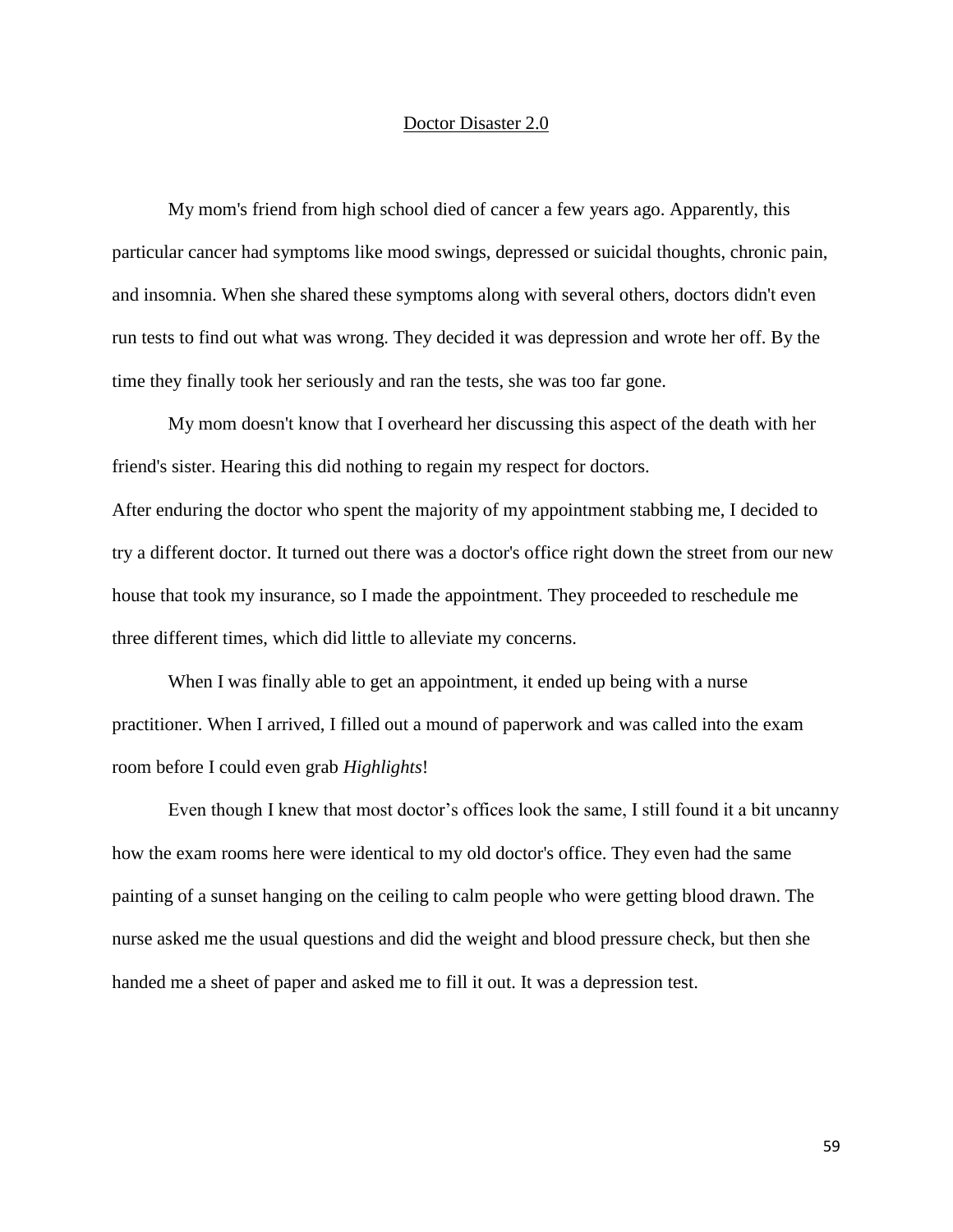## Doctor Disaster 2.0

My mom's friend from high school died of cancer a few years ago. Apparently, this particular cancer had symptoms like mood swings, depressed or suicidal thoughts, chronic pain, and insomnia. When she shared these symptoms along with several others, doctors didn't even run tests to find out what was wrong. They decided it was depression and wrote her off. By the time they finally took her seriously and ran the tests, she was too far gone.

My mom doesn't know that I overheard her discussing this aspect of the death with her friend's sister. Hearing this did nothing to regain my respect for doctors.

After enduring the doctor who spent the majority of my appointment stabbing me, I decided to try a different doctor. It turned out there was a doctor's office right down the street from our new house that took my insurance, so I made the appointment. They proceeded to reschedule me three different times, which did little to alleviate my concerns.

When I was finally able to get an appointment, it ended up being with a nurse practitioner. When I arrived, I filled out a mound of paperwork and was called into the exam room before I could even grab *Highlights*!

Even though I knew that most doctor's offices look the same, I still found it a bit uncanny how the exam rooms here were identical to my old doctor's office. They even had the same painting of a sunset hanging on the ceiling to calm people who were getting blood drawn. The nurse asked me the usual questions and did the weight and blood pressure check, but then she handed me a sheet of paper and asked me to fill it out. It was a depression test.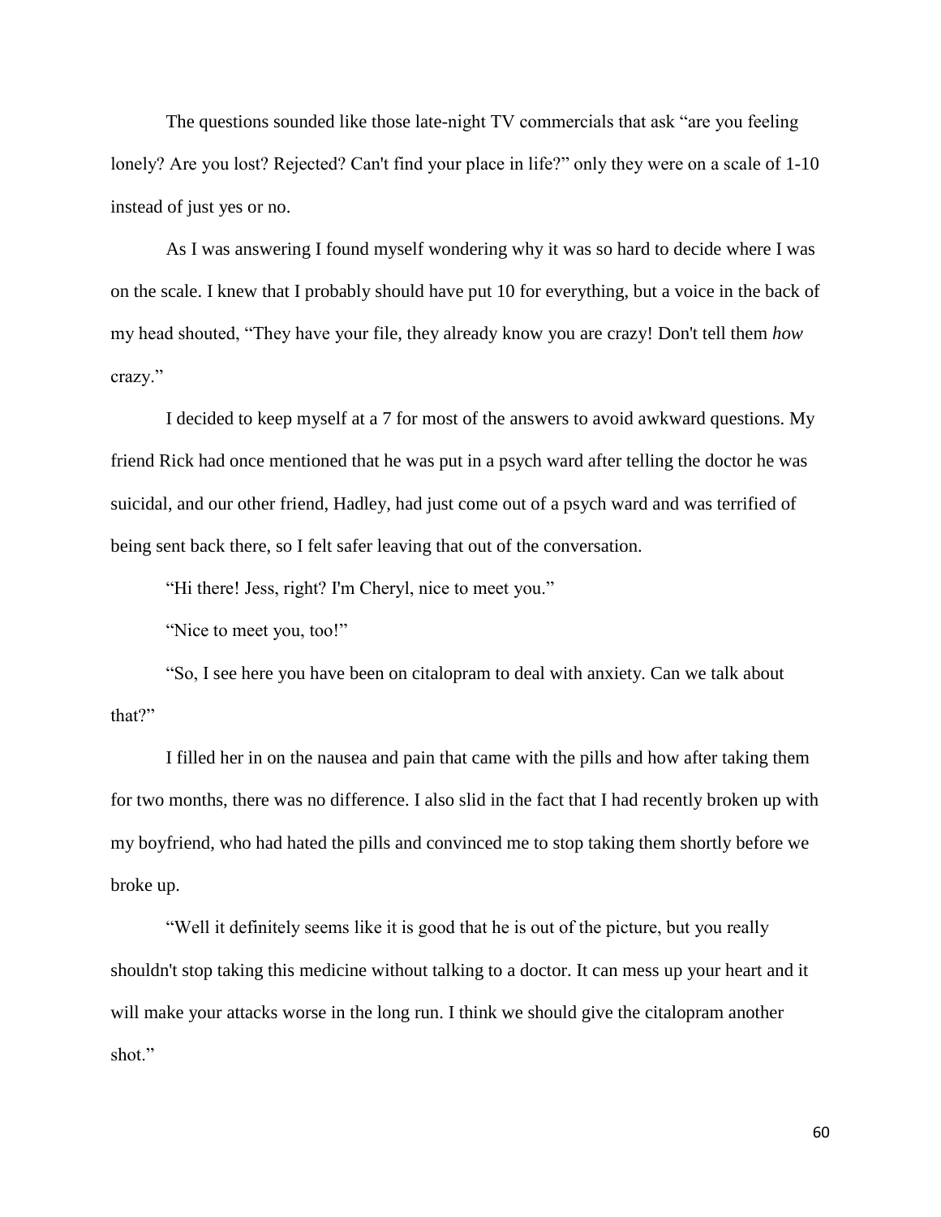The questions sounded like those late-night TV commercials that ask "are you feeling lonely? Are you lost? Rejected? Can't find your place in life?" only they were on a scale of 1-10 instead of just yes or no.

As I was answering I found myself wondering why it was so hard to decide where I was on the scale. I knew that I probably should have put 10 for everything, but a voice in the back of my head shouted, "They have your file, they already know you are crazy! Don't tell them *how* crazy."

I decided to keep myself at a 7 for most of the answers to avoid awkward questions. My friend Rick had once mentioned that he was put in a psych ward after telling the doctor he was suicidal, and our other friend, Hadley, had just come out of a psych ward and was terrified of being sent back there, so I felt safer leaving that out of the conversation.

"Hi there! Jess, right? I'm Cheryl, nice to meet you."

"Nice to meet you, too!"

"So, I see here you have been on citalopram to deal with anxiety. Can we talk about that?"

I filled her in on the nausea and pain that came with the pills and how after taking them for two months, there was no difference. I also slid in the fact that I had recently broken up with my boyfriend, who had hated the pills and convinced me to stop taking them shortly before we broke up.

"Well it definitely seems like it is good that he is out of the picture, but you really shouldn't stop taking this medicine without talking to a doctor. It can mess up your heart and it will make your attacks worse in the long run. I think we should give the citalopram another shot."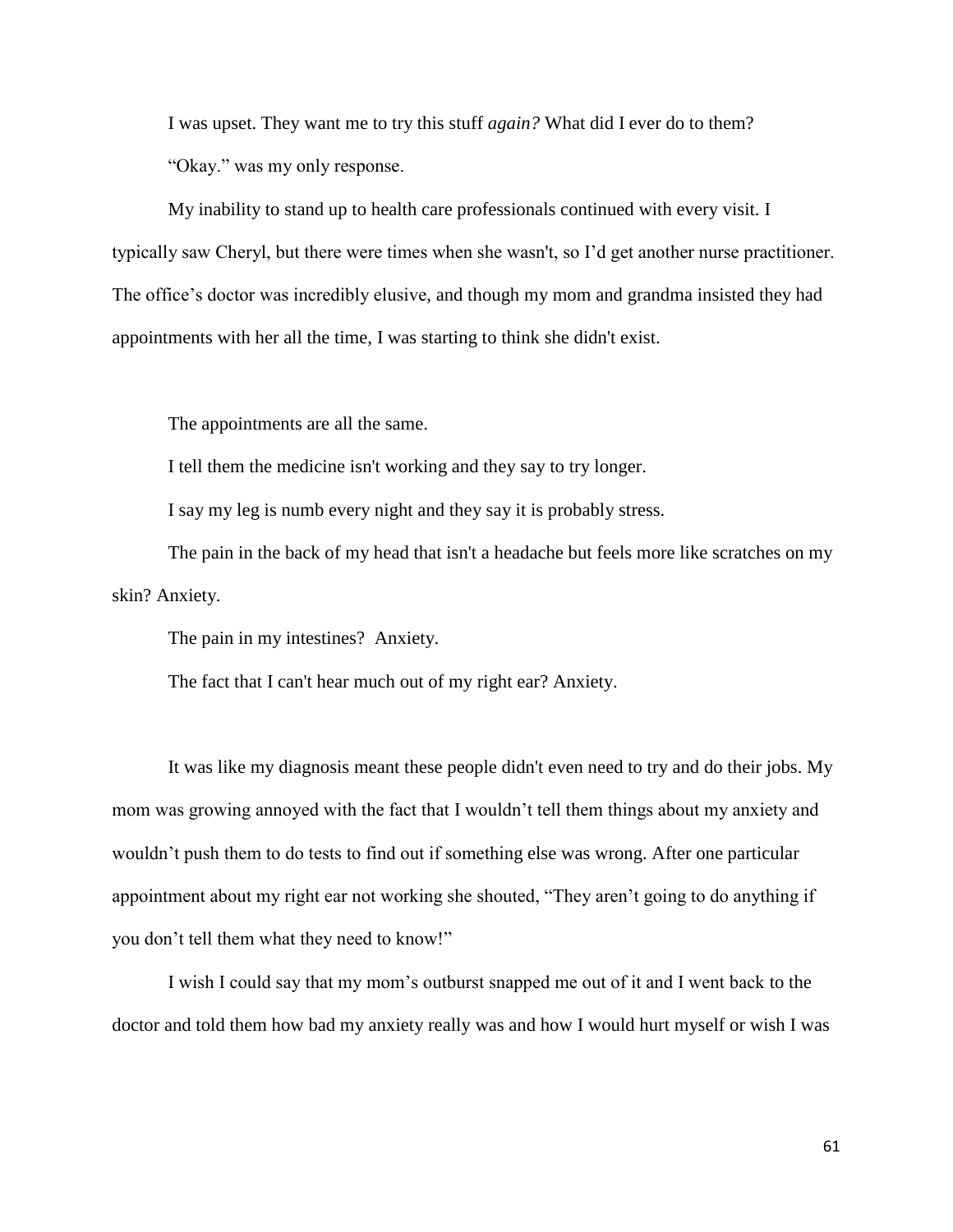I was upset. They want me to try this stuff *again?* What did I ever do to them?

"Okay." was my only response.

My inability to stand up to health care professionals continued with every visit. I typically saw Cheryl, but there were times when she wasn't, so I'd get another nurse practitioner. The office's doctor was incredibly elusive, and though my mom and grandma insisted they had appointments with her all the time, I was starting to think she didn't exist.

The appointments are all the same.

I tell them the medicine isn't working and they say to try longer.

I say my leg is numb every night and they say it is probably stress.

The pain in the back of my head that isn't a headache but feels more like scratches on my skin? Anxiety.

The pain in my intestines? Anxiety.

The fact that I can't hear much out of my right ear? Anxiety.

It was like my diagnosis meant these people didn't even need to try and do their jobs. My mom was growing annoyed with the fact that I wouldn't tell them things about my anxiety and wouldn't push them to do tests to find out if something else was wrong. After one particular appointment about my right ear not working she shouted, "They aren't going to do anything if you don't tell them what they need to know!"

I wish I could say that my mom's outburst snapped me out of it and I went back to the doctor and told them how bad my anxiety really was and how I would hurt myself or wish I was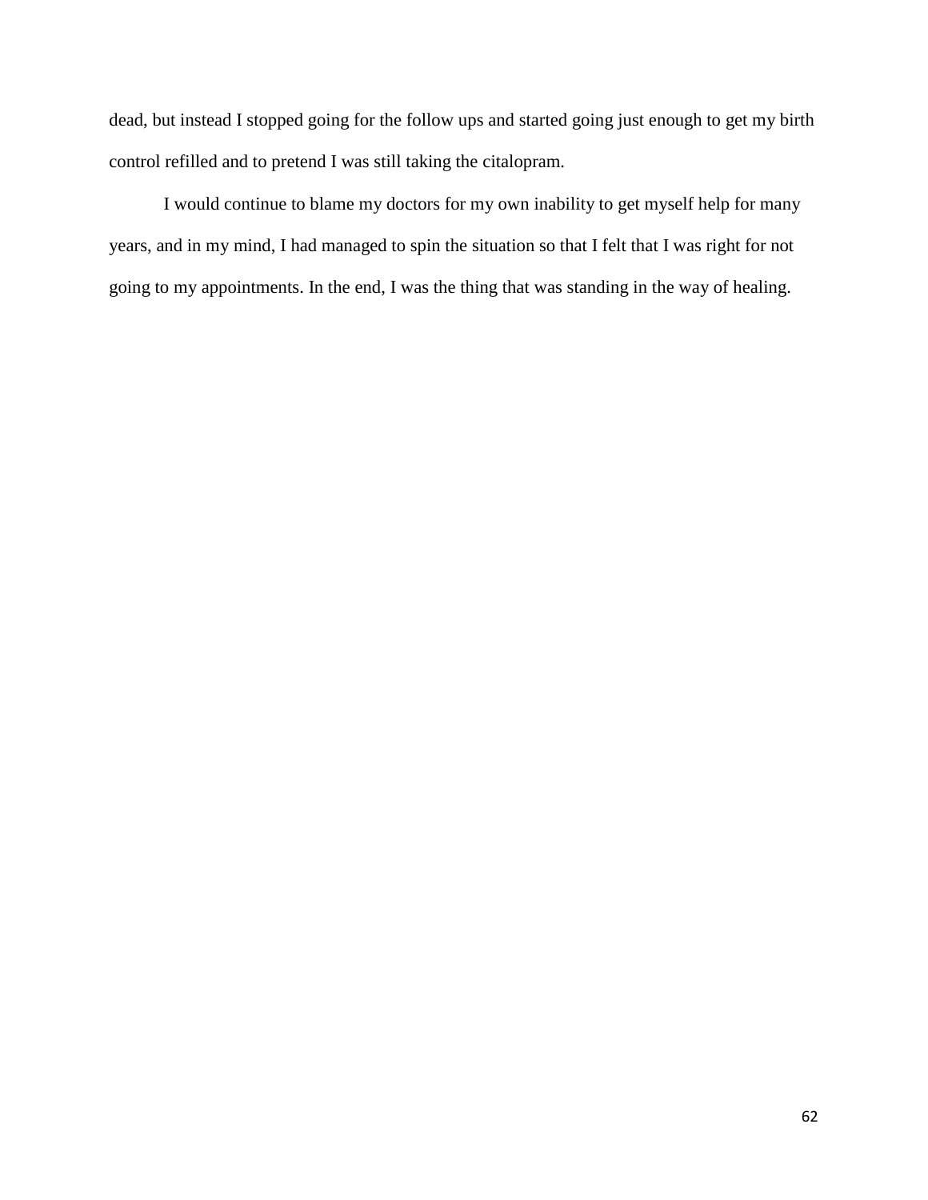dead, but instead I stopped going for the follow ups and started going just enough to get my birth control refilled and to pretend I was still taking the citalopram.

I would continue to blame my doctors for my own inability to get myself help for many years, and in my mind, I had managed to spin the situation so that I felt that I was right for not going to my appointments. In the end, I was the thing that was standing in the way of healing.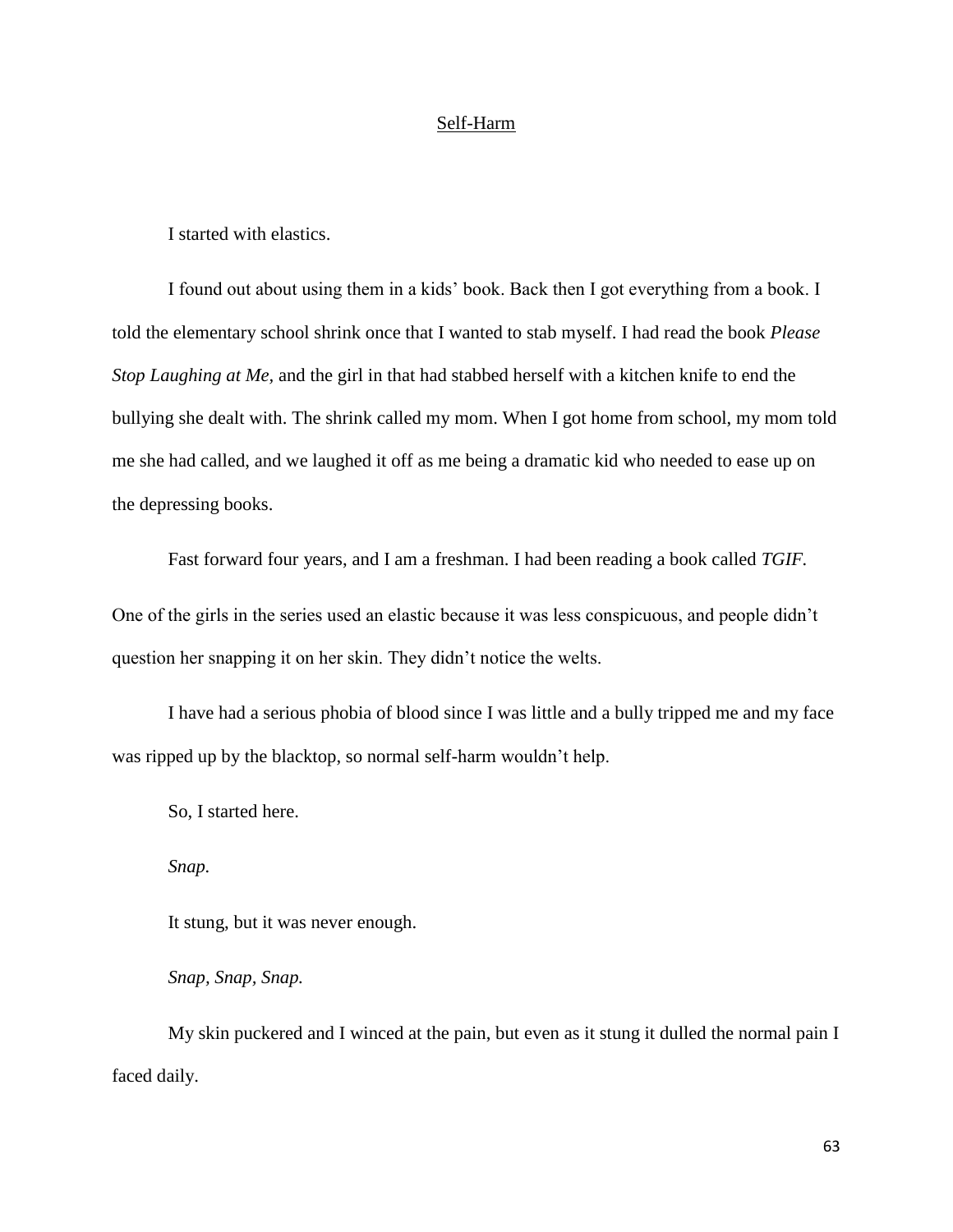## Self-Harm

I started with elastics.

I found out about using them in a kids' book. Back then I got everything from a book. I told the elementary school shrink once that I wanted to stab myself. I had read the book *Please Stop Laughing at Me*, and the girl in that had stabbed herself with a kitchen knife to end the bullying she dealt with. The shrink called my mom. When I got home from school, my mom told me she had called, and we laughed it off as me being a dramatic kid who needed to ease up on the depressing books.

Fast forward four years, and I am a freshman. I had been reading a book called *TGIF*. One of the girls in the series used an elastic because it was less conspicuous, and people didn't question her snapping it on her skin. They didn't notice the welts.

I have had a serious phobia of blood since I was little and a bully tripped me and my face was ripped up by the blacktop, so normal self-harm wouldn't help.

So, I started here.

*Snap.*

It stung, but it was never enough.

*Snap, Snap, Snap.*

My skin puckered and I winced at the pain, but even as it stung it dulled the normal pain I faced daily.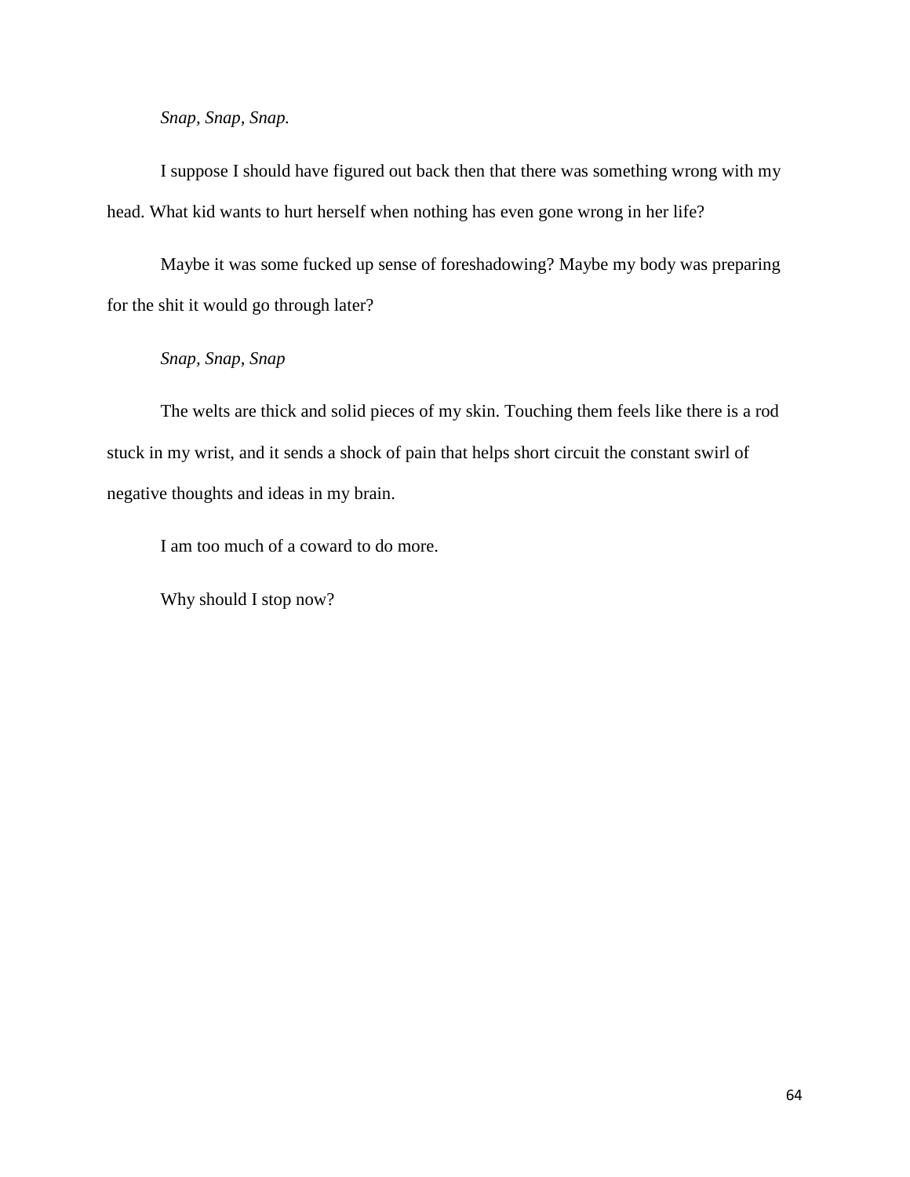*Snap, Snap, Snap.*

I suppose I should have figured out back then that there was something wrong with my head. What kid wants to hurt herself when nothing has even gone wrong in her life?

Maybe it was some fucked up sense of foreshadowing? Maybe my body was preparing for the shit it would go through later?

*Snap, Snap, Snap*

The welts are thick and solid pieces of my skin. Touching them feels like there is a rod stuck in my wrist, and it sends a shock of pain that helps short circuit the constant swirl of negative thoughts and ideas in my brain.

I am too much of a coward to do more.

Why should I stop now?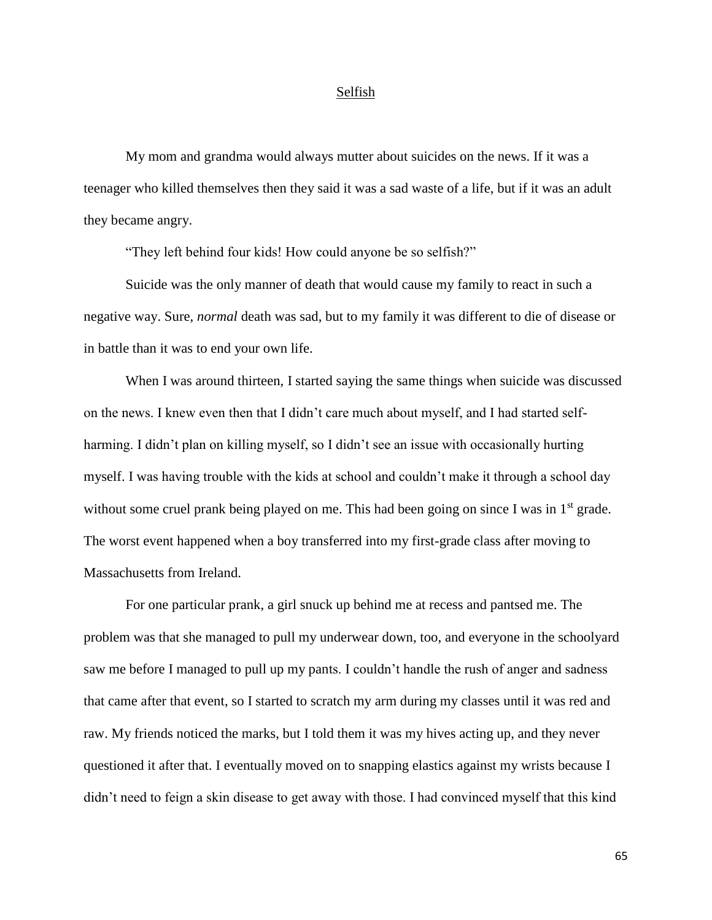# Selfish

My mom and grandma would always mutter about suicides on the news. If it was a teenager who killed themselves then they said it was a sad waste of a life, but if it was an adult they became angry.

"They left behind four kids! How could anyone be so selfish?"

Suicide was the only manner of death that would cause my family to react in such a negative way. Sure, *normal* death was sad, but to my family it was different to die of disease or in battle than it was to end your own life.

When I was around thirteen, I started saying the same things when suicide was discussed on the news. I knew even then that I didn't care much about myself, and I had started self-harming. I didn't plan on killing myself, so I didn't see an issue with occasionally hurting myself. I was having trouble with the kids at school and couldn't make it through a school day without some cruel prank being played on me. This had been going on since I was in 1st grade. The worst event happened when a boy transferred into my first-grade class after moving to Massachusetts from Ireland.

For one particular prank, a girl snuck up behind me at recess and pantsed me. The problem was that she managed to pull my underwear down, too, and everyone in the schoolyard saw me before I managed to pull up my pants. I couldn't handle the rush of anger and sadness that came after that event, so I started to scratch my arm during my classes until it was red and raw. My friends noticed the marks, but I told them it was my hives acting up, and they never questioned it after that. I eventually moved on to snapping elastics against my wrists because I didn't need to feign a skin disease to get away with those. I had convinced myself that this kind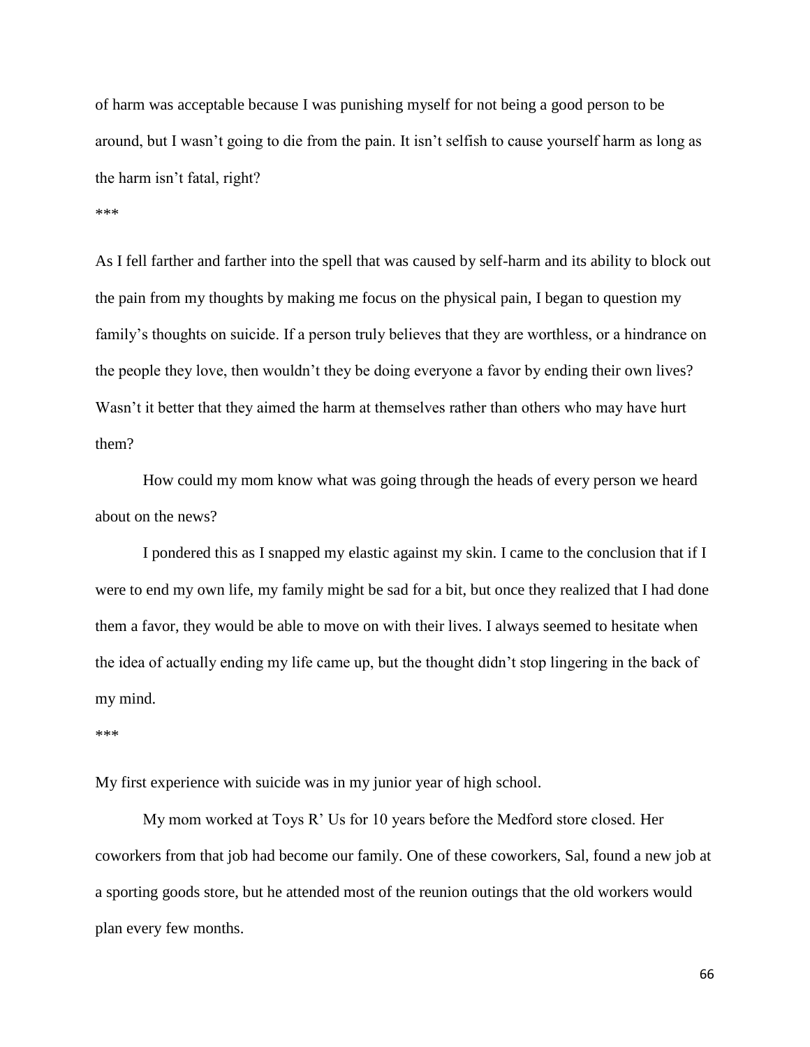of harm was acceptable because I was punishing myself for not being a good person to be around, but I wasn't going to die from the pain. It isn't selfish to cause yourself harm as long as the harm isn't fatal, right?

***

As I fell farther and farther into the spell that was caused by self-harm and its ability to block out the pain from my thoughts by making me focus on the physical pain, I began to question my family's thoughts on suicide. If a person truly believes that they are worthless, or a hindrance on the people they love, then wouldn't they be doing everyone a favor by ending their own lives? Wasn't it better that they aimed the harm at themselves rather than others who may have hurt them?

How could my mom know what was going through the heads of every person we heard about on the news?

I pondered this as I snapped my elastic against my skin. I came to the conclusion that if I were to end my own life, my family might be sad for a bit, but once they realized that I had done them a favor, they would be able to move on with their lives. I always seemed to hesitate when the idea of actually ending my life came up, but the thought didn't stop lingering in the back of my mind.

***

My first experience with suicide was in my junior year of high school.

My mom worked at Toys R' Us for 10 years before the Medford store closed. Her coworkers from that job had become our family. One of these coworkers, Sal, found a new job at a sporting goods store, but he attended most of the reunion outings that the old workers would plan every few months.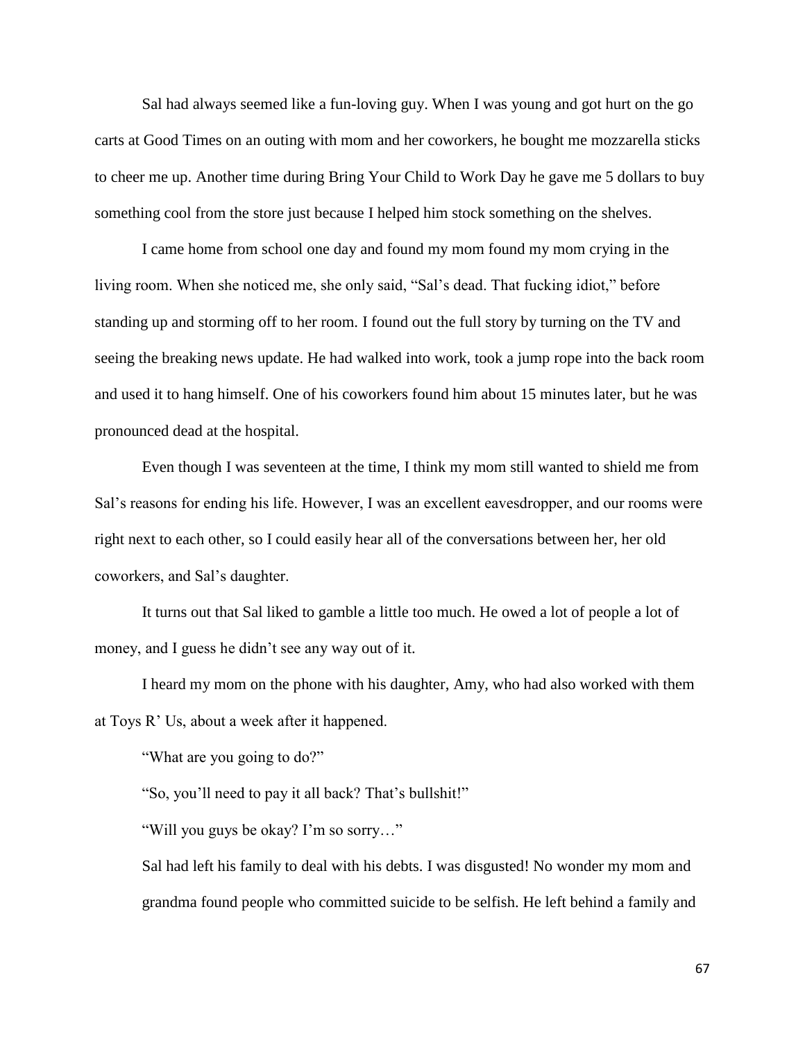Sal had always seemed like a fun-loving guy. When I was young and got hurt on the go carts at Good Times on an outing with mom and her coworkers, he bought me mozzarella sticks to cheer me up. Another time during Bring Your Child to Work Day he gave me 5 dollars to buy something cool from the store just because I helped him stock something on the shelves.

I came home from school one day and found my mom found my mom crying in the living room. When she noticed me, she only said, "Sal's dead. That fucking idiot," before standing up and storming off to her room. I found out the full story by turning on the TV and seeing the breaking news update. He had walked into work, took a jump rope into the back room and used it to hang himself. One of his coworkers found him about 15 minutes later, but he was pronounced dead at the hospital.

Even though I was seventeen at the time, I think my mom still wanted to shield me from Sal's reasons for ending his life. However, I was an excellent eavesdropper, and our rooms were right next to each other, so I could easily hear all of the conversations between her, her old coworkers, and Sal's daughter.

It turns out that Sal liked to gamble a little too much. He owed a lot of people a lot of money, and I guess he didn't see any way out of it.

I heard my mom on the phone with his daughter, Amy, who had also worked with them at Toys R' Us, about a week after it happened.

"What are you going to do?"

"So, you'll need to pay it all back? That's bullshit!"

"Will you guys be okay? I'm so sorry…"

Sal had left his family to deal with his debts. I was disgusted! No wonder my mom and grandma found people who committed suicide to be selfish. He left behind a family and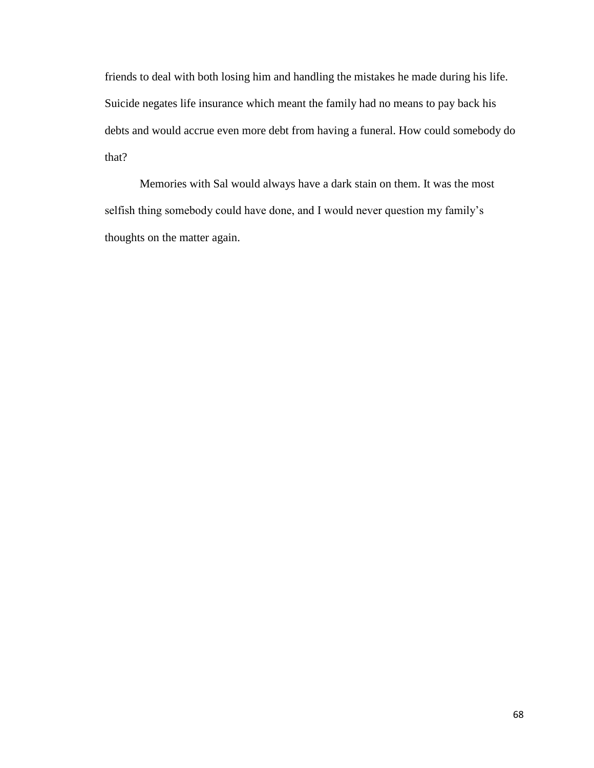friends to deal with both losing him and handling the mistakes he made during his life. Suicide negates life insurance which meant the family had no means to pay back his debts and would accrue even more debt from having a funeral. How could somebody do that?

Memories with Sal would always have a dark stain on them. It was the most selfish thing somebody could have done, and I would never question my family's thoughts on the matter again.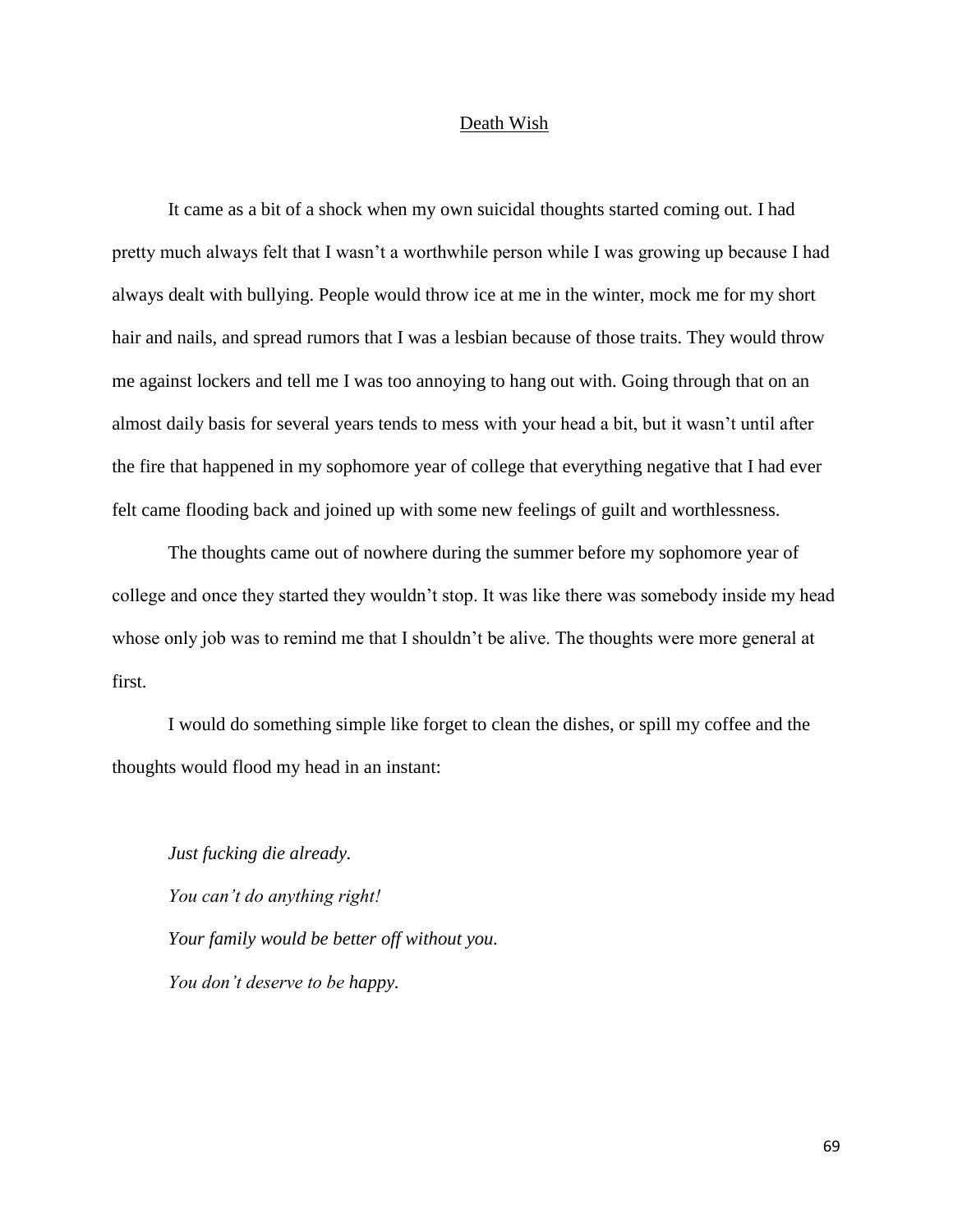## Death Wish

It came as a bit of a shock when my own suicidal thoughts started coming out. I had pretty much always felt that I wasn't a worthwhile person while I was growing up because I had always dealt with bullying. People would throw ice at me in the winter, mock me for my short hair and nails, and spread rumors that I was a lesbian because of those traits. They would throw me against lockers and tell me I was too annoying to hang out with. Going through that on an almost daily basis for several years tends to mess with your head a bit, but it wasn't until after the fire that happened in my sophomore year of college that everything negative that I had ever felt came flooding back and joined up with some new feelings of guilt and worthlessness.

The thoughts came out of nowhere during the summer before my sophomore year of college and once they started they wouldn't stop. It was like there was somebody inside my head whose only job was to remind me that I shouldn't be alive. The thoughts were more general at first.

I would do something simple like forget to clean the dishes, or spill my coffee and the thoughts would flood my head in an instant:

*Just fucking die already.*

*You can't do anything right!*

*Your family would be better off without you.*

*You don't deserve to be happy.*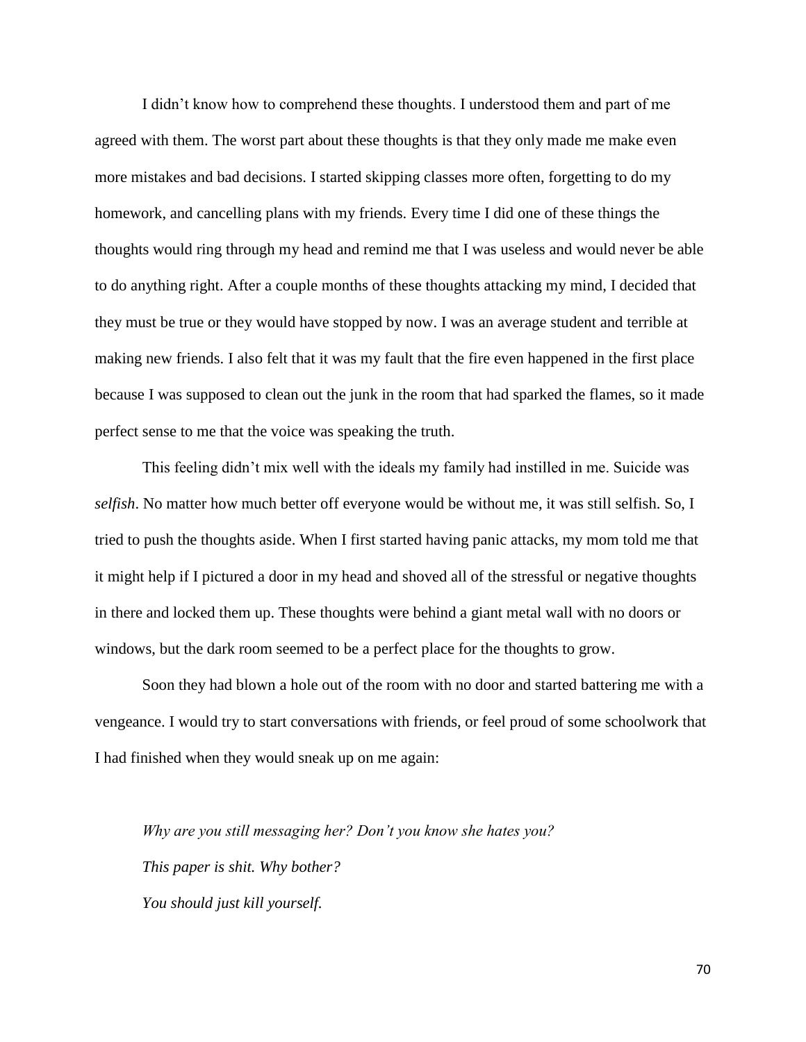I didn't know how to comprehend these thoughts. I understood them and part of me agreed with them. The worst part about these thoughts is that they only made me make even more mistakes and bad decisions. I started skipping classes more often, forgetting to do my homework, and cancelling plans with my friends. Every time I did one of these things the thoughts would ring through my head and remind me that I was useless and would never be able to do anything right. After a couple months of these thoughts attacking my mind, I decided that they must be true or they would have stopped by now. I was an average student and terrible at making new friends. I also felt that it was my fault that the fire even happened in the first place because I was supposed to clean out the junk in the room that had sparked the flames, so it made perfect sense to me that the voice was speaking the truth.

This feeling didn't mix well with the ideals my family had instilled in me. Suicide was *selfish*. No matter how much better off everyone would be without me, it was still selfish. So, I tried to push the thoughts aside. When I first started having panic attacks, my mom told me that it might help if I pictured a door in my head and shoved all of the stressful or negative thoughts in there and locked them up. These thoughts were behind a giant metal wall with no doors or windows, but the dark room seemed to be a perfect place for the thoughts to grow.

Soon they had blown a hole out of the room with no door and started battering me with a vengeance. I would try to start conversations with friends, or feel proud of some schoolwork that I had finished when they would sneak up on me again:

*Why are you still messaging her? Don't you know she hates you?*
*This paper is shit. Why bother?*
*You should just kill yourself.*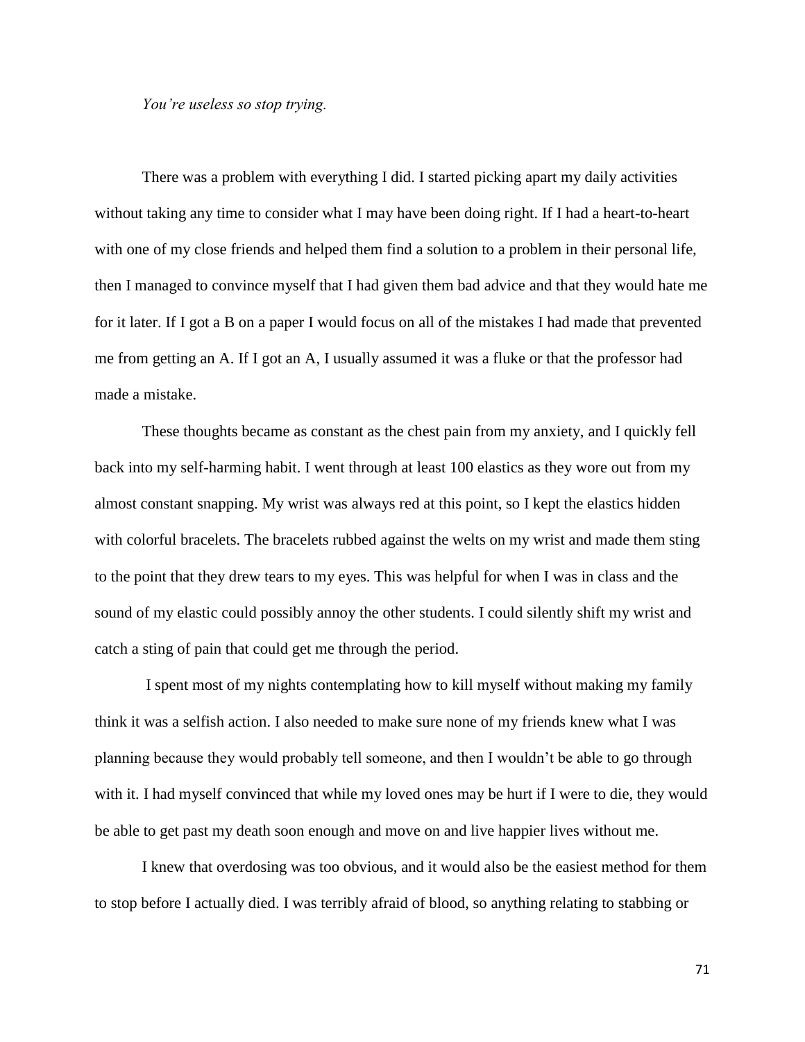*You're useless so stop trying.*

There was a problem with everything I did. I started picking apart my daily activities without taking any time to consider what I may have been doing right. If I had a heart-to-heart with one of my close friends and helped them find a solution to a problem in their personal life, then I managed to convince myself that I had given them bad advice and that they would hate me for it later. If I got a B on a paper I would focus on all of the mistakes I had made that prevented me from getting an A. If I got an A, I usually assumed it was a fluke or that the professor had made a mistake.

These thoughts became as constant as the chest pain from my anxiety, and I quickly fell back into my self-harming habit. I went through at least 100 elastics as they wore out from my almost constant snapping. My wrist was always red at this point, so I kept the elastics hidden with colorful bracelets. The bracelets rubbed against the welts on my wrist and made them sting to the point that they drew tears to my eyes. This was helpful for when I was in class and the sound of my elastic could possibly annoy the other students. I could silently shift my wrist and catch a sting of pain that could get me through the period.

I spent most of my nights contemplating how to kill myself without making my family think it was a selfish action. I also needed to make sure none of my friends knew what I was planning because they would probably tell someone, and then I wouldn't be able to go through with it. I had myself convinced that while my loved ones may be hurt if I were to die, they would be able to get past my death soon enough and move on and live happier lives without me.

I knew that overdosing was too obvious, and it would also be the easiest method for them to stop before I actually died. I was terribly afraid of blood, so anything relating to stabbing or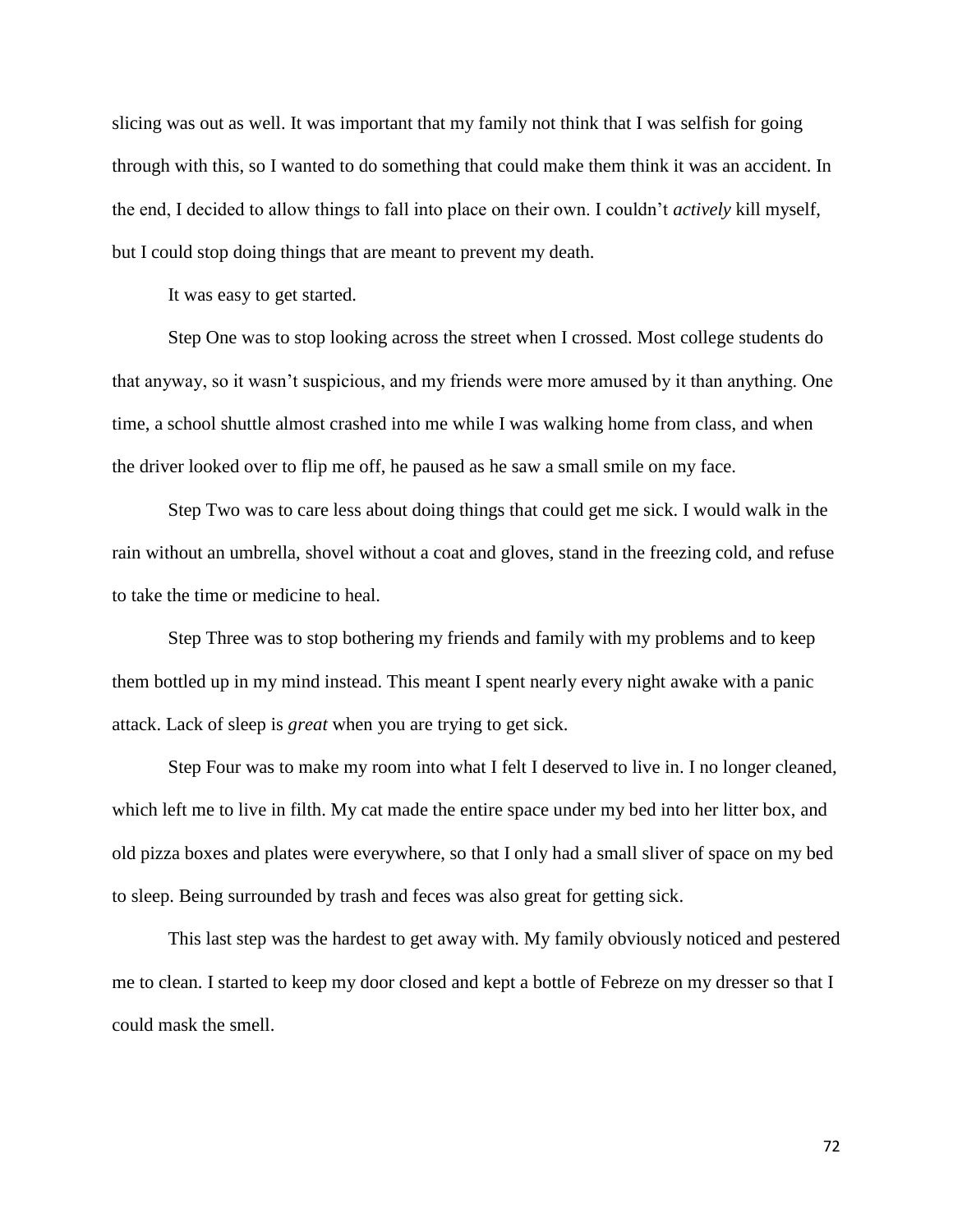slicing was out as well. It was important that my family not think that I was selfish for going through with this, so I wanted to do something that could make them think it was an accident. In the end, I decided to allow things to fall into place on their own. I couldn't *actively* kill myself, but I could stop doing things that are meant to prevent my death.

It was easy to get started.

Step One was to stop looking across the street when I crossed. Most college students do that anyway, so it wasn't suspicious, and my friends were more amused by it than anything. One time, a school shuttle almost crashed into me while I was walking home from class, and when the driver looked over to flip me off, he paused as he saw a small smile on my face.

Step Two was to care less about doing things that could get me sick. I would walk in the rain without an umbrella, shovel without a coat and gloves, stand in the freezing cold, and refuse to take the time or medicine to heal.

Step Three was to stop bothering my friends and family with my problems and to keep them bottled up in my mind instead. This meant I spent nearly every night awake with a panic attack. Lack of sleep is *great* when you are trying to get sick.

Step Four was to make my room into what I felt I deserved to live in. I no longer cleaned, which left me to live in filth. My cat made the entire space under my bed into her litter box, and old pizza boxes and plates were everywhere, so that I only had a small sliver of space on my bed to sleep. Being surrounded by trash and feces was also great for getting sick.

This last step was the hardest to get away with. My family obviously noticed and pestered me to clean. I started to keep my door closed and kept a bottle of Febreze on my dresser so that I could mask the smell.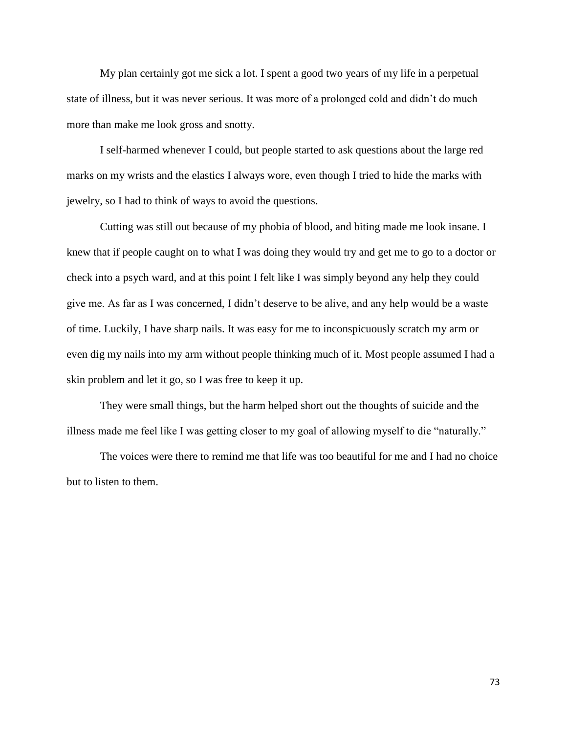My plan certainly got me sick a lot. I spent a good two years of my life in a perpetual state of illness, but it was never serious. It was more of a prolonged cold and didn't do much more than make me look gross and snotty.

I self-harmed whenever I could, but people started to ask questions about the large red marks on my wrists and the elastics I always wore, even though I tried to hide the marks with jewelry, so I had to think of ways to avoid the questions.

Cutting was still out because of my phobia of blood, and biting made me look insane. I knew that if people caught on to what I was doing they would try and get me to go to a doctor or check into a psych ward, and at this point I felt like I was simply beyond any help they could give me. As far as I was concerned, I didn't deserve to be alive, and any help would be a waste of time. Luckily, I have sharp nails. It was easy for me to inconspicuously scratch my arm or even dig my nails into my arm without people thinking much of it. Most people assumed I had a skin problem and let it go, so I was free to keep it up.

They were small things, but the harm helped short out the thoughts of suicide and the illness made me feel like I was getting closer to my goal of allowing myself to die "naturally."

The voices were there to remind me that life was too beautiful for me and I had no choice but to listen to them.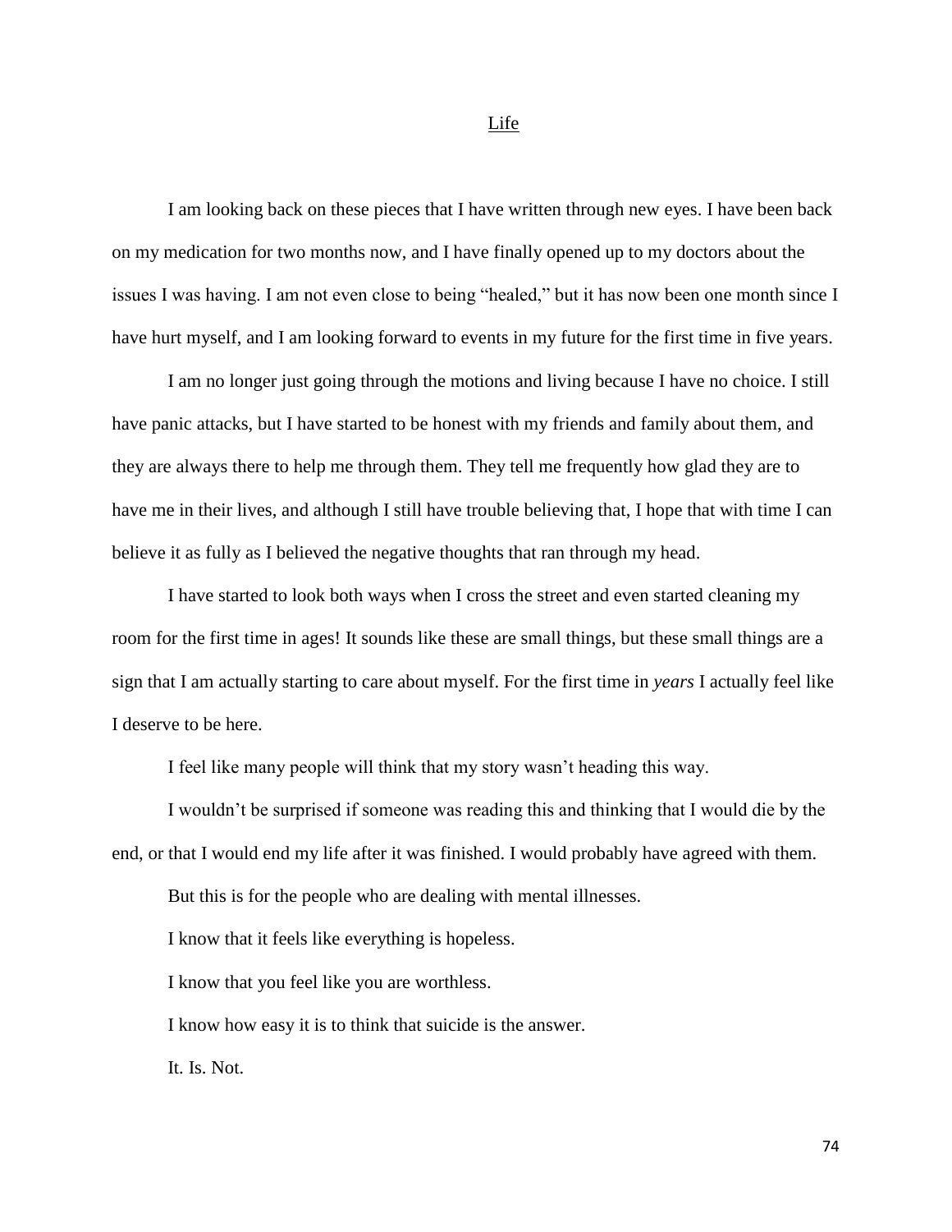# Life

I am looking back on these pieces that I have written through new eyes. I have been back on my medication for two months now, and I have finally opened up to my doctors about the issues I was having. I am not even close to being "healed," but it has now been one month since I have hurt myself, and I am looking forward to events in my future for the first time in five years.

I am no longer just going through the motions and living because I have no choice. I still have panic attacks, but I have started to be honest with my friends and family about them, and they are always there to help me through them. They tell me frequently how glad they are to have me in their lives, and although I still have trouble believing that, I hope that with time I can believe it as fully as I believed the negative thoughts that ran through my head.

I have started to look both ways when I cross the street and even started cleaning my room for the first time in ages! It sounds like these are small things, but these small things are a sign that I am actually starting to care about myself. For the first time in *years* I actually feel like I deserve to be here.

I feel like many people will think that my story wasn't heading this way.

I wouldn't be surprised if someone was reading this and thinking that I would die by the end, or that I would end my life after it was finished. I would probably have agreed with them.

But this is for the people who are dealing with mental illnesses.

I know that it feels like everything is hopeless.

I know that you feel like you are worthless.

I know how easy it is to think that suicide is the answer.

It. Is. Not.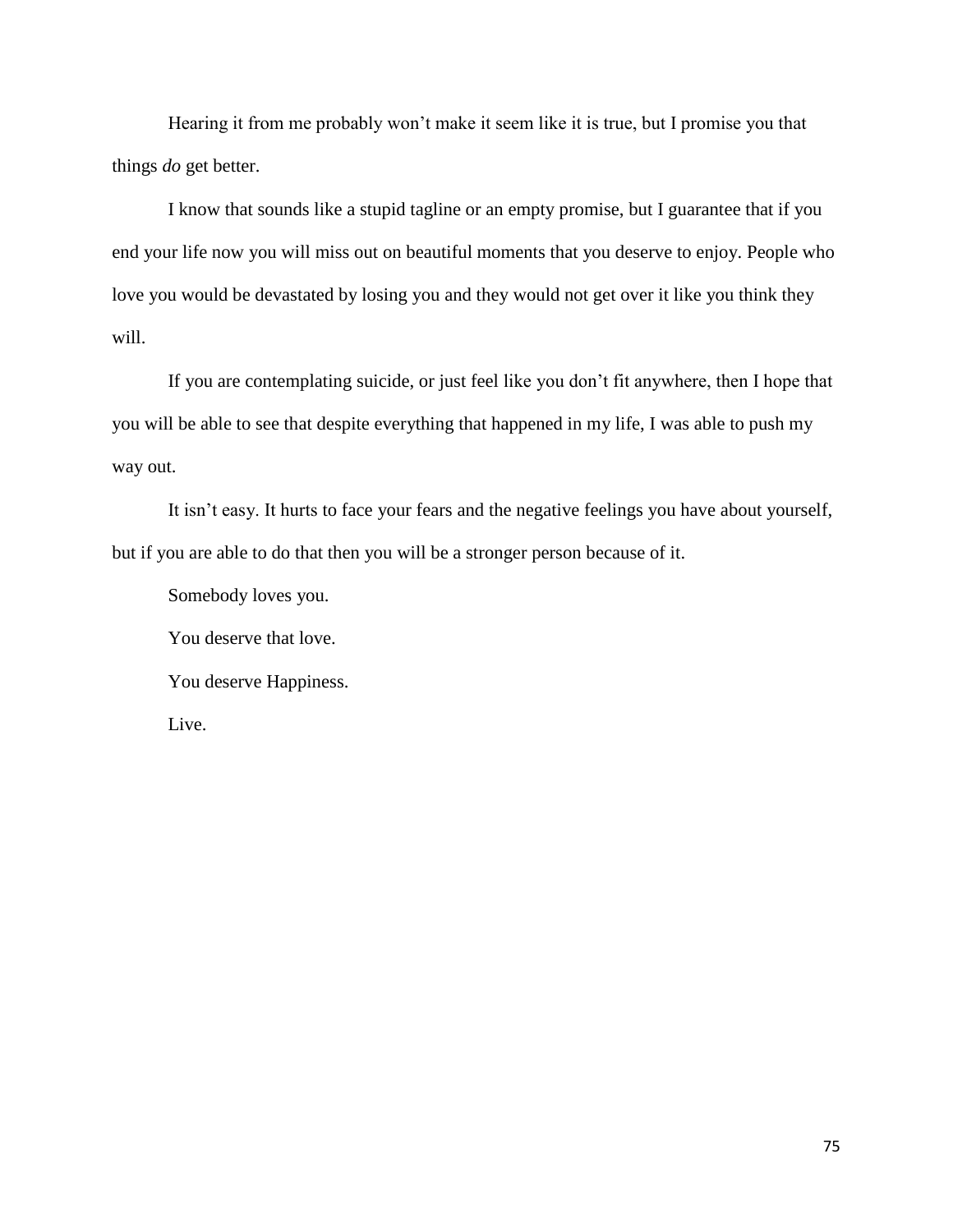Hearing it from me probably won't make it seem like it is true, but I promise you that things *do* get better.

I know that sounds like a stupid tagline or an empty promise, but I guarantee that if you end your life now you will miss out on beautiful moments that you deserve to enjoy. People who love you would be devastated by losing you and they would not get over it like you think they will.

If you are contemplating suicide, or just feel like you don't fit anywhere, then I hope that you will be able to see that despite everything that happened in my life, I was able to push my way out.

It isn't easy. It hurts to face your fears and the negative feelings you have about yourself, but if you are able to do that then you will be a stronger person because of it.

Somebody loves you.

You deserve that love.

You deserve Happiness.

Live.